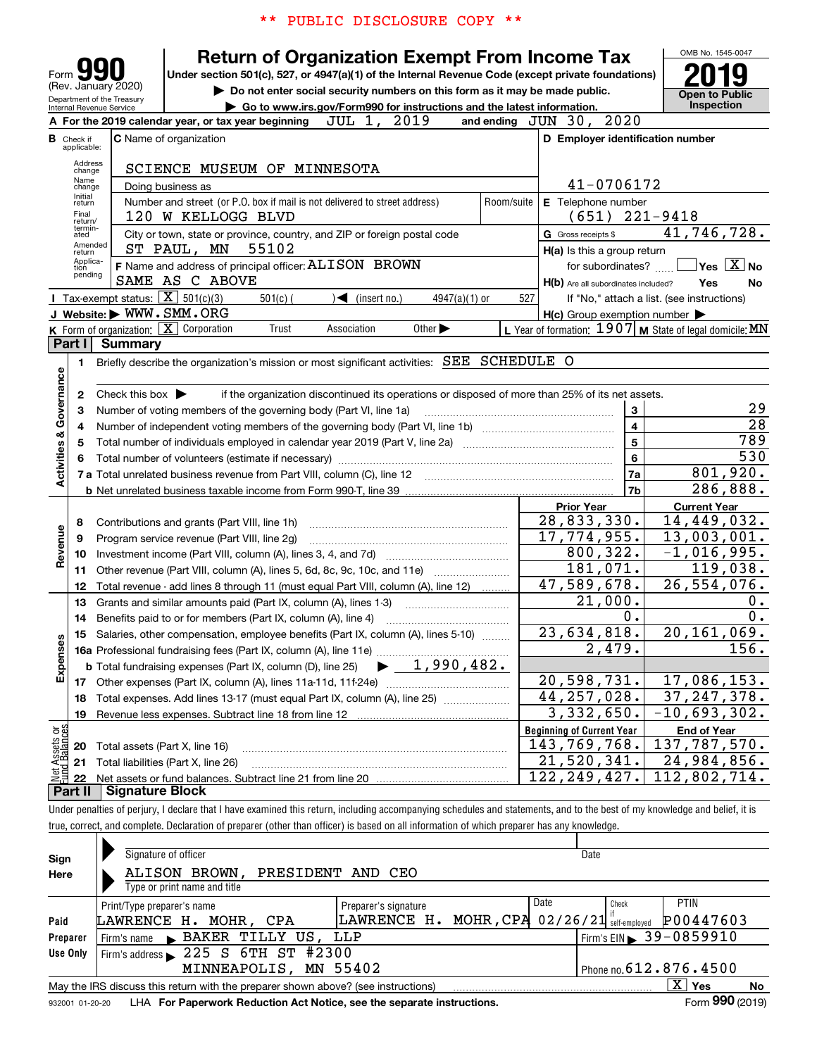** PUBLIC DISCLOSURE COPY **

# Form 990 — Return of Organization Exempt From Income Tax

(Rev. January 2020) Department of the Treasury Internal Revenue Service

Under section 501(c), 527, or 4947(a)(1) of the Internal Revenue Code (except private foundations)

▶ Do not enter social security numbers on this form as it may be made public.

▶ Go to www.irs.gov/Form990 for instructions and the latest information.

OMB No. 1545-0047 — **2019** — Open to Public Inspection

**A** For the 2019 calendar year, or tax year beginning JUL 1, 2019 and ending JUN 30, 2020

**B** Check if applicable: Address change, Name change, Initial return, Final return/terminated, Amended return, Application pending

**C** Name of organization: SCIENCE MUSEUM OF MINNESOTA

Doing business as

Number and street (or P.O. box if mail is not delivered to street address): 120 W KELLOGG BLVD — Room/suite

City or town, state or province, country, and ZIP or foreign postal code: ST PAUL, MN 55102

**D** Employer identification number: 41-0706172

**E** Telephone number: (651) 221-9418

**G** Gross receipts $ 41,746,728.

**F** Name and address of principal officer: ALISON BROWN, SAME AS C ABOVE

**H(a)** Is this a group return for subordinates? Yes [ ] No [X]

**H(b)** Are all subordinates included? Yes No — If "No," attach a list. (see instructions)

**I** Tax-exempt status: [X] 501(c)(3) 501(c) ( ) ◀ (insert no.) 4947(a)(1) or 527

**J** Website: ▶ WWW.SMM.ORG

**H(c)** Group exemption number ▶

**K** Form of organization: [X] Corporation Trust Association Other ▶

**L** Year of formation: 1907 **M** State of legal domicile: MN

## Part I Summary

**Activities & Governance**

1. Briefly describe the organization's mission or most significant activities: SEE SCHEDULE O
2. Check this box ▶ if the organization discontinued its operations or disposed of more than 25% of its net assets.

| | | | |
|---|---|---|---|
| 3 | Number of voting members of the governing body (Part VI, line 1a) | 3 | 29 |
| 4 | Number of independent voting members of the governing body (Part VI, line 1b) | 4 | 28 |
| 5 | Total number of individuals employed in calendar year 2019 (Part V, line 2a) | 5 | 789 |
| 6 | Total number of volunteers (estimate if necessary) | 6 | 530 |
| 7a | Total unrelated business revenue from Part VIII, column (C), line 12 | 7a | 801,920. |
| b | Net unrelated business taxable income from Form 990-T, line 39 | 7b | 286,888. |

| | | Prior Year | Current Year |
|---|---|---|---|
| **Revenue** | | | |
| 8 | Contributions and grants (Part VIII, line 1h) | 28,833,330. | 14,449,032. |
| 9 | Program service revenue (Part VIII, line 2g) | 17,774,955. | 13,003,001. |
| 10 | Investment income (Part VIII, column (A), lines 3, 4, and 7d) | 800,322. | -1,016,995. |
| 11 | Other revenue (Part VIII, column (A), lines 5, 6d, 8c, 9c, 10c, and 11e) | 181,071. | 119,038. |
| 12 | Total revenue - add lines 8 through 11 (must equal Part VIII, column (A), line 12) | 47,589,678. | 26,554,076. |
| **Expenses** | | | |
| 13 | Grants and similar amounts paid (Part IX, column (A), lines 1-3) | 21,000. | 0. |
| 14 | Benefits paid to or for members (Part IX, column (A), line 4) | 0. | 0. |
| 15 | Salaries, other compensation, employee benefits (Part IX, column (A), lines 5-10) | 23,634,818. | 20,161,069. |
| 16a | Professional fundraising fees (Part IX, column (A), line 11e) | 2,479. | 156. |
| b | Total fundraising expenses (Part IX, column (D), line 25) ▶ 1,990,482. | | |
| 17 | Other expenses (Part IX, column (A), lines 11a-11d, 11f-24e) | 20,598,731. | 17,086,153. |
| 18 | Total expenses. Add lines 13-17 (must equal Part IX, column (A), line 25) | 44,257,028. | 37,247,378. |
| 19 | Revenue less expenses. Subtract line 18 from line 12 | 3,332,650. | -10,693,302. |
| **Net Assets or Fund Balances** | | **Beginning of Current Year** | **End of Year** |
| 20 | Total assets (Part X, line 16) | 143,769,768. | 137,787,570. |
| 21 | Total liabilities (Part X, line 26) | 21,520,341. | 24,984,856. |
| 22 | Net assets or fund balances. Subtract line 21 from line 20 | 122,249,427. | 112,802,714. |

## Part II Signature Block

Under penalties of perjury, I declare that I have examined this return, including accompanying schedules and statements, and to the best of my knowledge and belief, it is true, correct, and complete. Declaration of preparer (other than officer) is based on all information of which preparer has any knowledge.

**Sign Here**

Signature of officer — Date

ALISON BROWN, PRESIDENT AND CEO

Type or print name and title

**Paid Preparer Use Only**

| Print/Type preparer's name | Preparer's signature | Date | Check if self-employed | PTIN |
|---|---|---|---|---|
| LAWRENCE H. MOHR, CPA | LAWRENCE H. MOHR, CPA | 02/26/21 | | P00447603 |

Firm's name ▶ BAKER TILLY US, LLP — Firm's EIN ▶ 39-0859910

Firm's address ▶ 225 S 6TH ST #2300, MINNEAPOLIS, MN 55402 — Phone no. 612.876.4500

May the IRS discuss this return with the preparer shown above? (see instructions) [X] Yes No

932001 01-20-20 LHA For Paperwork Reduction Act Notice, see the separate instructions. Form 990 (2019)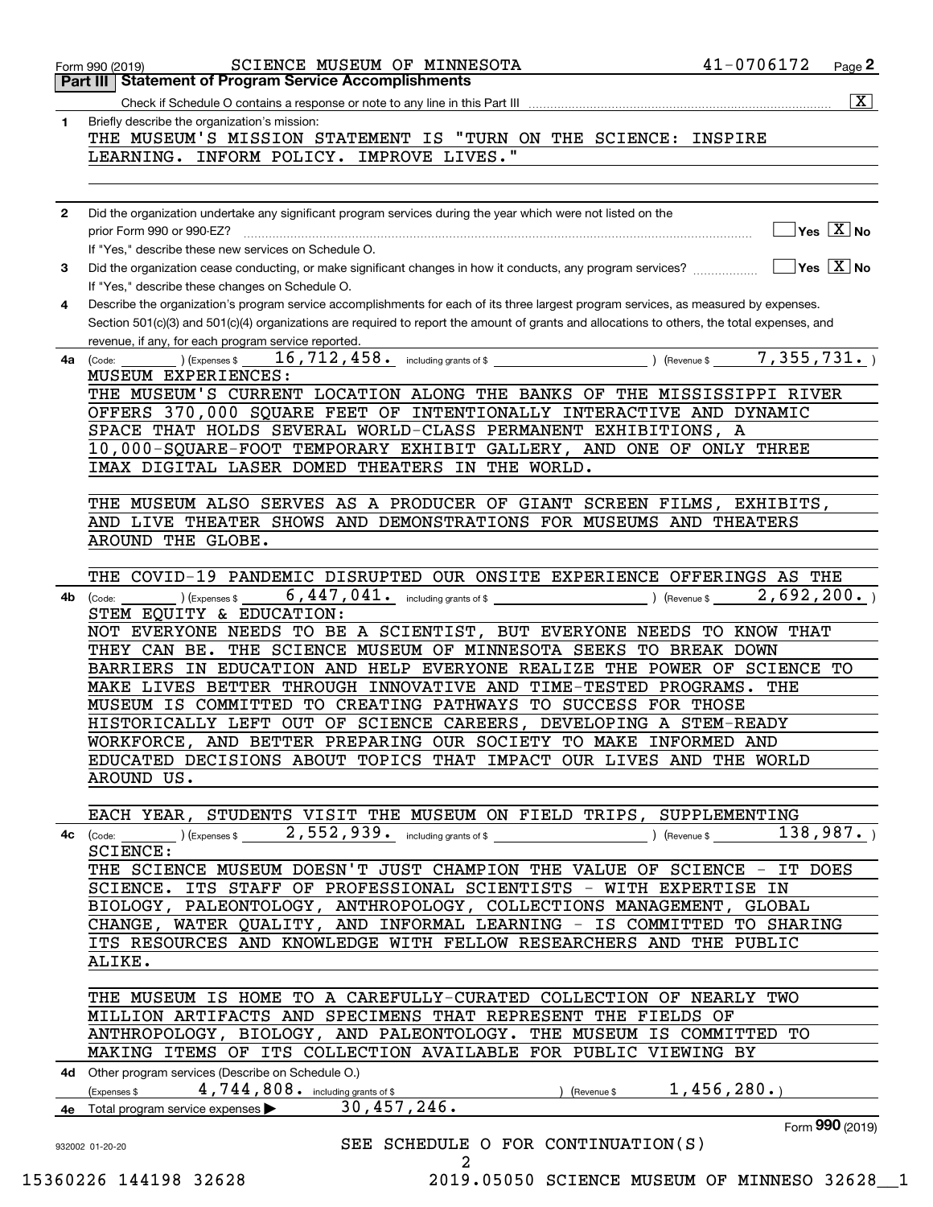Form 990 (2019) SCIENCE MUSEUM OF MINNESOTA 41-0706172

## Part III | Statement of Program Service Accomplishments

Check if Schedule O contains a response or note to any line in this Part III ..... [X]

**1** Briefly describe the organization's mission:

THE MUSEUM'S MISSION STATEMENT IS "TURN ON THE SCIENCE: INSPIRE LEARNING. INFORM POLICY. IMPROVE LIVES."

**2** Did the organization undertake any significant program services during the year which were not listed on the prior Form 990 or 990-EZ? ..... [ ] Yes [X] No

If "Yes," describe these new services on Schedule O.

**3** Did the organization cease conducting, or make significant changes in how it conducts, any program services? ..... [ ] Yes [X] No

If "Yes," describe these changes on Schedule O.

**4** Describe the organization's program service accomplishments for each of its three largest program services, as measured by expenses. Section 501(c)(3) and 501(c)(4) organizations are required to report the amount of grants and allocations to others, the total expenses, and revenue, if any, for each program service reported.

**4a** (Code: ) (Expenses $ 16,712,458. including grants of $ ) (Revenue $ 7,355,731. )

MUSEUM EXPERIENCES:
THE MUSEUM'S CURRENT LOCATION ALONG THE BANKS OF THE MISSISSIPPI RIVER OFFERS 370,000 SQUARE FEET OF INTENTIONALLY INTERACTIVE AND DYNAMIC SPACE THAT HOLDS SEVERAL WORLD-CLASS PERMANENT EXHIBITIONS, A 10,000-SQUARE-FOOT TEMPORARY EXHIBIT GALLERY, AND ONE OF ONLY THREE IMAX DIGITAL LASER DOMED THEATERS IN THE WORLD.

THE MUSEUM ALSO SERVES AS A PRODUCER OF GIANT SCREEN FILMS, EXHIBITS, AND LIVE THEATER SHOWS AND DEMONSTRATIONS FOR MUSEUMS AND THEATERS AROUND THE GLOBE.

THE COVID-19 PANDEMIC DISRUPTED OUR ONSITE EXPERIENCE OFFERINGS AS THE

**4b** (Code: ) (Expenses $ 6,447,041. including grants of $ ) (Revenue $ 2,692,200. )

STEM EQUITY & EDUCATION:
NOT EVERYONE NEEDS TO BE A SCIENTIST, BUT EVERYONE NEEDS TO KNOW THAT THEY CAN BE. THE SCIENCE MUSEUM OF MINNESOTA SEEKS TO BREAK DOWN BARRIERS IN EDUCATION AND HELP EVERYONE REALIZE THE POWER OF SCIENCE TO MAKE LIVES BETTER THROUGH INNOVATIVE AND TIME-TESTED PROGRAMS. THE MUSEUM IS COMMITTED TO CREATING PATHWAYS TO SUCCESS FOR THOSE HISTORICALLY LEFT OUT OF SCIENCE CAREERS, DEVELOPING A STEM-READY WORKFORCE, AND BETTER PREPARING OUR SOCIETY TO MAKE INFORMED AND EDUCATED DECISIONS ABOUT TOPICS THAT IMPACT OUR LIVES AND THE WORLD AROUND US.

EACH YEAR, STUDENTS VISIT THE MUSEUM ON FIELD TRIPS, SUPPLEMENTING

**4c** (Code: ) (Expenses $ 2,552,939. including grants of $ ) (Revenue $ 138,987. )

SCIENCE:
THE SCIENCE MUSEUM DOESN'T JUST CHAMPION THE VALUE OF SCIENCE - IT DOES SCIENCE. ITS STAFF OF PROFESSIONAL SCIENTISTS - WITH EXPERTISE IN BIOLOGY, PALEONTOLOGY, ANTHROPOLOGY, COLLECTIONS MANAGEMENT, GLOBAL CHANGE, WATER QUALITY, AND INFORMAL LEARNING - IS COMMITTED TO SHARING ITS RESOURCES AND KNOWLEDGE WITH FELLOW RESEARCHERS AND THE PUBLIC ALIKE.

THE MUSEUM IS HOME TO A CAREFULLY-CURATED COLLECTION OF NEARLY TWO MILLION ARTIFACTS AND SPECIMENS THAT REPRESENT THE FIELDS OF ANTHROPOLOGY, BIOLOGY, AND PALEONTOLOGY. THE MUSEUM IS COMMITTED TO MAKING ITEMS OF ITS COLLECTION AVAILABLE FOR PUBLIC VIEWING BY

**4d** Other program services (Describe on Schedule O.)
(Expenses $ 4,744,808. including grants of $ ) (Revenue $ 1,456,280.)

**4e** Total program service expenses ▶ 30,457,246.

Form **990** (2019)

SEE SCHEDULE O FOR CONTINUATION(S)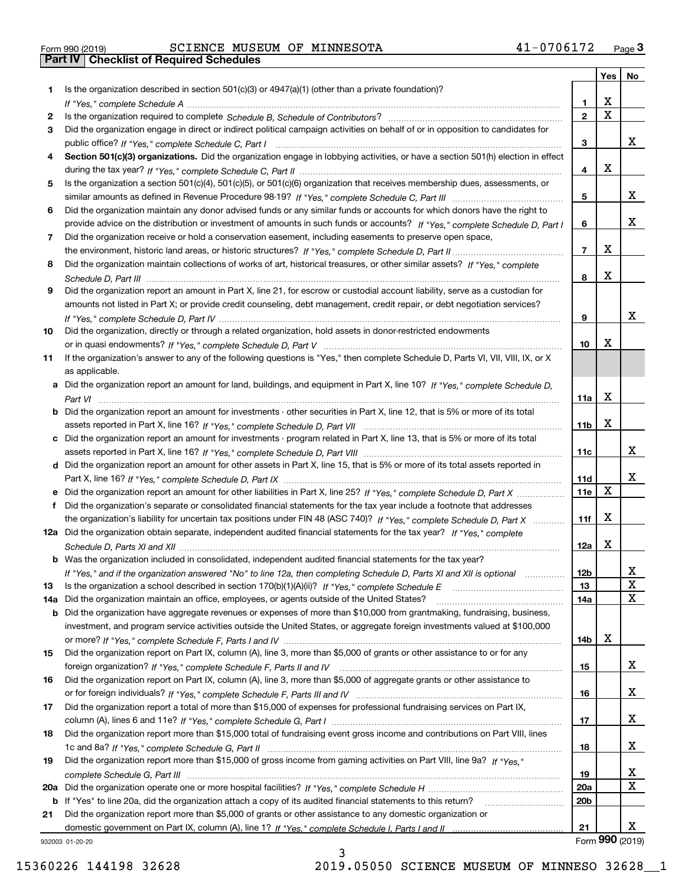Form 990 (2019) SCIENCE MUSEUM OF MINNESOTA 41-0706172

## Part IV Checklist of Required Schedules

| | | | Yes | No |
|---|---|---|---|---|
| 1 | Is the organization described in section 501(c)(3) or 4947(a)(1) (other than a private foundation)? *If "Yes," complete Schedule A* | 1 | X | |
| 2 | Is the organization required to complete *Schedule B, Schedule of Contributors*? | 2 | X | |
| 3 | Did the organization engage in direct or indirect political campaign activities on behalf of or in opposition to candidates for public office? *If "Yes," complete Schedule C, Part I* | 3 | | X |
| 4 | **Section 501(c)(3) organizations.** Did the organization engage in lobbying activities, or have a section 501(h) election in effect during the tax year? *If "Yes," complete Schedule C, Part II* | 4 | X | |
| 5 | Is the organization a section 501(c)(4), 501(c)(5), or 501(c)(6) organization that receives membership dues, assessments, or similar amounts as defined in Revenue Procedure 98-19? *If "Yes," complete Schedule C, Part III* | 5 | | X |
| 6 | Did the organization maintain any donor advised funds or any similar funds or accounts for which donors have the right to provide advice on the distribution or investment of amounts in such funds or accounts? *If "Yes," complete Schedule D, Part I* | 6 | | X |
| 7 | Did the organization receive or hold a conservation easement, including easements to preserve open space, the environment, historic land areas, or historic structures? *If "Yes," complete Schedule D, Part II* | 7 | X | |
| 8 | Did the organization maintain collections of works of art, historical treasures, or other similar assets? *If "Yes," complete Schedule D, Part III* | 8 | X | |
| 9 | Did the organization report an amount in Part X, line 21, for escrow or custodial account liability, serve as a custodian for amounts not listed in Part X; or provide credit counseling, debt management, credit repair, or debt negotiation services? *If "Yes," complete Schedule D, Part IV* | 9 | | X |
| 10 | Did the organization, directly or through a related organization, hold assets in donor-restricted endowments or in quasi endowments? *If "Yes," complete Schedule D, Part V* | 10 | X | |
| 11 | If the organization's answer to any of the following questions is "Yes," then complete Schedule D, Parts VI, VII, VIII, IX, or X as applicable. | | | |
| a | Did the organization report an amount for land, buildings, and equipment in Part X, line 10? *If "Yes," complete Schedule D, Part VI* | 11a | X | |
| b | Did the organization report an amount for investments - other securities in Part X, line 12, that is 5% or more of its total assets reported in Part X, line 16? *If "Yes," complete Schedule D, Part VII* | 11b | X | |
| c | Did the organization report an amount for investments - program related in Part X, line 13, that is 5% or more of its total assets reported in Part X, line 16? *If "Yes," complete Schedule D, Part VIII* | 11c | | X |
| d | Did the organization report an amount for other assets in Part X, line 15, that is 5% or more of its total assets reported in Part X, line 16? *If "Yes," complete Schedule D, Part IX* | 11d | | X |
| e | Did the organization report an amount for other liabilities in Part X, line 25? *If "Yes," complete Schedule D, Part X* | 11e | X | |
| f | Did the organization's separate or consolidated financial statements for the tax year include a footnote that addresses the organization's liability for uncertain tax positions under FIN 48 (ASC 740)? *If "Yes," complete Schedule D, Part X* | 11f | X | |
| 12a | Did the organization obtain separate, independent audited financial statements for the tax year? *If "Yes," complete Schedule D, Parts XI and XII* | 12a | X | |
| b | Was the organization included in consolidated, independent audited financial statements for the tax year? *If "Yes," and if the organization answered "No" to line 12a, then completing Schedule D, Parts XI and XII is optional* | 12b | | X |
| 13 | Is the organization a school described in section 170(b)(1)(A)(ii)? *If "Yes," complete Schedule E* | 13 | | X |
| 14a | Did the organization maintain an office, employees, or agents outside of the United States? | 14a | | X |
| b | Did the organization have aggregate revenues or expenses of more than $10,000 from grantmaking, fundraising, business, investment, and program service activities outside the United States, or aggregate foreign investments valued at $100,000 or more? *If "Yes," complete Schedule F, Parts I and IV* | 14b | X | |
| 15 | Did the organization report on Part IX, column (A), line 3, more than $5,000 of grants or other assistance to or for any foreign organization? *If "Yes," complete Schedule F, Parts II and IV* | 15 | | X |
| 16 | Did the organization report on Part IX, column (A), line 3, more than $5,000 of aggregate grants or other assistance to or for foreign individuals? *If "Yes," complete Schedule F, Parts III and IV* | 16 | | X |
| 17 | Did the organization report a total of more than $15,000 of expenses for professional fundraising services on Part IX, column (A), lines 6 and 11e? *If "Yes," complete Schedule G, Part I* | 17 | | X |
| 18 | Did the organization report more than $15,000 total of fundraising event gross income and contributions on Part VIII, lines 1c and 8a? *If "Yes," complete Schedule G, Part II* | 18 | | X |
| 19 | Did the organization report more than $15,000 of gross income from gaming activities on Part VIII, line 9a? *If "Yes," complete Schedule G, Part III* | 19 | | X |
| 20a | Did the organization operate one or more hospital facilities? *If "Yes," complete Schedule H* | 20a | | X |
| b | If "Yes" to line 20a, did the organization attach a copy of its audited financial statements to this return? | 20b | | |
| 21 | Did the organization report more than $5,000 of grants or other assistance to any domestic organization or domestic government on Part IX, column (A), line 1? *If "Yes," complete Schedule I, Parts I and II* | 21 | | X |

932003 01-20-20

Form **990** (2019)

15360226 144198 32628 2019.05050 SCIENCE MUSEUM OF MINNESO 32628__1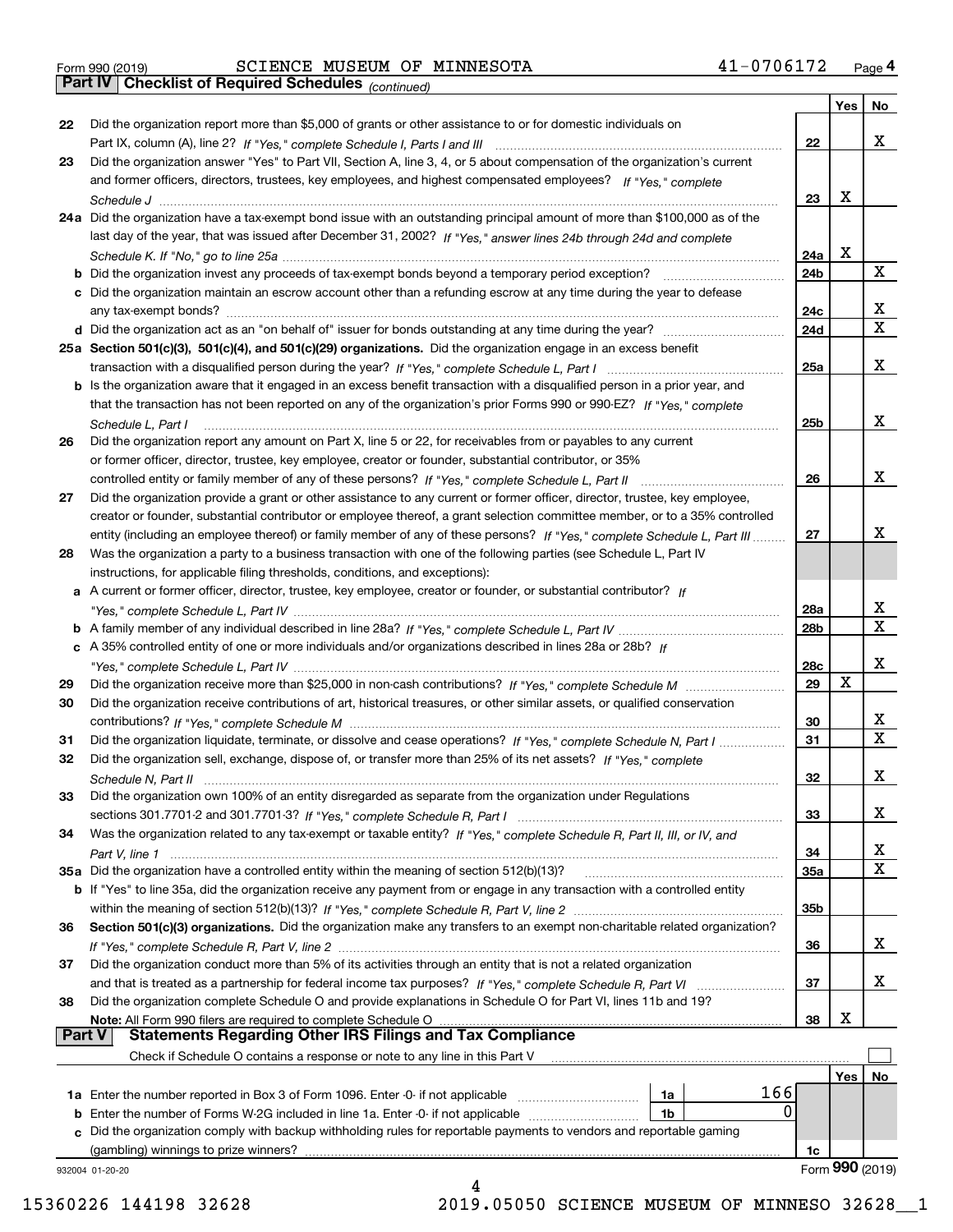Form 990 (2019) SCIENCE MUSEUM OF MINNESOTA 41-0706172 Page 4

**Part IV Checklist of Required Schedules** *(continued)*

| | | | Yes | No |
|---|---|---|---|---|
| 22 | Did the organization report more than $5,000 of grants or other assistance to or for domestic individuals on Part IX, column (A), line 2? *If "Yes," complete Schedule I, Parts I and III* | 22 | | X |
| 23 | Did the organization answer "Yes" to Part VII, Section A, line 3, 4, or 5 about compensation of the organization's current and former officers, directors, trustees, key employees, and highest compensated employees? *If "Yes," complete Schedule J* | 23 | X | |
| 24a | Did the organization have a tax-exempt bond issue with an outstanding principal amount of more than $100,000 as of the last day of the year, that was issued after December 31, 2002? *If "Yes," answer lines 24b through 24d and complete Schedule K. If "No," go to line 25a* | 24a | X | |
| b | Did the organization invest any proceeds of tax-exempt bonds beyond a temporary period exception? | 24b | | X |
| c | Did the organization maintain an escrow account other than a refunding escrow at any time during the year to defease any tax-exempt bonds? | 24c | | X |
| d | Did the organization act as an "on behalf of" issuer for bonds outstanding at any time during the year? | 24d | | X |
| 25a | **Section 501(c)(3), 501(c)(4), and 501(c)(29) organizations.** Did the organization engage in an excess benefit transaction with a disqualified person during the year? *If "Yes," complete Schedule L, Part I* | 25a | | X |
| b | Is the organization aware that it engaged in an excess benefit transaction with a disqualified person in a prior year, and that the transaction has not been reported on any of the organization's prior Forms 990 or 990-EZ? *If "Yes," complete Schedule L, Part I* | 25b | | X |
| 26 | Did the organization report any amount on Part X, line 5 or 22, for receivables from or payables to any current or former officer, director, trustee, key employee, creator or founder, substantial contributor, or 35% controlled entity or family member of any of these persons? *If "Yes," complete Schedule L, Part II* | 26 | | X |
| 27 | Did the organization provide a grant or other assistance to any current or former officer, director, trustee, key employee, creator or founder, substantial contributor or employee thereof, a grant selection committee member, or to a 35% controlled entity (including an employee thereof) or family member of any of these persons? *If "Yes," complete Schedule L, Part III* | 27 | | X |
| 28 | Was the organization a party to a business transaction with one of the following parties (see Schedule L, Part IV instructions, for applicable filing thresholds, conditions, and exceptions): | | | |
| a | A current or former officer, director, trustee, key employee, creator or founder, or substantial contributor? *If "Yes," complete Schedule L, Part IV* | 28a | | X |
| b | A family member of any individual described in line 28a? *If "Yes," complete Schedule L, Part IV* | 28b | | X |
| c | A 35% controlled entity of one or more individuals and/or organizations described in lines 28a or 28b? *If "Yes," complete Schedule L, Part IV* | 28c | | X |
| 29 | Did the organization receive more than $25,000 in non-cash contributions? *If "Yes," complete Schedule M* | 29 | X | |
| 30 | Did the organization receive contributions of art, historical treasures, or other similar assets, or qualified conservation contributions? *If "Yes," complete Schedule M* | 30 | | X |
| 31 | Did the organization liquidate, terminate, or dissolve and cease operations? *If "Yes," complete Schedule N, Part I* | 31 | | X |
| 32 | Did the organization sell, exchange, dispose of, or transfer more than 25% of its net assets? *If "Yes," complete Schedule N, Part II* | 32 | | X |
| 33 | Did the organization own 100% of an entity disregarded as separate from the organization under Regulations sections 301.7701-2 and 301.7701-3? *If "Yes," complete Schedule R, Part I* | 33 | | X |
| 34 | Was the organization related to any tax-exempt or taxable entity? *If "Yes," complete Schedule R, Part II, III, or IV, and Part V, line 1* | 34 | | X |
| 35a | Did the organization have a controlled entity within the meaning of section 512(b)(13)? | 35a | | X |
| b | If "Yes" to line 35a, did the organization receive any payment from or engage in any transaction with a controlled entity within the meaning of section 512(b)(13)? *If "Yes," complete Schedule R, Part V, line 2* | 35b | | |
| 36 | **Section 501(c)(3) organizations.** Did the organization make any transfers to an exempt non-charitable related organization? *If "Yes," complete Schedule R, Part V, line 2* | 36 | | X |
| 37 | Did the organization conduct more than 5% of its activities through an entity that is not a related organization and that is treated as a partnership for federal income tax purposes? *If "Yes," complete Schedule R, Part VI* | 37 | | X |
| 38 | Did the organization complete Schedule O and provide explanations in Schedule O for Part VI, lines 11b and 19? **Note:** All Form 990 filers are required to complete Schedule O | 38 | X | |

**Part V Statements Regarding Other IRS Filings and Tax Compliance**

Check if Schedule O contains a response or note to any line in this Part V ☐

| | | | | | Yes | No |
|---|---|---|---|---|---|---|
| 1a | Enter the number reported in Box 3 of Form 1096. Enter -0- if not applicable | 1a | 166 | | | |
| b | Enter the number of Forms W-2G included in line 1a. Enter -0- if not applicable | 1b | 0 | | | |
| c | Did the organization comply with backup withholding rules for reportable payments to vendors and reportable gaming (gambling) winnings to prize winners? | | | 1c | | |

932004 01-20-20 Form **990** (2019)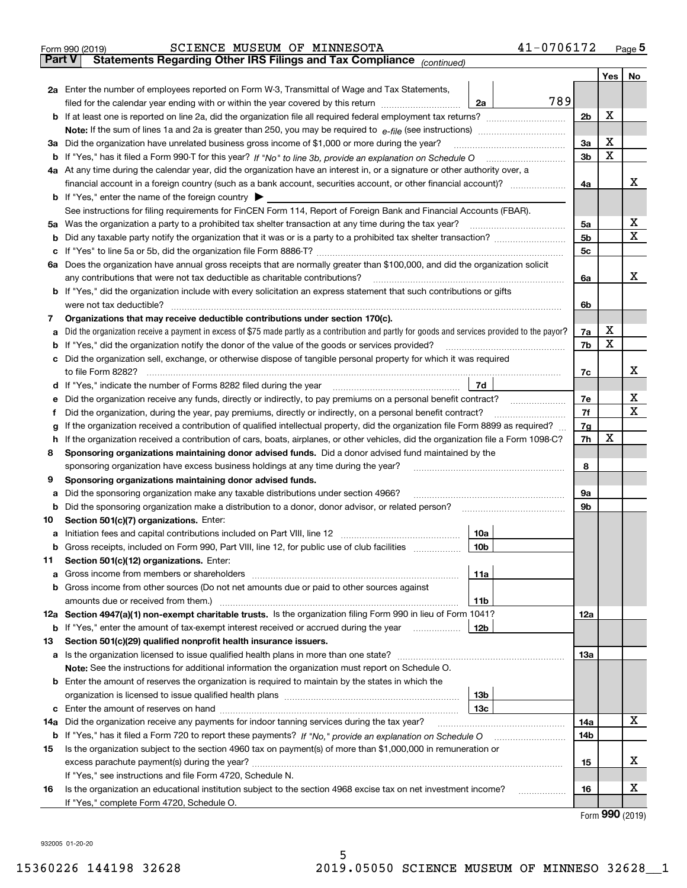Form 990 (2019) SCIENCE MUSEUM OF MINNESOTA 41-0706172

## Part V Statements Regarding Other IRS Filings and Tax Compliance *(continued)*

| | | | | | Yes | No |
|---|---|---|---|---|---|---|
| **2a** | Enter the number of employees reported on Form W-3, Transmittal of Wage and Tax Statements, filed for the calendar year ending with or within the year covered by this return | 2a | 789 | | | |
| **b** | If at least one is reported on line 2a, did the organization file all required federal employment tax returns? | | | 2b | X | |
| | **Note:** If the sum of lines 1a and 2a is greater than 250, you may be required to *e-file* (see instructions) | | | | | |
| **3a** | Did the organization have unrelated business gross income of $1,000 or more during the year? | | | 3a | X | |
| **b** | If "Yes," has it filed a Form 990-T for this year? *If "No" to line 3b, provide an explanation on Schedule O* | | | 3b | X | |
| **4a** | At any time during the calendar year, did the organization have an interest in, or a signature or other authority over, a financial account in a foreign country (such as a bank account, securities account, or other financial account)? | | | 4a | | X |
| **b** | If "Yes," enter the name of the foreign country ▶ | | | | | |
| | See instructions for filing requirements for FinCEN Form 114, Report of Foreign Bank and Financial Accounts (FBAR). | | | | | |
| **5a** | Was the organization a party to a prohibited tax shelter transaction at any time during the tax year? | | | 5a | | X |
| **b** | Did any taxable party notify the organization that it was or is a party to a prohibited tax shelter transaction? | | | 5b | | X |
| **c** | If "Yes" to line 5a or 5b, did the organization file Form 8886-T? | | | 5c | | |
| **6a** | Does the organization have annual gross receipts that are normally greater than $100,000, and did the organization solicit any contributions that were not tax deductible as charitable contributions? | | | 6a | | X |
| **b** | If "Yes," did the organization include with every solicitation an express statement that such contributions or gifts were not tax deductible? | | | 6b | | |
| **7** | **Organizations that may receive deductible contributions under section 170(c).** | | | | | |
| **a** | Did the organization receive a payment in excess of $75 made partly as a contribution and partly for goods and services provided to the payor? | | | 7a | X | |
| **b** | If "Yes," did the organization notify the donor of the value of the goods or services provided? | | | 7b | X | |
| **c** | Did the organization sell, exchange, or otherwise dispose of tangible personal property for which it was required to file Form 8282? | | | 7c | | X |
| **d** | If "Yes," indicate the number of Forms 8282 filed during the year | 7d | | | | |
| **e** | Did the organization receive any funds, directly or indirectly, to pay premiums on a personal benefit contract? | | | 7e | | X |
| **f** | Did the organization, during the year, pay premiums, directly or indirectly, on a personal benefit contract? | | | 7f | | X |
| **g** | If the organization received a contribution of qualified intellectual property, did the organization file Form 8899 as required? | | | 7g | | |
| **h** | If the organization received a contribution of cars, boats, airplanes, or other vehicles, did the organization file a Form 1098-C? | | | 7h | X | |
| **8** | **Sponsoring organizations maintaining donor advised funds.** Did a donor advised fund maintained by the sponsoring organization have excess business holdings at any time during the year? | | | 8 | | |
| **9** | **Sponsoring organizations maintaining donor advised funds.** | | | | | |
| **a** | Did the sponsoring organization make any taxable distributions under section 4966? | | | 9a | | |
| **b** | Did the sponsoring organization make a distribution to a donor, donor advisor, or related person? | | | 9b | | |
| **10** | **Section 501(c)(7) organizations.** Enter: | | | | | |
| **a** | Initiation fees and capital contributions included on Part VIII, line 12 | 10a | | | | |
| **b** | Gross receipts, included on Form 990, Part VIII, line 12, for public use of club facilities | 10b | | | | |
| **11** | **Section 501(c)(12) organizations.** Enter: | | | | | |
| **a** | Gross income from members or shareholders | 11a | | | | |
| **b** | Gross income from other sources (Do not net amounts due or paid to other sources against amounts due or received from them.) | 11b | | | | |
| **12a** | **Section 4947(a)(1) non-exempt charitable trusts.** Is the organization filing Form 990 in lieu of Form 1041? | | | 12a | | |
| **b** | If "Yes," enter the amount of tax-exempt interest received or accrued during the year | 12b | | | | |
| **13** | **Section 501(c)(29) qualified nonprofit health insurance issuers.** | | | | | |
| **a** | Is the organization licensed to issue qualified health plans in more than one state? | | | 13a | | |
| | **Note:** See the instructions for additional information the organization must report on Schedule O. | | | | | |
| **b** | Enter the amount of reserves the organization is required to maintain by the states in which the organization is licensed to issue qualified health plans | 13b | | | | |
| **c** | Enter the amount of reserves on hand | 13c | | | | |
| **14a** | Did the organization receive any payments for indoor tanning services during the tax year? | | | 14a | | X |
| **b** | If "Yes," has it filed a Form 720 to report these payments? *If "No," provide an explanation on Schedule O* | | | 14b | | |
| **15** | Is the organization subject to the section 4960 tax on payment(s) of more than $1,000,000 in remuneration or excess parachute payment(s) during the year? | | | 15 | | X |
| | If "Yes," see instructions and file Form 4720, Schedule N. | | | | | |
| **16** | Is the organization an educational institution subject to the section 4968 excise tax on net investment income? | | | 16 | | X |
| | If "Yes," complete Form 4720, Schedule O. | | | | | |

Form **990** (2019)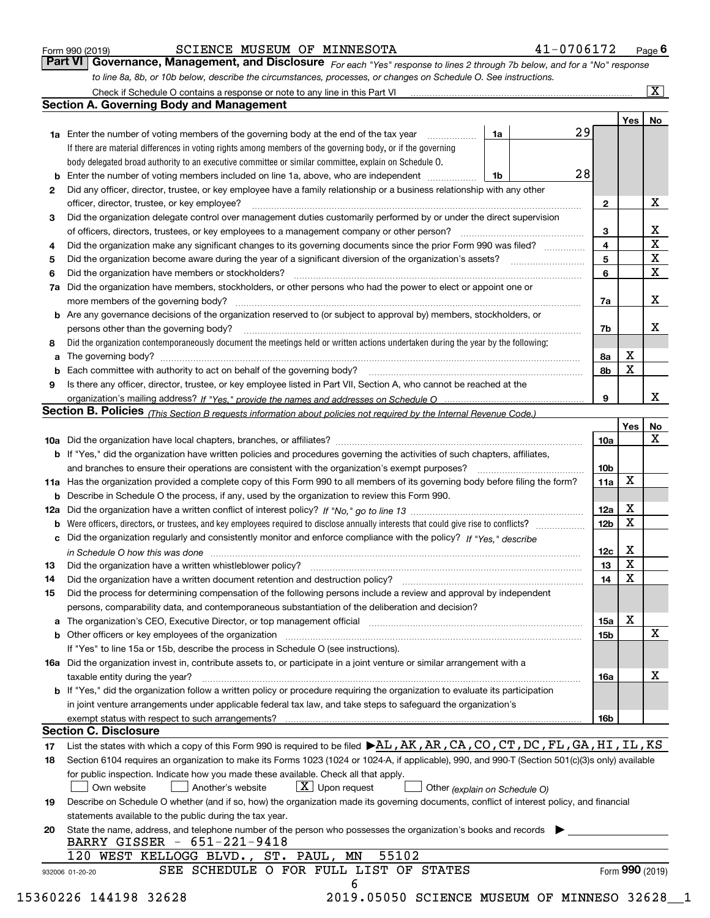Form 990 (2019) SCIENCE MUSEUM OF MINNESOTA 41-0706172 Page 6

## Part VI Governance, Management, and Disclosure

*For each "Yes" response to lines 2 through 7b below, and for a "No" response to line 8a, 8b, or 10b below, describe the circumstances, processes, or changes on Schedule O. See instructions.*

Check if Schedule O contains a response or note to any line in this Part VI ..... [X]

### Section A. Governing Body and Management

| | | | | Yes | No |
|---|---|---|---|---|---|
| 1a | Enter the number of voting members of the governing body at the end of the tax year. If there are material differences in voting rights among members of the governing body, or if the governing body delegated broad authority to an executive committee or similar committee, explain on Schedule O. | 1a | 29 | | |
| b | Enter the number of voting members included on line 1a, above, who are independent | 1b | 28 | | |
| 2 | Did any officer, director, trustee, or key employee have a family relationship or a business relationship with any other officer, director, trustee, or key employee? | 2 | | | X |
| 3 | Did the organization delegate control over management duties customarily performed by or under the direct supervision of officers, directors, trustees, or key employees to a management company or other person? | 3 | | | X |
| 4 | Did the organization make any significant changes to its governing documents since the prior Form 990 was filed? | 4 | | | X |
| 5 | Did the organization become aware during the year of a significant diversion of the organization's assets? | 5 | | | X |
| 6 | Did the organization have members or stockholders? | 6 | | | X |
| 7a | Did the organization have members, stockholders, or other persons who had the power to elect or appoint one or more members of the governing body? | 7a | | | X |
| b | Are any governance decisions of the organization reserved to (or subject to approval by) members, stockholders, or persons other than the governing body? | 7b | | | X |
| 8 | Did the organization contemporaneously document the meetings held or written actions undertaken during the year by the following: | | | | |
| a | The governing body? | 8a | | X | |
| b | Each committee with authority to act on behalf of the governing body? | 8b | | X | |
| 9 | Is there any officer, director, trustee, or key employee listed in Part VII, Section A, who cannot be reached at the organization's mailing address? *If "Yes," provide the names and addresses on Schedule O* | 9 | | | X |

### Section B. Policies *(This Section B requests information about policies not required by the Internal Revenue Code.)*

| | | | Yes | No |
|---|---|---|---|---|
| 10a | Did the organization have local chapters, branches, or affiliates? | 10a | | X |
| b | If "Yes," did the organization have written policies and procedures governing the activities of such chapters, affiliates, and branches to ensure their operations are consistent with the organization's exempt purposes? | 10b | | |
| 11a | Has the organization provided a complete copy of this Form 990 to all members of its governing body before filing the form? | 11a | X | |
| b | Describe in Schedule O the process, if any, used by the organization to review this Form 990. | | | |
| 12a | Did the organization have a written conflict of interest policy? *If "No," go to line 13* | 12a | X | |
| b | Were officers, directors, or trustees, and key employees required to disclose annually interests that could give rise to conflicts? | 12b | X | |
| c | Did the organization regularly and consistently monitor and enforce compliance with the policy? *If "Yes," describe in Schedule O how this was done* | 12c | X | |
| 13 | Did the organization have a written whistleblower policy? | 13 | X | |
| 14 | Did the organization have a written document retention and destruction policy? | 14 | X | |
| 15 | Did the process for determining compensation of the following persons include a review and approval by independent persons, comparability data, and contemporaneous substantiation of the deliberation and decision? | | | |
| a | The organization's CEO, Executive Director, or top management official | 15a | X | |
| b | Other officers or key employees of the organization | 15b | | X |
| | If "Yes" to line 15a or 15b, describe the process in Schedule O (see instructions). | | | |
| 16a | Did the organization invest in, contribute assets to, or participate in a joint venture or similar arrangement with a taxable entity during the year? | 16a | | X |
| b | If "Yes," did the organization follow a written policy or procedure requiring the organization to evaluate its participation in joint venture arrangements under applicable federal tax law, and take steps to safeguard the organization's exempt status with respect to such arrangements? | 16b | | |

### Section C. Disclosure

17 List the states with which a copy of this Form 990 is required to be filed ▶ AL,AK,AR,CA,CO,CT,DC,FL,GA,HI,IL,KS

18 Section 6104 requires an organization to make its Forms 1023 (1024 or 1024-A, if applicable), 990, and 990-T (Section 501(c)(3)s only) available for public inspection. Indicate how you made these available. Check all that apply.

[ ] Own website [ ] Another's website [X] Upon request [ ] Other *(explain on Schedule O)*

19 Describe on Schedule O whether (and if so, how) the organization made its governing documents, conflict of interest policy, and financial statements available to the public during the tax year.

20 State the name, address, and telephone number of the person who possesses the organization's books and records ▶

BARRY GISSER - 651-221-9418
120 WEST KELLOGG BLVD., ST. PAUL, MN 55102

SEE SCHEDULE O FOR FULL LIST OF STATES

Form **990** (2019)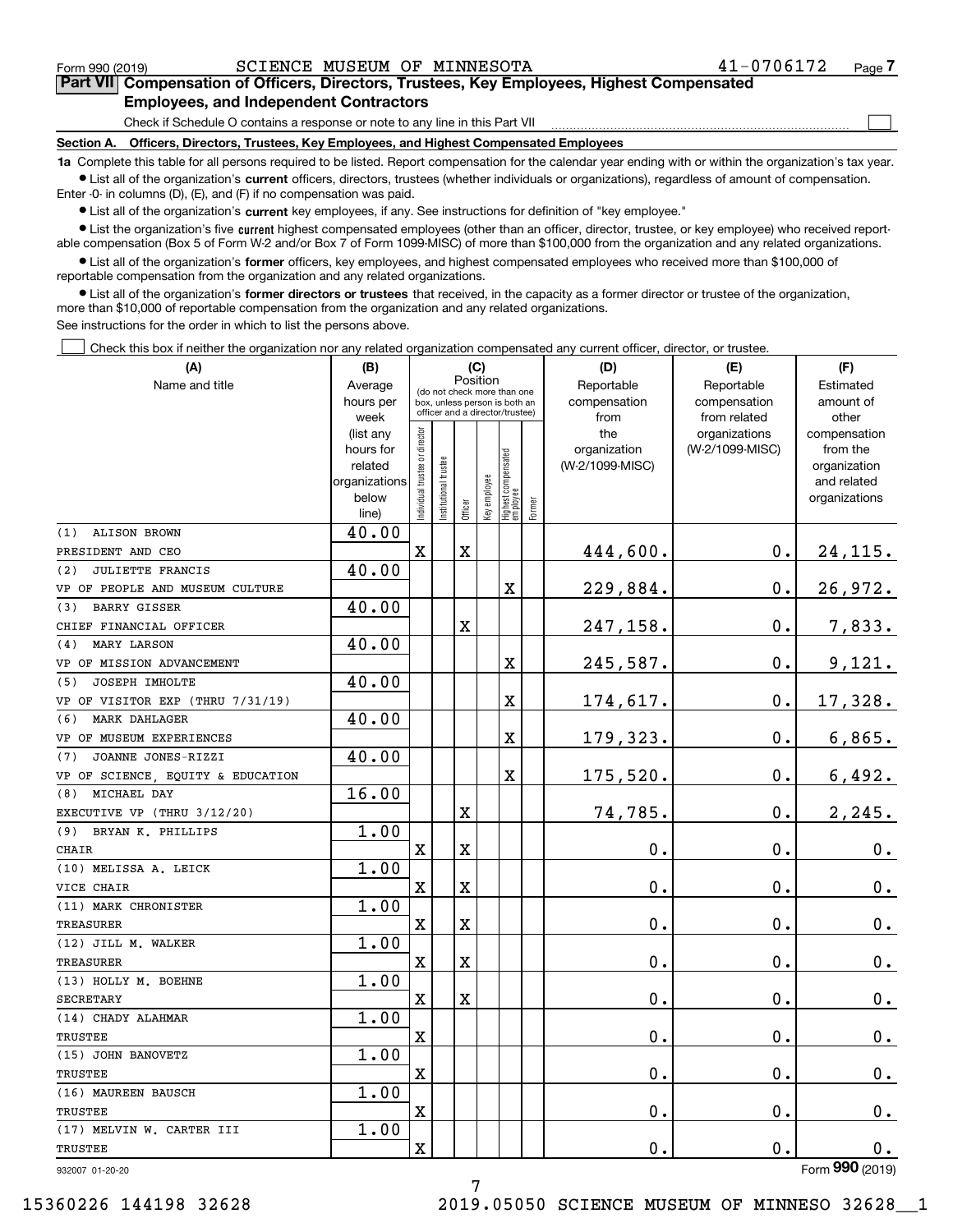Form 990 (2019) SCIENCE MUSEUM OF MINNESOTA 41-0706172 Page 7

## Part VII Compensation of Officers, Directors, Trustees, Key Employees, Highest Compensated Employees, and Independent Contractors

Check if Schedule O contains a response or note to any line in this Part VII ☐

### Section A. Officers, Directors, Trustees, Key Employees, and Highest Compensated Employees

**1a** Complete this table for all persons required to be listed. Report compensation for the calendar year ending with or within the organization's tax year.

- List all of the organization's **current** officers, directors, trustees (whether individuals or organizations), regardless of amount of compensation. Enter -0- in columns (D), (E), and (F) if no compensation was paid.
- List all of the organization's **current** key employees, if any. See instructions for definition of "key employee."
- List the organization's five **current** highest compensated employees (other than an officer, director, trustee, or key employee) who received reportable compensation (Box 5 of Form W-2 and/or Box 7 of Form 1099-MISC) of more than $100,000 from the organization and any related organizations.
- List all of the organization's **former** officers, key employees, and highest compensated employees who received more than $100,000 of reportable compensation from the organization and any related organizations.
- List all of the organization's **former directors or trustees** that received, in the capacity as a former director or trustee of the organization, more than $10,000 of reportable compensation from the organization and any related organizations.

See instructions for the order in which to list the persons above.

☐ Check this box if neither the organization nor any related organization compensated any current officer, director, or trustee.

| (A) Name and title | (B) Average hours per week (list any hours for related organizations below line) | (C) Position (do not check more than one box, unless person is both an officer and a director/trustee) | | | | | | (D) Reportable compensation from the organization (W-2/1099-MISC) | (E) Reportable compensation from related organizations (W-2/1099-MISC) | (F) Estimated amount of other compensation from the organization and related organizations |
|---|---|---|---|---|---|---|---|---|---|---|
| | | Individual trustee or director | Institutional trustee | Officer | Key employee | Highest compensated employee | Former | | | |
| (1) ALISON BROWN<br>PRESIDENT AND CEO | 40.00 | X | | X | | | | 444,600. | 0. | 24,115. |
| (2) JULIETTE FRANCIS<br>VP OF PEOPLE AND MUSEUM CULTURE | 40.00 | | | | | X | | 229,884. | 0. | 26,972. |
| (3) BARRY GISSER<br>CHIEF FINANCIAL OFFICER | 40.00 | | | X | | | | 247,158. | 0. | 7,833. |
| (4) MARY LARSON<br>VP OF MISSION ADVANCEMENT | 40.00 | | | | | X | | 245,587. | 0. | 9,121. |
| (5) JOSEPH IMHOLTE<br>VP OF VISITOR EXP (THRU 7/31/19) | 40.00 | | | | | X | | 174,617. | 0. | 17,328. |
| (6) MARK DAHLAGER<br>VP OF MUSEUM EXPERIENCES | 40.00 | | | | | X | | 179,323. | 0. | 6,865. |
| (7) JOANNE JONES-RIZZI<br>VP OF SCIENCE, EQUITY & EDUCATION | 40.00 | | | | | X | | 175,520. | 0. | 6,492. |
| (8) MICHAEL DAY<br>EXECUTIVE VP (THRU 3/12/20) | 16.00 | | | X | | | | 74,785. | 0. | 2,245. |
| (9) BRYAN K. PHILLIPS<br>CHAIR | 1.00 | X | | X | | | | 0. | 0. | 0. |
| (10) MELISSA A. LEICK<br>VICE CHAIR | 1.00 | X | | X | | | | 0. | 0. | 0. |
| (11) MARK CHRONISTER<br>TREASURER | 1.00 | X | | X | | | | 0. | 0. | 0. |
| (12) JILL M. WALKER<br>TREASURER | 1.00 | X | | X | | | | 0. | 0. | 0. |
| (13) HOLLY M. BOEHNE<br>SECRETARY | 1.00 | X | | X | | | | 0. | 0. | 0. |
| (14) CHADY ALAHMAR<br>TRUSTEE | 1.00 | X | | | | | | 0. | 0. | 0. |
| (15) JOHN BANOVETZ<br>TRUSTEE | 1.00 | X | | | | | | 0. | 0. | 0. |
| (16) MAUREEN BAUSCH<br>TRUSTEE | 1.00 | X | | | | | | 0. | 0. | 0. |
| (17) MELVIN W. CARTER III<br>TRUSTEE | 1.00 | X | | | | | | 0. | 0. | 0. |

932007 01-20-20 Form 990 (2019)

15360226 144198 32628 2019.05050 SCIENCE MUSEUM OF MINNESO 32628__1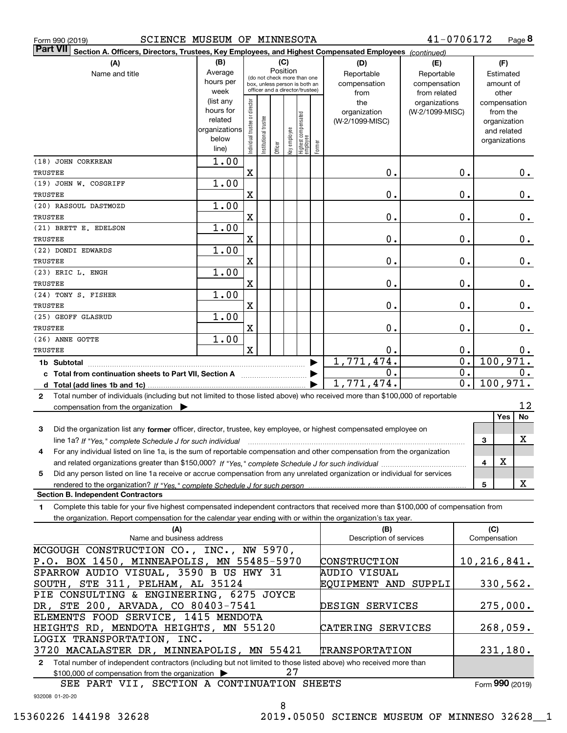Form 990 (2019) SCIENCE MUSEUM OF MINNESOTA 41-0706172

**Part VII** **Section A. Officers, Directors, Trustees, Key Employees, and Highest Compensated Employees** *(continued)*

| (A) Name and title | (B) Average hours per week (list any hours for related organizations below line) | (C) Position: Individual trustee or director | Institutional trustee | Officer | Key employee | Highest compensated employee | Former | (D) Reportable compensation from the organization (W-2/1099-MISC) | (E) Reportable compensation from related organizations (W-2/1099-MISC) | (F) Estimated amount of other compensation from the organization and related organizations |
|---|---|---|---|---|---|---|---|---|---|---|
| (18) JOHN CORKREAN TRUSTEE | 1.00 | X | | | | | | 0. | 0. | 0. |
| (19) JOHN W. COSGRIFF TRUSTEE | 1.00 | X | | | | | | 0. | 0. | 0. |
| (20) RASSOUL DASTMOZD TRUSTEE | 1.00 | X | | | | | | 0. | 0. | 0. |
| (21) BRETT E. EDELSON TRUSTEE | 1.00 | X | | | | | | 0. | 0. | 0. |
| (22) DONDI EDWARDS TRUSTEE | 1.00 | X | | | | | | 0. | 0. | 0. |
| (23) ERIC L. ENGH TRUSTEE | 1.00 | X | | | | | | 0. | 0. | 0. |
| (24) TONY S. FISHER TRUSTEE | 1.00 | X | | | | | | 0. | 0. | 0. |
| (25) GEOFF GLASRUD TRUSTEE | 1.00 | X | | | | | | 0. | 0. | 0. |
| (26) ANNE GOTTE TRUSTEE | 1.00 | X | | | | | | 0. | 0. | 0. |
| **1b Subtotal** | | | | | | | | 1,771,474. | 0. | 100,971. |
| **c Total from continuation sheets to Part VII, Section A** | | | | | | | | 0. | 0. | 0. |
| **d Total (add lines 1b and 1c)** | | | | | | | | 1,771,474. | 0. | 100,971. |

**2** Total number of individuals (including but not limited to those listed above) who received more than $100,000 of reportable compensation from the organization ▶ 12

| | | Yes | No |
|---|---|---|---|
| **3** Did the organization list any **former** officer, director, trustee, key employee, or highest compensated employee on line 1a? *If "Yes," complete Schedule J for such individual* | 3 | | X |
| **4** For any individual listed on line 1a, is the sum of reportable compensation and other compensation from the organization and related organizations greater than $150,000? *If "Yes," complete Schedule J for such individual* | 4 | X | |
| **5** Did any person listed on line 1a receive or accrue compensation from any unrelated organization or individual for services rendered to the organization? *If "Yes," complete Schedule J for such person* | 5 | | X |

**Section B. Independent Contractors**

**1** Complete this table for your five highest compensated independent contractors that received more than $100,000 of compensation from the organization. Report compensation for the calendar year ending with or within the organization's tax year.

| (A) Name and business address | (B) Description of services | (C) Compensation |
|---|---|---|
| MCGOUGH CONSTRUCTION CO., INC., NW 5970, P.O. BOX 1450, MINNEAPOLIS, MN 55485-5970 | CONSTRUCTION | 10,216,841. |
| SPARROW AUDIO VISUAL, 3590 B US HWY 31 SOUTH, STE 311, PELHAM, AL 35124 | AUDIO VISUAL EQUIPMENT AND SUPPLI | 330,562. |
| PIE CONSULTING & ENGINEERING, 6275 JOYCE DR, STE 200, ARVADA, CO 80403-7541 | DESIGN SERVICES | 275,000. |
| ELEMENTS FOOD SERVICE, 1415 MENDOTA HEIGHTS RD, MENDOTA HEIGHTS, MN 55120 | CATERING SERVICES | 268,059. |
| LOGIX TRANSPORTATION, INC. 3720 MACALASTER DR, MINNEAPOLIS, MN 55421 | TRANSPORTATION | 231,180. |

**2** Total number of independent contractors (including but not limited to those listed above) who received more than $100,000 of compensation from the organization ▶ 27

SEE PART VII, SECTION A CONTINUATION SHEETS

Form **990** (2019)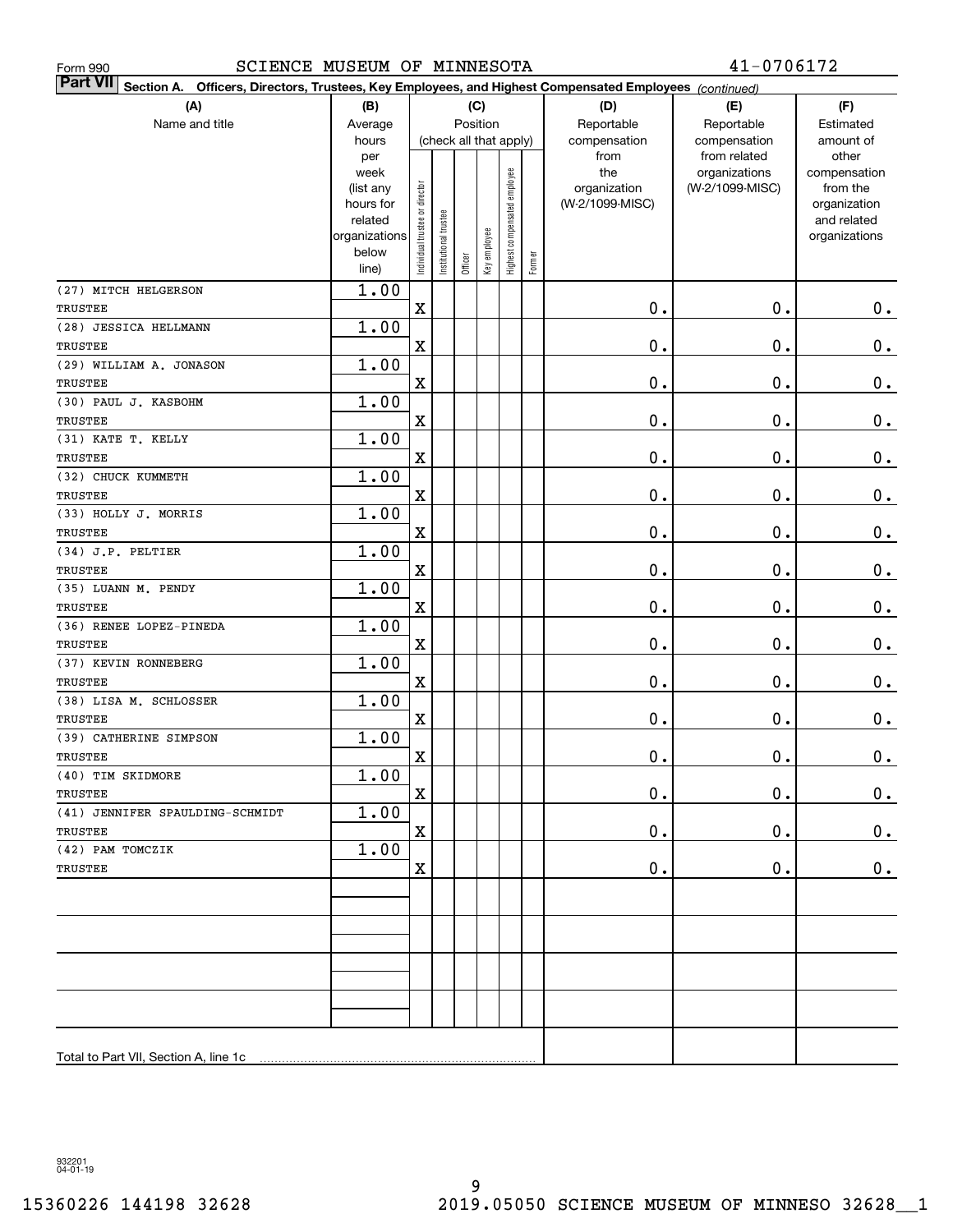Form 990 SCIENCE MUSEUM OF MINNESOTA 41-0706172

**Part VII** Section A. Officers, Directors, Trustees, Key Employees, and Highest Compensated Employees *(continued)*

| (A) Name and title | (B) Average hours per week (list any hours for related organizations below line) | (C) Position: Individual trustee or director | Institutional trustee | Officer | Key employee | Highest compensated employee | Former | (D) Reportable compensation from the organization (W-2/1099-MISC) | (E) Reportable compensation from related organizations (W-2/1099-MISC) | (F) Estimated amount of other compensation from the organization and related organizations |
|---|---|---|---|---|---|---|---|---|---|---|
| (27) MITCH HELGERSON<br>TRUSTEE | 1.00 | X | | | | | | 0. | 0. | 0. |
| (28) JESSICA HELLMANN<br>TRUSTEE | 1.00 | X | | | | | | 0. | 0. | 0. |
| (29) WILLIAM A. JONASON<br>TRUSTEE | 1.00 | X | | | | | | 0. | 0. | 0. |
| (30) PAUL J. KASBOHM<br>TRUSTEE | 1.00 | X | | | | | | 0. | 0. | 0. |
| (31) KATE T. KELLY<br>TRUSTEE | 1.00 | X | | | | | | 0. | 0. | 0. |
| (32) CHUCK KUMMETH<br>TRUSTEE | 1.00 | X | | | | | | 0. | 0. | 0. |
| (33) HOLLY J. MORRIS<br>TRUSTEE | 1.00 | X | | | | | | 0. | 0. | 0. |
| (34) J.P. PELTIER<br>TRUSTEE | 1.00 | X | | | | | | 0. | 0. | 0. |
| (35) LUANN M. PENDY<br>TRUSTEE | 1.00 | X | | | | | | 0. | 0. | 0. |
| (36) RENEE LOPEZ-PINEDA<br>TRUSTEE | 1.00 | X | | | | | | 0. | 0. | 0. |
| (37) KEVIN RONNEBERG<br>TRUSTEE | 1.00 | X | | | | | | 0. | 0. | 0. |
| (38) LISA M. SCHLOSSER<br>TRUSTEE | 1.00 | X | | | | | | 0. | 0. | 0. |
| (39) CATHERINE SIMPSON<br>TRUSTEE | 1.00 | X | | | | | | 0. | 0. | 0. |
| (40) TIM SKIDMORE<br>TRUSTEE | 1.00 | X | | | | | | 0. | 0. | 0. |
| (41) JENNIFER SPAULDING-SCHMIDT<br>TRUSTEE | 1.00 | X | | | | | | 0. | 0. | 0. |
| (42) PAM TOMCZIK<br>TRUSTEE | 1.00 | X | | | | | | 0. | 0. | 0. |
| | | | | | | | | | | |
| | | | | | | | | | | |
| | | | | | | | | | | |
| | | | | | | | | | | |
| Total to Part VII, Section A, line 1c | | | | | | | | | | |

932201 04-01-19

15360226 144198 32628 2019.05050 SCIENCE MUSEUM OF MINNESO 32628__1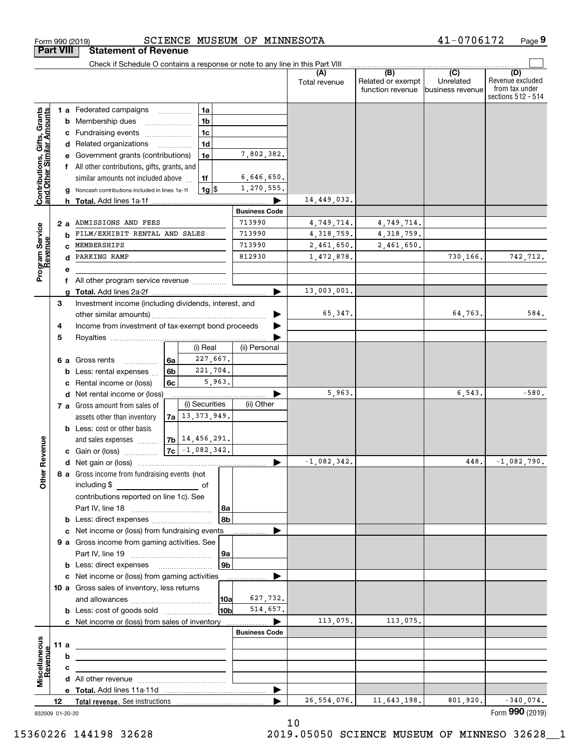Form 990 (2019) SCIENCE MUSEUM OF MINNESOTA 41-0706172 Page 9

## Part VIII Statement of Revenue

Check if Schedule O contains a response or note to any line in this Part VIII

| | | | | (A) Total revenue | (B) Related or exempt function revenue | (C) Unrelated business revenue | (D) Revenue excluded from tax under sections 512 - 514 |
|---|---|---|---|---|---|---|---|
| **Contributions, Gifts, Grants and Other Similar Amounts** | 1a Federated campaigns | 1a | | | | | |
| | b Membership dues | 1b | | | | | |
| | c Fundraising events | 1c | | | | | |
| | d Related organizations | 1d | | | | | |
| | e Government grants (contributions) | 1e | 7,802,382. | | | | |
| | f All other contributions, gifts, grants, and similar amounts not included above | 1f | 6,646,650. | | | | |
| | g Noncash contributions included in lines 1a-1f | 1g $ | 1,270,555. | | | | |
| | h **Total.** Add lines 1a-1f | | | 14,449,032. | | | |
| **Program Service Revenue** | | | **Business Code** | | | | |
| | 2a ADMISSIONS AND FEES | | 713990 | 4,749,714. | 4,749,714. | | |
| | b FILM/EXHIBIT RENTAL AND SALES | | 713990 | 4,318,759. | 4,318,759. | | |
| | c MEMBERSHIPS | | 713990 | 2,461,650. | 2,461,650. | | |
| | d PARKING RAMP | | 812930 | 1,472,878. | | 730,166. | 742,712. |
| | e | | | | | | |
| | f All other program service revenue | | | | | | |
| | g **Total.** Add lines 2a-2f | | | 13,003,001. | | | |
| **Other Revenue** | 3 Investment income (including dividends, interest, and other similar amounts) | | | 65,347. | | 64,763. | 584. |
| | 4 Income from investment of tax-exempt bond proceeds | | | | | | |
| | 5 Royalties | | | | | | |
| | | | (i) Real / (ii) Personal | | | | |
| | 6a Gross rents | 6a | 227,667. | | | | |
| | b Less: rental expenses | 6b | 221,704. | | | | |
| | c Rental income or (loss) | 6c | 5,963. | | | | |
| | d Net rental income or (loss) | | | 5,963. | | 6,543. | -580. |
| | | | (i) Securities / (ii) Other | | | | |
| | 7a Gross amount from sales of assets other than inventory | 7a | 13,373,949. | | | | |
| | b Less: cost or other basis and sales expenses | 7b | 14,456,291. | | | | |
| | c Gain or (loss) | 7c | -1,082,342. | | | | |
| | d Net gain or (loss) | | | -1,082,342. | | 448. | -1,082,790. |
| | 8a Gross income from fundraising events (not including $ ___ of contributions reported on line 1c). See Part IV, line 18 | 8a | | | | | |
| | b Less: direct expenses | 8b | | | | | |
| | c Net income or (loss) from fundraising events | | | | | | |
| | 9a Gross income from gaming activities. See Part IV, line 19 | 9a | | | | | |
| | b Less: direct expenses | 9b | | | | | |
| | c Net income or (loss) from gaming activities | | | | | | |
| | 10a Gross sales of inventory, less returns and allowances | 10a | 627,732. | | | | |
| | b Less: cost of goods sold | 10b | 514,657. | | | | |
| | c Net income or (loss) from sales of inventory | | | 113,075. | 113,075. | | |
| **Miscellaneous Revenue** | | | **Business Code** | | | | |
| | 11a | | | | | | |
| | b | | | | | | |
| | c | | | | | | |
| | d All other revenue | | | | | | |
| | e **Total.** Add lines 11a-11d | | | | | | |
| | 12 **Total revenue.** See instructions | | | 26,554,076. | 11,643,198. | 801,920. | -340,074. |

932009 01-20-20 Form **990** (2019)

15360226 144198 32628 2019.05050 SCIENCE MUSEUM OF MINNESO 32628__1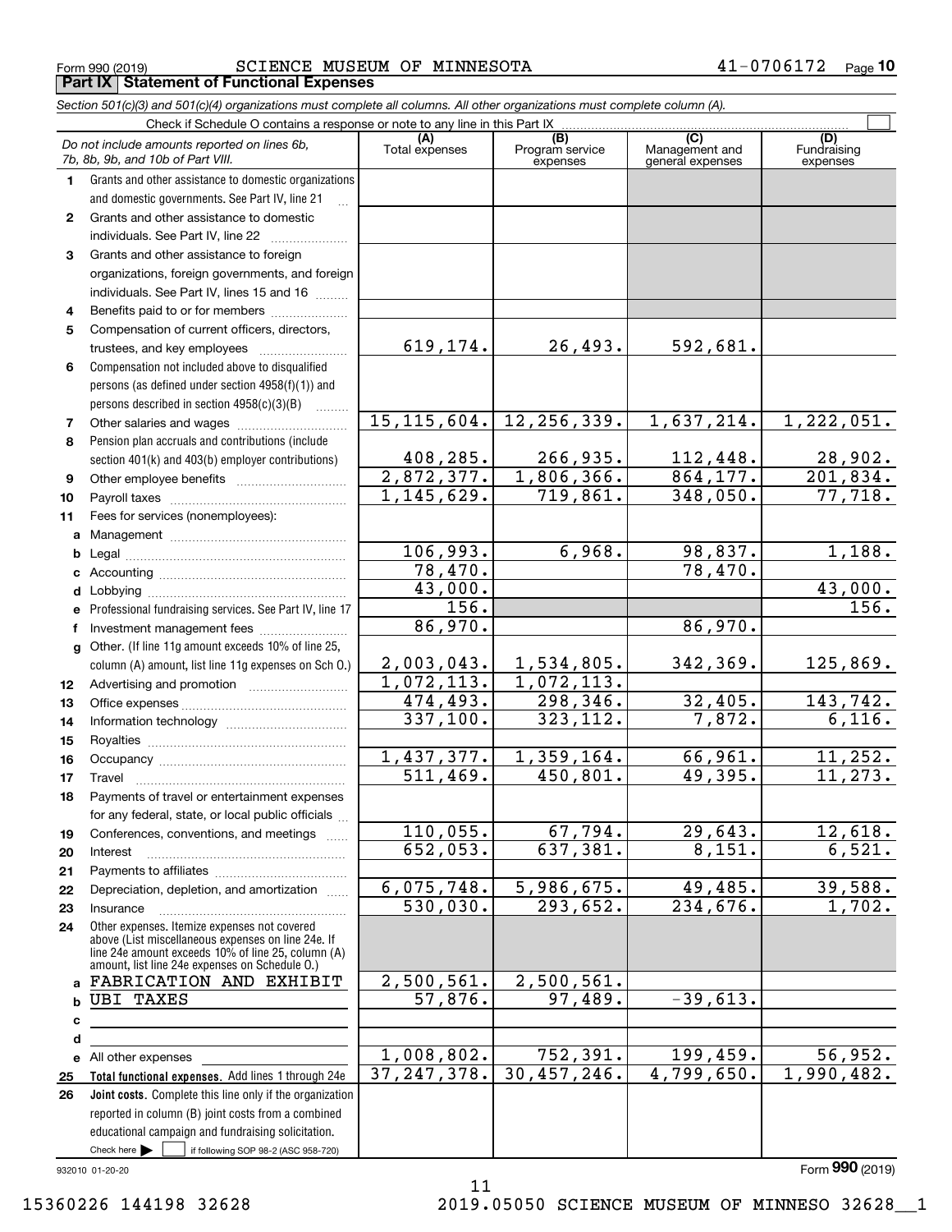Form 990 (2019) SCIENCE MUSEUM OF MINNESOTA 41-0706172 Page 10

**Part IX Statement of Functional Expenses**

*Section 501(c)(3) and 501(c)(4) organizations must complete all columns. All other organizations must complete column (A).*

Check if Schedule O contains a response or note to any line in this Part IX

| | *Do not include amounts reported on lines 6b, 7b, 8b, 9b, and 10b of Part VIII.* | (A) Total expenses | (B) Program service expenses | (C) Management and general expenses | (D) Fundraising expenses |
|---|---|---|---|---|---|
| 1 | Grants and other assistance to domestic organizations and domestic governments. See Part IV, line 21 | | | | |
| 2 | Grants and other assistance to domestic individuals. See Part IV, line 22 | | | | |
| 3 | Grants and other assistance to foreign organizations, foreign governments, and foreign individuals. See Part IV, lines 15 and 16 | | | | |
| 4 | Benefits paid to or for members | | | | |
| 5 | Compensation of current officers, directors, trustees, and key employees | 619,174. | 26,493. | 592,681. | |
| 6 | Compensation not included above to disqualified persons (as defined under section 4958(f)(1)) and persons described in section 4958(c)(3)(B) | | | | |
| 7 | Other salaries and wages | 15,115,604. | 12,256,339. | 1,637,214. | 1,222,051. |
| 8 | Pension plan accruals and contributions (include section 401(k) and 403(b) employer contributions) | 408,285. | 266,935. | 112,448. | 28,902. |
| 9 | Other employee benefits | 2,872,377. | 1,806,366. | 864,177. | 201,834. |
| 10 | Payroll taxes | 1,145,629. | 719,861. | 348,050. | 77,718. |
| 11 | Fees for services (nonemployees): | | | | |
| a | Management | | | | |
| b | Legal | 106,993. | 6,968. | 98,837. | 1,188. |
| c | Accounting | 78,470. | | 78,470. | |
| d | Lobbying | 43,000. | | | 43,000. |
| e | Professional fundraising services. See Part IV, line 17 | 156. | | | 156. |
| f | Investment management fees | 86,970. | | 86,970. | |
| g | Other. (If line 11g amount exceeds 10% of line 25, column (A) amount, list line 11g expenses on Sch O.) | 2,003,043. | 1,534,805. | 342,369. | 125,869. |
| 12 | Advertising and promotion | 1,072,113. | 1,072,113. | | |
| 13 | Office expenses | 474,493. | 298,346. | 32,405. | 143,742. |
| 14 | Information technology | 337,100. | 323,112. | 7,872. | 6,116. |
| 15 | Royalties | | | | |
| 16 | Occupancy | 1,437,377. | 1,359,164. | 66,961. | 11,252. |
| 17 | Travel | 511,469. | 450,801. | 49,395. | 11,273. |
| 18 | Payments of travel or entertainment expenses for any federal, state, or local public officials | | | | |
| 19 | Conferences, conventions, and meetings | 110,055. | 67,794. | 29,643. | 12,618. |
| 20 | Interest | 652,053. | 637,381. | 8,151. | 6,521. |
| 21 | Payments to affiliates | | | | |
| 22 | Depreciation, depletion, and amortization | 6,075,748. | 5,986,675. | 49,485. | 39,588. |
| 23 | Insurance | 530,030. | 293,652. | 234,676. | 1,702. |
| 24 | Other expenses. Itemize expenses not covered above (List miscellaneous expenses on line 24e. If line 24e amount exceeds 10% of line 25, column (A) amount, list line 24e expenses on Schedule O.) | | | | |
| a | FABRICATION AND EXHIBIT | 2,500,561. | 2,500,561. | | |
| b | UBI TAXES | 57,876. | 97,489. | -39,613. | |
| c | | | | | |
| d | | | | | |
| e | All other expenses | 1,008,802. | 752,391. | 199,459. | 56,952. |
| 25 | **Total functional expenses.** Add lines 1 through 24e | 37,247,378. | 30,457,246. | 4,799,650. | 1,990,482. |
| 26 | **Joint costs.** Complete this line only if the organization reported in column (B) joint costs from a combined educational campaign and fundraising solicitation. Check here ☐ if following SOP 98-2 (ASC 958-720) | | | | |

932010 01-20-20

Form **990** (2019)

15360226 144198 32628 2019.05050 SCIENCE MUSEUM OF MINNESO 32628__1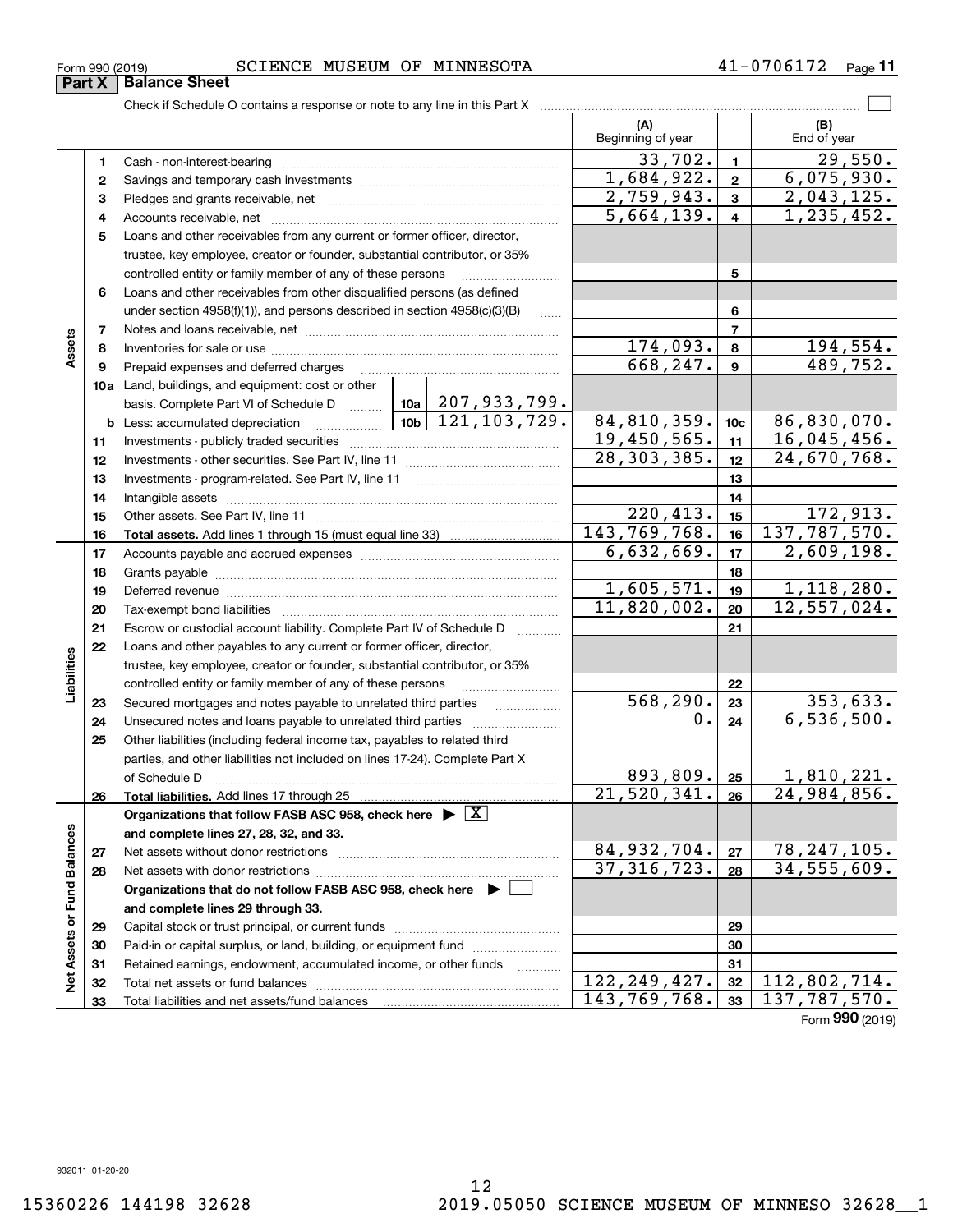Form 990 (2019) SCIENCE MUSEUM OF MINNESOTA 41-0706172 Page 11

**Part X Balance Sheet**

Check if Schedule O contains a response or note to any line in this Part X ☐

| | | | | (A) Beginning of year | | (B) End of year |
|---|---|---|---|---|---|---|
| **Assets** | 1 | Cash - non-interest-bearing | | 33,702. | 1 | 29,550. |
| | 2 | Savings and temporary cash investments | | 1,684,922. | 2 | 6,075,930. |
| | 3 | Pledges and grants receivable, net | | 2,759,943. | 3 | 2,043,125. |
| | 4 | Accounts receivable, net | | 5,664,139. | 4 | 1,235,452. |
| | 5 | Loans and other receivables from any current or former officer, director, trustee, key employee, creator or founder, substantial contributor, or 35% controlled entity or family member of any of these persons | | | 5 | |
| | 6 | Loans and other receivables from other disqualified persons (as defined under section 4958(f)(1)), and persons described in section 4958(c)(3)(B) | | | 6 | |
| | 7 | Notes and loans receivable, net | | | 7 | |
| | 8 | Inventories for sale or use | | 174,093. | 8 | 194,554. |
| | 9 | Prepaid expenses and deferred charges | | 668,247. | 9 | 489,752. |
| | 10a | Land, buildings, and equipment: cost or other basis. Complete Part VI of Schedule D | 10a 207,933,799. | | | |
| | b | Less: accumulated depreciation | 10b 121,103,729. | 84,810,359. | 10c | 86,830,070. |
| | 11 | Investments - publicly traded securities | | 19,450,565. | 11 | 16,045,456. |
| | 12 | Investments - other securities. See Part IV, line 11 | | 28,303,385. | 12 | 24,670,768. |
| | 13 | Investments - program-related. See Part IV, line 11 | | | 13 | |
| | 14 | Intangible assets | | | 14 | |
| | 15 | Other assets. See Part IV, line 11 | | 220,413. | 15 | 172,913. |
| | 16 | **Total assets.** Add lines 1 through 15 (must equal line 33) | | 143,769,768. | 16 | 137,787,570. |
| **Liabilities** | 17 | Accounts payable and accrued expenses | | 6,632,669. | 17 | 2,609,198. |
| | 18 | Grants payable | | | 18 | |
| | 19 | Deferred revenue | | 1,605,571. | 19 | 1,118,280. |
| | 20 | Tax-exempt bond liabilities | | 11,820,002. | 20 | 12,557,024. |
| | 21 | Escrow or custodial account liability. Complete Part IV of Schedule D | | | 21 | |
| | 22 | Loans and other payables to any current or former officer, director, trustee, key employee, creator or founder, substantial contributor, or 35% controlled entity or family member of any of these persons | | | 22 | |
| | 23 | Secured mortgages and notes payable to unrelated third parties | | 568,290. | 23 | 353,633. |
| | 24 | Unsecured notes and loans payable to unrelated third parties | | 0. | 24 | 6,536,500. |
| | 25 | Other liabilities (including federal income tax, payables to related third parties, and other liabilities not included on lines 17-24). Complete Part X of Schedule D | | 893,809. | 25 | 1,810,221. |
| | 26 | **Total liabilities.** Add lines 17 through 25 | | 21,520,341. | 26 | 24,984,856. |
| **Net Assets or Fund Balances** | | **Organizations that follow FASB ASC 958, check here ▶ ☒ and complete lines 27, 28, 32, and 33.** | | | | |
| | 27 | Net assets without donor restrictions | | 84,932,704. | 27 | 78,247,105. |
| | 28 | Net assets with donor restrictions | | 37,316,723. | 28 | 34,555,609. |
| | | **Organizations that do not follow FASB ASC 958, check here ▶ ☐ and complete lines 29 through 33.** | | | | |
| | 29 | Capital stock or trust principal, or current funds | | | 29 | |
| | 30 | Paid-in or capital surplus, or land, building, or equipment fund | | | 30 | |
| | 31 | Retained earnings, endowment, accumulated income, or other funds | | | 31 | |
| | 32 | Total net assets or fund balances | | 122,249,427. | 32 | 112,802,714. |
| | 33 | Total liabilities and net assets/fund balances | | 143,769,768. | 33 | 137,787,570. |

Form **990** (2019)

932011 01-20-20

15360226 144198 32628 2019.05050 SCIENCE MUSEUM OF MINNESO 32628__1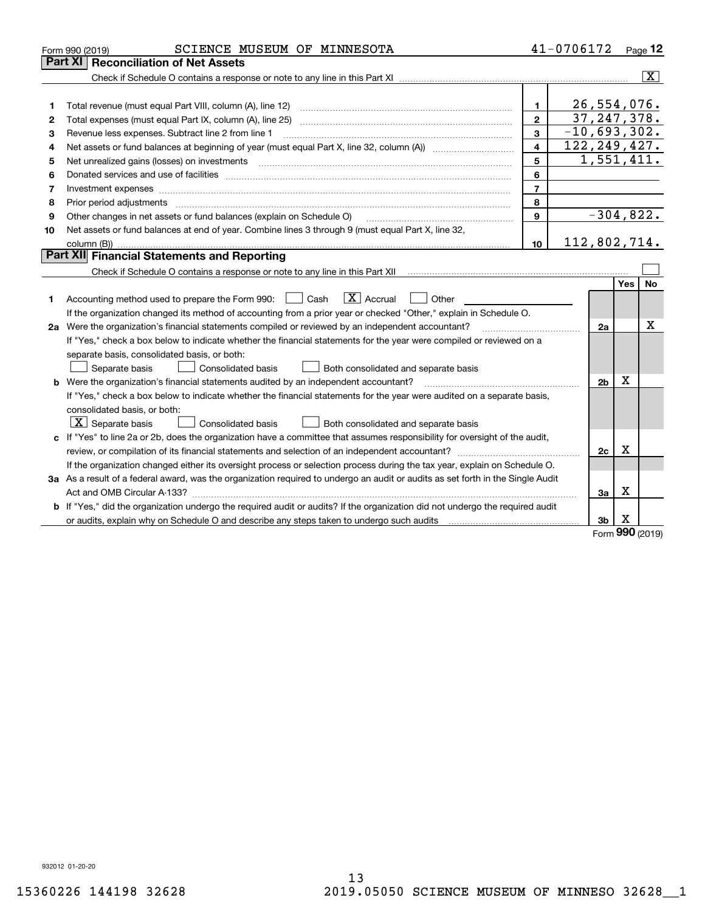Form 990 (2019) SCIENCE MUSEUM OF MINNESOTA 41-0706172 Page **12**

## Part XI Reconciliation of Net Assets

Check if Schedule O contains a response or note to any line in this Part XI .......... [X]

| | | | |
|---|---|---|---|
| 1 | Total revenue (must equal Part VIII, column (A), line 12) | 1 | 26,554,076. |
| 2 | Total expenses (must equal Part IX, column (A), line 25) | 2 | 37,247,378. |
| 3 | Revenue less expenses. Subtract line 2 from line 1 | 3 | -10,693,302. |
| 4 | Net assets or fund balances at beginning of year (must equal Part X, line 32, column (A)) | 4 | 122,249,427. |
| 5 | Net unrealized gains (losses) on investments | 5 | 1,551,411. |
| 6 | Donated services and use of facilities | 6 | |
| 7 | Investment expenses | 7 | |
| 8 | Prior period adjustments | 8 | |
| 9 | Other changes in net assets or fund balances (explain on Schedule O) | 9 | -304,822. |
| 10 | Net assets or fund balances at end of year. Combine lines 3 through 9 (must equal Part X, line 32, column (B)) | 10 | 112,802,714. |

## Part XII Financial Statements and Reporting

Check if Schedule O contains a response or note to any line in this Part XII .......... [ ]

| | | | Yes | No |
|---|---|---|---|---|
| 1 | Accounting method used to prepare the Form 990: [ ] Cash [X] Accrual [ ] Other ______ <br> If the organization changed its method of accounting from a prior year or checked "Other," explain in Schedule O. | | | |
| 2a | Were the organization's financial statements compiled or reviewed by an independent accountant? <br> If "Yes," check a box below to indicate whether the financial statements for the year were compiled or reviewed on a separate basis, consolidated basis, or both: <br> [ ] Separate basis [ ] Consolidated basis [ ] Both consolidated and separate basis | 2a | | X |
| b | Were the organization's financial statements audited by an independent accountant? <br> If "Yes," check a box below to indicate whether the financial statements for the year were audited on a separate basis, consolidated basis, or both: <br> [X] Separate basis [ ] Consolidated basis [ ] Both consolidated and separate basis | 2b | X | |
| c | If "Yes" to line 2a or 2b, does the organization have a committee that assumes responsibility for oversight of the audit, review, or compilation of its financial statements and selection of an independent accountant? <br> If the organization changed either its oversight process or selection process during the tax year, explain on Schedule O. | 2c | X | |
| 3a | As a result of a federal award, was the organization required to undergo an audit or audits as set forth in the Single Audit Act and OMB Circular A-133? | 3a | X | |
| b | If "Yes," did the organization undergo the required audit or audits? If the organization did not undergo the required audit or audits, explain why on Schedule O and describe any steps taken to undergo such audits | 3b | X | |

Form **990** (2019)

932012 01-20-20

15360226 144198 32628 2019.05050 SCIENCE MUSEUM OF MINNESO 32628__1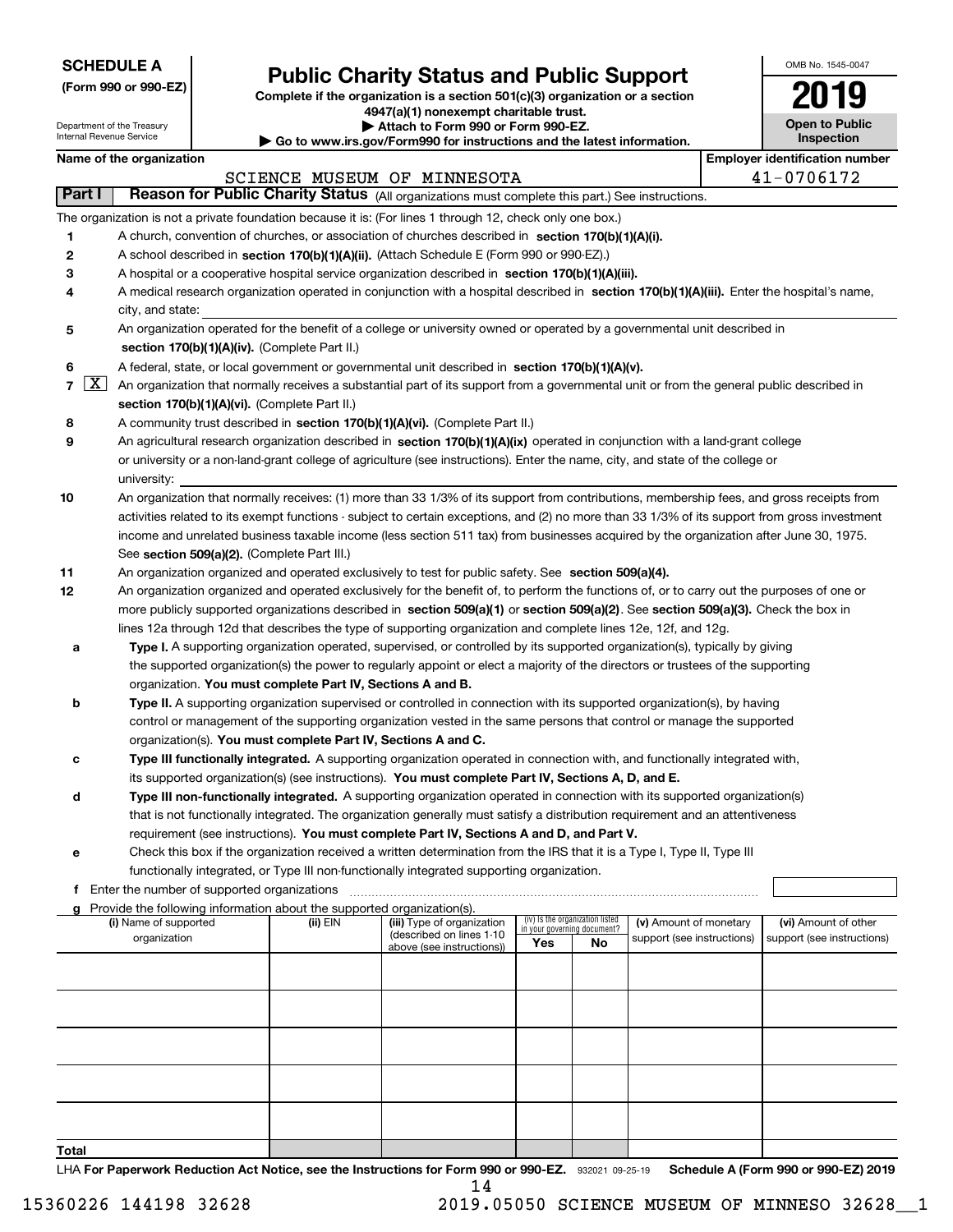**SCHEDULE A**
**(Form 990 or 990-EZ)**

Department of the Treasury
Internal Revenue Service

# Public Charity Status and Public Support

**Complete if the organization is a section 501(c)(3) organization or a section 4947(a)(1) nonexempt charitable trust.**
**▶ Attach to Form 990 or Form 990-EZ.**
**▶ Go to www.irs.gov/Form990 for instructions and the latest information.**

OMB No. 1545-0047
**2019**
**Open to Public Inspection**

**Name of the organization:** SCIENCE MUSEUM OF MINNESOTA
**Employer identification number:** 41-0706172

## Part I Reason for Public Charity Status (All organizations must complete this part.) See instructions.

The organization is not a private foundation because it is: (For lines 1 through 12, check only one box.)

1. [ ] A church, convention of churches, or association of churches described in **section 170(b)(1)(A)(i).**
2. [ ] A school described in **section 170(b)(1)(A)(ii).** (Attach Schedule E (Form 990 or 990-EZ).)
3. [ ] A hospital or a cooperative hospital service organization described in **section 170(b)(1)(A)(iii).**
4. [ ] A medical research organization operated in conjunction with a hospital described in **section 170(b)(1)(A)(iii).** Enter the hospital's name, city, and state: 
5. [ ] An organization operated for the benefit of a college or university owned or operated by a governmental unit described in **section 170(b)(1)(A)(iv).** (Complete Part II.)
6. [ ] A federal, state, or local government or governmental unit described in **section 170(b)(1)(A)(v).**
7. [X] An organization that normally receives a substantial part of its support from a governmental unit or from the general public described in **section 170(b)(1)(A)(vi).** (Complete Part II.)
8. [ ] A community trust described in **section 170(b)(1)(A)(vi).** (Complete Part II.)
9. [ ] An agricultural research organization described in **section 170(b)(1)(A)(ix)** operated in conjunction with a land-grant college or university or a non-land-grant college of agriculture (see instructions). Enter the name, city, and state of the college or university: 
10. [ ] An organization that normally receives: (1) more than 33 1/3% of its support from contributions, membership fees, and gross receipts from activities related to its exempt functions - subject to certain exceptions, and (2) no more than 33 1/3% of its support from gross investment income and unrelated business taxable income (less section 511 tax) from businesses acquired by the organization after June 30, 1975. See **section 509(a)(2).** (Complete Part III.)
11. [ ] An organization organized and operated exclusively to test for public safety. See **section 509(a)(4).**
12. [ ] An organization organized and operated exclusively for the benefit of, to perform the functions of, or to carry out the purposes of one or more publicly supported organizations described in **section 509(a)(1)** or **section 509(a)(2)**. See **section 509(a)(3).** Check the box in lines 12a through 12d that describes the type of supporting organization and complete lines 12e, 12f, and 12g.
   - **a** [ ] **Type I.** A supporting organization operated, supervised, or controlled by its supported organization(s), typically by giving the supported organization(s) the power to regularly appoint or elect a majority of the directors or trustees of the supporting organization. **You must complete Part IV, Sections A and B.**
   - **b** [ ] **Type II.** A supporting organization supervised or controlled in connection with its supported organization(s), by having control or management of the supporting organization vested in the same persons that control or manage the supported organization(s). **You must complete Part IV, Sections A and C.**
   - **c** [ ] **Type III functionally integrated.** A supporting organization operated in connection with, and functionally integrated with, its supported organization(s) (see instructions). **You must complete Part IV, Sections A, D, and E.**
   - **d** [ ] **Type III non-functionally integrated.** A supporting organization operated in connection with its supported organization(s) that is not functionally integrated. The organization generally must satisfy a distribution requirement and an attentiveness requirement (see instructions). **You must complete Part IV, Sections A and D, and Part V.**
   - **e** [ ] Check this box if the organization received a written determination from the IRS that it is a Type I, Type II, Type III functionally integrated, or Type III non-functionally integrated supporting organization.
   - **f** Enter the number of supported organizations 
   - **g** Provide the following information about the supported organization(s).

| (i) Name of supported organization | (ii) EIN | (iii) Type of organization (described on lines 1-10 above (see instructions)) | (iv) Is the organization listed in your governing document? Yes | No | (v) Amount of monetary support (see instructions) | (vi) Amount of other support (see instructions) |
|---|---|---|---|---|---|---|
| | | | | | | |
| | | | | | | |
| | | | | | | |
| | | | | | | |
| | | | | | | |
| **Total** | | | | | | |

LHA **For Paperwork Reduction Act Notice, see the Instructions for Form 990 or 990-EZ.** 932021 09-25-19 **Schedule A (Form 990 or 990-EZ) 2019**

15360226 144198 32628 2019.05050 SCIENCE MUSEUM OF MINNESO 32628__1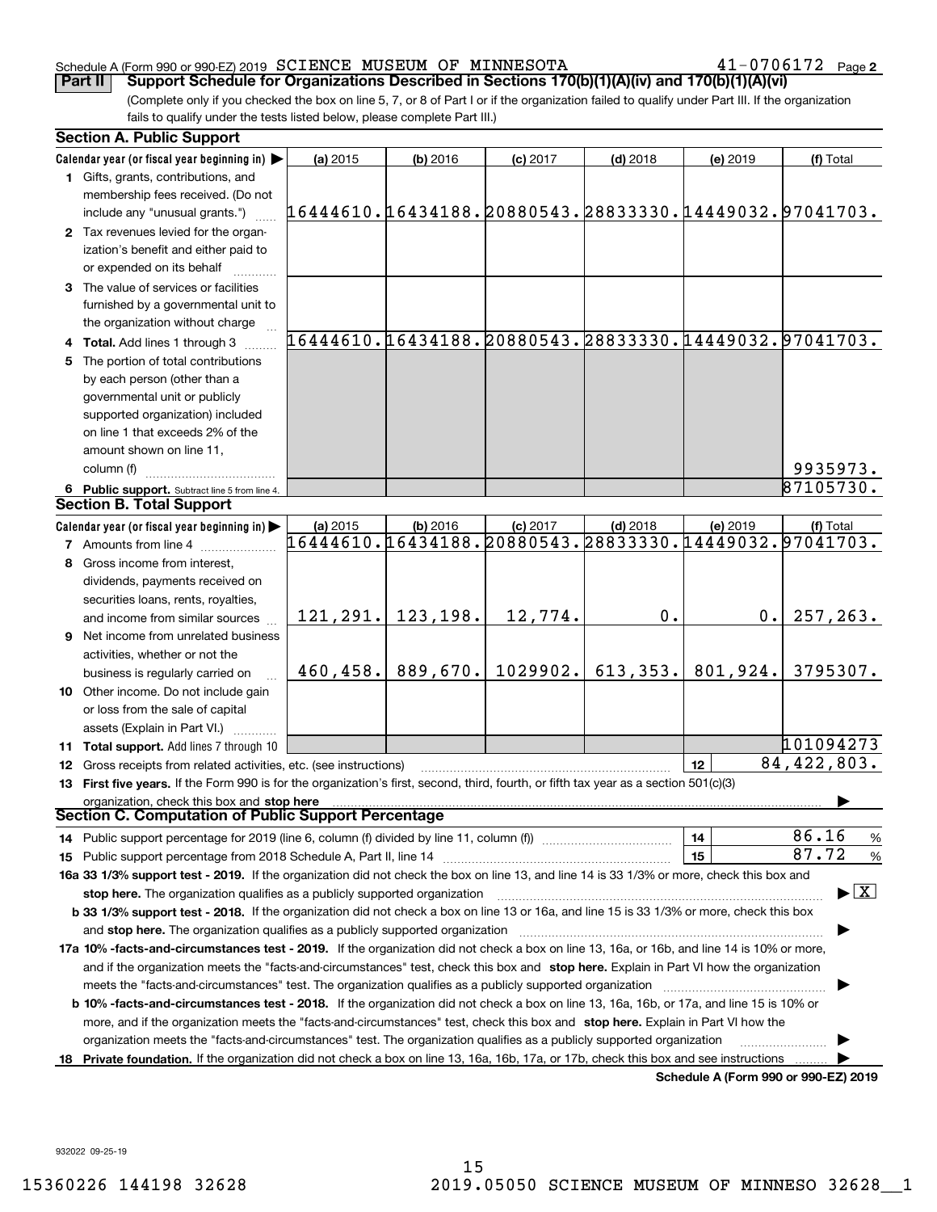Schedule A (Form 990 or 990-EZ) 2019 SCIENCE MUSEUM OF MINNESOTA 41-0706172 Page 2

## Part II Support Schedule for Organizations Described in Sections 170(b)(1)(A)(iv) and 170(b)(1)(A)(vi)

(Complete only if you checked the box on line 5, 7, or 8 of Part I or if the organization failed to qualify under Part III. If the organization fails to qualify under the tests listed below, please complete Part III.)

### Section A. Public Support

| Calendar year (or fiscal year beginning in) ▶ | (a) 2015 | (b) 2016 | (c) 2017 | (d) 2018 | (e) 2019 | (f) Total |
|---|---|---|---|---|---|---|
| 1 Gifts, grants, contributions, and membership fees received. (Do not include any "unusual grants.") | 16444610. | 16434188. | 20880543. | 28833330. | 14449032. | 97041703. |
| 2 Tax revenues levied for the organization's benefit and either paid to or expended on its behalf | | | | | | |
| 3 The value of services or facilities furnished by a governmental unit to the organization without charge | | | | | | |
| 4 Total. Add lines 1 through 3 | 16444610. | 16434188. | 20880543. | 28833330. | 14449032. | 97041703. |
| 5 The portion of total contributions by each person (other than a governmental unit or publicly supported organization) included on line 1 that exceeds 2% of the amount shown on line 11, column (f) | | | | | | 9935973. |
| 6 Public support. Subtract line 5 from line 4. | | | | | | 87105730. |

### Section B. Total Support

| Calendar year (or fiscal year beginning in) ▶ | (a) 2015 | (b) 2016 | (c) 2017 | (d) 2018 | (e) 2019 | (f) Total |
|---|---|---|---|---|---|---|
| 7 Amounts from line 4 | 16444610. | 16434188. | 20880543. | 28833330. | 14449032. | 97041703. |
| 8 Gross income from interest, dividends, payments received on securities loans, rents, royalties, and income from similar sources | 121,291. | 123,198. | 12,774. | 0. | 0. | 257,263. |
| 9 Net income from unrelated business activities, whether or not the business is regularly carried on | 460,458. | 889,670. | 1029902. | 613,353. | 801,924. | 3795307. |
| 10 Other income. Do not include gain or loss from the sale of capital assets (Explain in Part VI.) | | | | | | |
| 11 Total support. Add lines 7 through 10 | | | | | | 101094273 |

12 Gross receipts from related activities, etc. (see instructions) | 12 | 84,422,803.

13 **First five years.** If the Form 990 is for the organization's first, second, third, fourth, or fifth tax year as a section 501(c)(3) organization, check this box and **stop here** ▶

### Section C. Computation of Public Support Percentage

14 Public support percentage for 2019 (line 6, column (f) divided by line 11, column (f)) | 14 | 86.16 %

15 Public support percentage from 2018 Schedule A, Part II, line 14 | 15 | 87.72 %

**16a 33 1/3% support test - 2019.** If the organization did not check the box on line 13, and line 14 is 33 1/3% or more, check this box and **stop here.** The organization qualifies as a publicly supported organization ▶ [X]

**b 33 1/3% support test - 2018.** If the organization did not check a box on line 13 or 16a, and line 15 is 33 1/3% or more, check this box and **stop here.** The organization qualifies as a publicly supported organization ▶

**17a 10% -facts-and-circumstances test - 2019.** If the organization did not check a box on line 13, 16a, or 16b, and line 14 is 10% or more, and if the organization meets the "facts-and-circumstances" test, check this box and **stop here.** Explain in Part VI how the organization meets the "facts-and-circumstances" test. The organization qualifies as a publicly supported organization ▶

**b 10% -facts-and-circumstances test - 2018.** If the organization did not check a box on line 13, 16a, 16b, or 17a, and line 15 is 10% or more, and if the organization meets the "facts-and-circumstances" test, check this box and **stop here.** Explain in Part VI how the organization meets the "facts-and-circumstances" test. The organization qualifies as a publicly supported organization ▶

**18 Private foundation.** If the organization did not check a box on line 13, 16a, 16b, 17a, or 17b, check this box and see instructions ▶

**Schedule A (Form 990 or 990-EZ) 2019**

932022 09-25-19

15360226 144198 32628 2019.05050 SCIENCE MUSEUM OF MINNESO 32628__1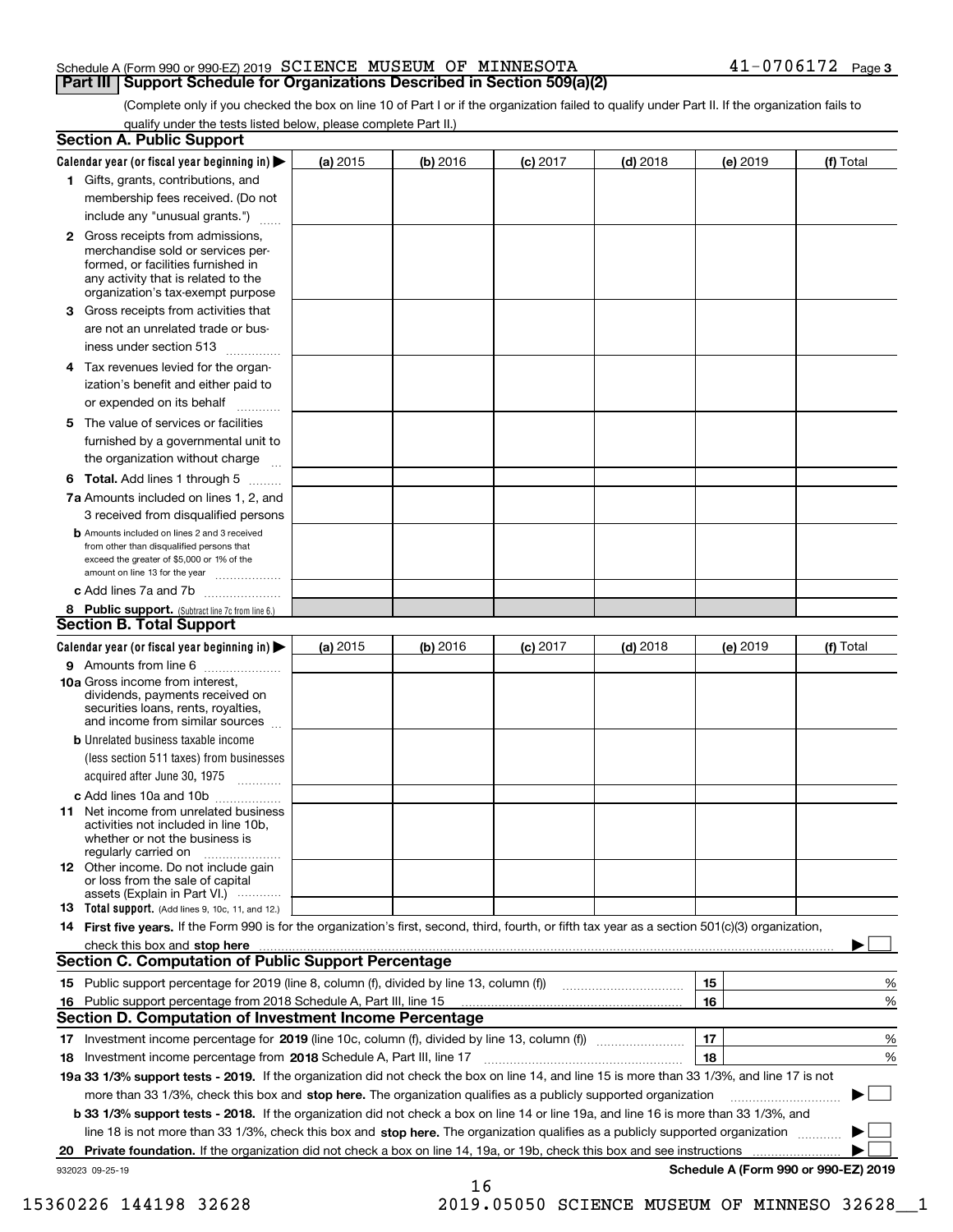Schedule A (Form 990 or 990-EZ) 2019 SCIENCE MUSEUM OF MINNESOTA 41-0706172 Page 3

## Part III Support Schedule for Organizations Described in Section 509(a)(2)

(Complete only if you checked the box on line 10 of Part I or if the organization failed to qualify under Part II. If the organization fails to qualify under the tests listed below, please complete Part II.)

### Section A. Public Support

| Calendar year (or fiscal year beginning in) ▶ | (a) 2015 | (b) 2016 | (c) 2017 | (d) 2018 | (e) 2019 | (f) Total |
|---|---|---|---|---|---|---|
| 1 Gifts, grants, contributions, and membership fees received. (Do not include any "unusual grants.") | | | | | | |
| 2 Gross receipts from admissions, merchandise sold or services performed, or facilities furnished in any activity that is related to the organization's tax-exempt purpose | | | | | | |
| 3 Gross receipts from activities that are not an unrelated trade or business under section 513 | | | | | | |
| 4 Tax revenues levied for the organization's benefit and either paid to or expended on its behalf | | | | | | |
| 5 The value of services or facilities furnished by a governmental unit to the organization without charge | | | | | | |
| 6 **Total.** Add lines 1 through 5 | | | | | | |
| 7a Amounts included on lines 1, 2, and 3 received from disqualified persons | | | | | | |
| b Amounts included on lines 2 and 3 received from other than disqualified persons that exceed the greater of $5,000 or 1% of the amount on line 13 for the year | | | | | | |
| c Add lines 7a and 7b | | | | | | |
| 8 **Public support.** (Subtract line 7c from line 6.) | | | | | | |

### Section B. Total Support

| Calendar year (or fiscal year beginning in) ▶ | (a) 2015 | (b) 2016 | (c) 2017 | (d) 2018 | (e) 2019 | (f) Total |
|---|---|---|---|---|---|---|
| 9 Amounts from line 6 | | | | | | |
| 10a Gross income from interest, dividends, payments received on securities loans, rents, royalties, and income from similar sources | | | | | | |
| b Unrelated business taxable income (less section 511 taxes) from businesses acquired after June 30, 1975 | | | | | | |
| c Add lines 10a and 10b | | | | | | |
| 11 Net income from unrelated business activities not included in line 10b, whether or not the business is regularly carried on | | | | | | |
| 12 Other income. Do not include gain or loss from the sale of capital assets (Explain in Part VI.) | | | | | | |
| 13 **Total support.** (Add lines 9, 10c, 11, and 12.) | | | | | | |

14 **First five years.** If the Form 990 is for the organization's first, second, third, fourth, or fifth tax year as a section 501(c)(3) organization, check this box and **stop here** ▶ ☐

### Section C. Computation of Public Support Percentage

| | | |
|---|---|---|
| 15 Public support percentage for 2019 (line 8, column (f), divided by line 13, column (f)) | 15 | % |
| 16 Public support percentage from 2018 Schedule A, Part III, line 15 | 16 | % |

### Section D. Computation of Investment Income Percentage

| | | |
|---|---|---|
| 17 Investment income percentage for **2019** (line 10c, column (f), divided by line 13, column (f)) | 17 | % |
| 18 Investment income percentage from **2018** Schedule A, Part III, line 17 | 18 | % |

**19a 33 1/3% support tests - 2019.** If the organization did not check the box on line 14, and line 15 is more than 33 1/3%, and line 17 is not more than 33 1/3%, check this box and **stop here.** The organization qualifies as a publicly supported organization ▶ ☐

**b 33 1/3% support tests - 2018.** If the organization did not check a box on line 14 or line 19a, and line 16 is more than 33 1/3%, and line 18 is not more than 33 1/3%, check this box and **stop here.** The organization qualifies as a publicly supported organization ▶ ☐

**20 Private foundation.** If the organization did not check a box on line 14, 19a, or 19b, check this box and see instructions ▶ ☐

932023 09-25-19 **Schedule A (Form 990 or 990-EZ) 2019**

15360226 144198 32628 2019.05050 SCIENCE MUSEUM OF MINNESO 32628__1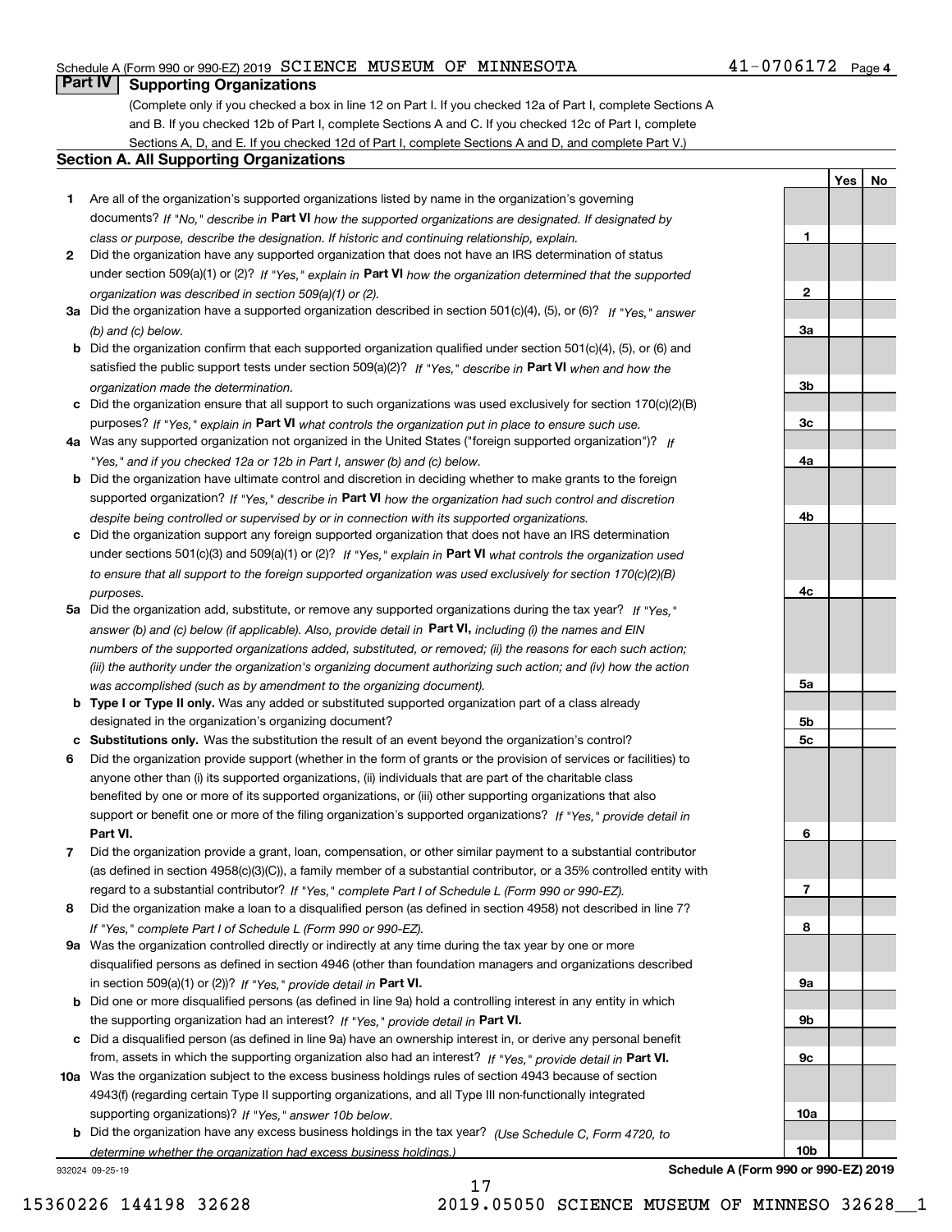Schedule A (Form 990 or 990-EZ) 2019 SCIENCE MUSEUM OF MINNESOTA 41-0706172 Page 4

## Part IV Supporting Organizations

(Complete only if you checked a box in line 12 on Part I. If you checked 12a of Part I, complete Sections A and B. If you checked 12b of Part I, complete Sections A and C. If you checked 12c of Part I, complete Sections A, D, and E. If you checked 12d of Part I, complete Sections A and D, and complete Part V.)

### Section A. All Supporting Organizations

| | | | Yes | No |
|---|---|---|---|---|
| **1** | Are all of the organization's supported organizations listed by name in the organization's governing documents? *If "No," describe in* **Part VI** *how the supported organizations are designated. If designated by class or purpose, describe the designation. If historic and continuing relationship, explain.* | **1** | | |
| **2** | Did the organization have any supported organization that does not have an IRS determination of status under section 509(a)(1) or (2)? *If "Yes," explain in* **Part VI** *how the organization determined that the supported organization was described in section 509(a)(1) or (2).* | **2** | | |
| **3a** | Did the organization have a supported organization described in section 501(c)(4), (5), or (6)? *If "Yes," answer (b) and (c) below.* | **3a** | | |
| **b** | Did the organization confirm that each supported organization qualified under section 501(c)(4), (5), or (6) and satisfied the public support tests under section 509(a)(2)? *If "Yes," describe in* **Part VI** *when and how the organization made the determination.* | **3b** | | |
| **c** | Did the organization ensure that all support to such organizations was used exclusively for section 170(c)(2)(B) purposes? *If "Yes," explain in* **Part VI** *what controls the organization put in place to ensure such use.* | **3c** | | |
| **4a** | Was any supported organization not organized in the United States ("foreign supported organization")? *If "Yes," and if you checked 12a or 12b in Part I, answer (b) and (c) below.* | **4a** | | |
| **b** | Did the organization have ultimate control and discretion in deciding whether to make grants to the foreign supported organization? *If "Yes," describe in* **Part VI** *how the organization had such control and discretion despite being controlled or supervised by or in connection with its supported organizations.* | **4b** | | |
| **c** | Did the organization support any foreign supported organization that does not have an IRS determination under sections 501(c)(3) and 509(a)(1) or (2)? *If "Yes," explain in* **Part VI** *what controls the organization used to ensure that all support to the foreign supported organization was used exclusively for section 170(c)(2)(B) purposes.* | **4c** | | |
| **5a** | Did the organization add, substitute, or remove any supported organizations during the tax year? *If "Yes," answer (b) and (c) below (if applicable). Also, provide detail in* **Part VI,** *including (i) the names and EIN numbers of the supported organizations added, substituted, or removed; (ii) the reasons for each such action; (iii) the authority under the organization's organizing document authorizing such action; and (iv) how the action was accomplished (such as by amendment to the organizing document).* | **5a** | | |
| **b** | **Type I or Type II only.** Was any added or substituted supported organization part of a class already designated in the organization's organizing document? | **5b** | | |
| **c** | **Substitutions only.** Was the substitution the result of an event beyond the organization's control? | **5c** | | |
| **6** | Did the organization provide support (whether in the form of grants or the provision of services or facilities) to anyone other than (i) its supported organizations, (ii) individuals that are part of the charitable class benefited by one or more of its supported organizations, or (iii) other supporting organizations that also support or benefit one or more of the filing organization's supported organizations? *If "Yes," provide detail in* **Part VI.** | **6** | | |
| **7** | Did the organization provide a grant, loan, compensation, or other similar payment to a substantial contributor (as defined in section 4958(c)(3)(C)), a family member of a substantial contributor, or a 35% controlled entity with regard to a substantial contributor? *If "Yes," complete Part I of Schedule L (Form 990 or 990-EZ).* | **7** | | |
| **8** | Did the organization make a loan to a disqualified person (as defined in section 4958) not described in line 7? *If "Yes," complete Part I of Schedule L (Form 990 or 990-EZ).* | **8** | | |
| **9a** | Was the organization controlled directly or indirectly at any time during the tax year by one or more disqualified persons as defined in section 4946 (other than foundation managers and organizations described in section 509(a)(1) or (2))? *If "Yes," provide detail in* **Part VI.** | **9a** | | |
| **b** | Did one or more disqualified persons (as defined in line 9a) hold a controlling interest in any entity in which the supporting organization had an interest? *If "Yes," provide detail in* **Part VI.** | **9b** | | |
| **c** | Did a disqualified person (as defined in line 9a) have an ownership interest in, or derive any personal benefit from, assets in which the supporting organization also had an interest? *If "Yes," provide detail in* **Part VI.** | **9c** | | |
| **10a** | Was the organization subject to the excess business holdings rules of section 4943 because of section 4943(f) (regarding certain Type II supporting organizations, and all Type III non-functionally integrated supporting organizations)? *If "Yes," answer 10b below.* | **10a** | | |
| **b** | Did the organization have any excess business holdings in the tax year? *(Use Schedule C, Form 4720, to determine whether the organization had excess business holdings.)* | **10b** | | |

932024 09-25-19 **Schedule A (Form 990 or 990-EZ) 2019**

15360226 144198 32628 2019.05050 SCIENCE MUSEUM OF MINNESO 32628__1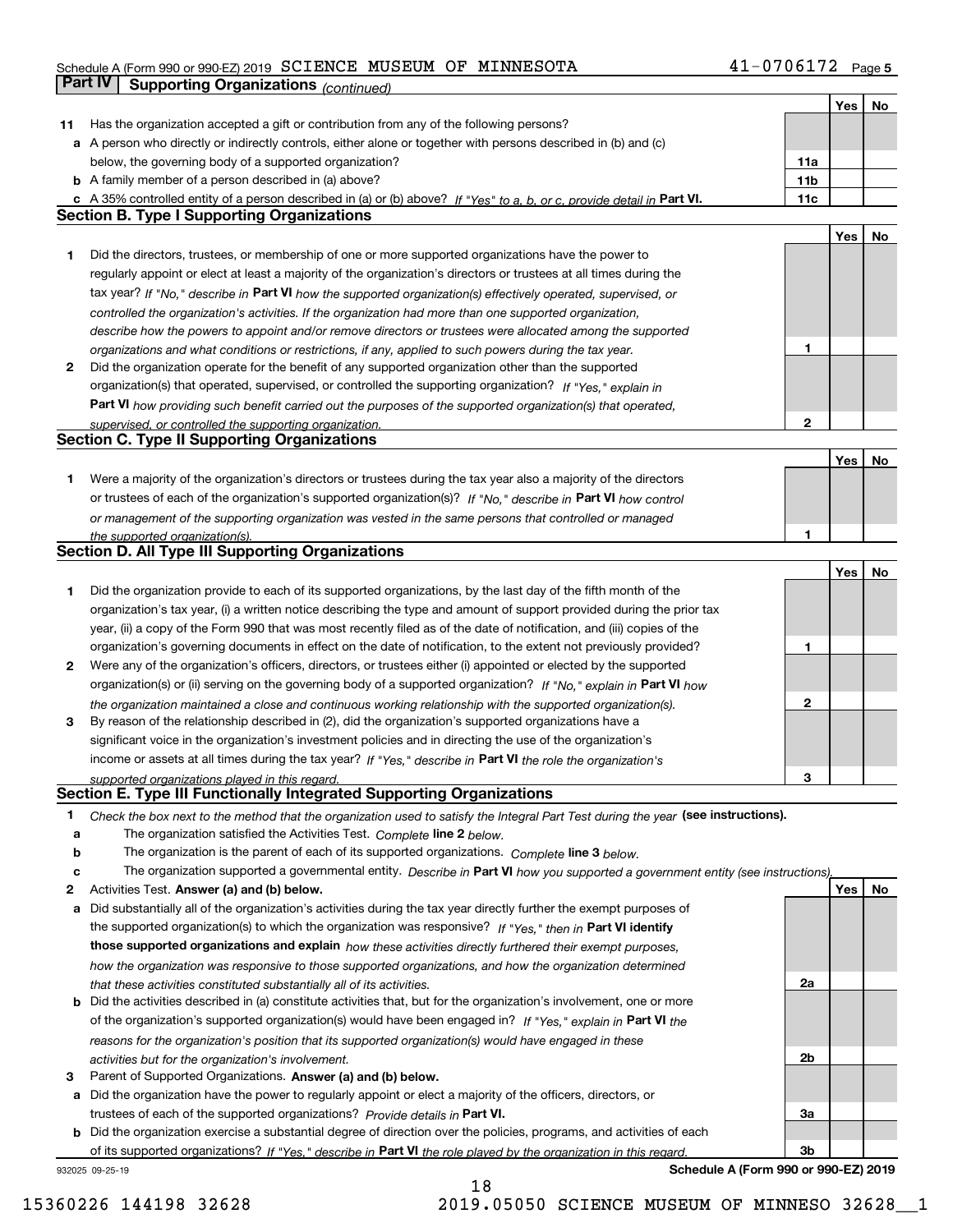Schedule A (Form 990 or 990-EZ) 2019 SCIENCE MUSEUM OF MINNESOTA 41-0706172 Page 5

## Part IV Supporting Organizations *(continued)*

| | | | Yes | No |
|---|---|---|---|---|
| **11** | Has the organization accepted a gift or contribution from any of the following persons? | | | |
| **a** | A person who directly or indirectly controls, either alone or together with persons described in (b) and (c) below, the governing body of a supported organization? | **11a** | | |
| **b** | A family member of a person described in (a) above? | **11b** | | |
| **c** | A 35% controlled entity of a person described in (a) or (b) above? *If "Yes" to a, b, or c, provide detail in* **Part VI.** | **11c** | | |

### Section B. Type I Supporting Organizations

| | | | Yes | No |
|---|---|---|---|---|
| **1** | Did the directors, trustees, or membership of one or more supported organizations have the power to regularly appoint or elect at least a majority of the organization's directors or trustees at all times during the tax year? *If "No," describe in* **Part VI** *how the supported organization(s) effectively operated, supervised, or controlled the organization's activities. If the organization had more than one supported organization, describe how the powers to appoint and/or remove directors or trustees were allocated among the supported organizations and what conditions or restrictions, if any, applied to such powers during the tax year.* | **1** | | |
| **2** | Did the organization operate for the benefit of any supported organization other than the supported organization(s) that operated, supervised, or controlled the supporting organization? *If "Yes," explain in* **Part VI** *how providing such benefit carried out the purposes of the supported organization(s) that operated, supervised, or controlled the supporting organization.* | **2** | | |

### Section C. Type II Supporting Organizations

| | | | Yes | No |
|---|---|---|---|---|
| **1** | Were a majority of the organization's directors or trustees during the tax year also a majority of the directors or trustees of each of the organization's supported organization(s)? *If "No," describe in* **Part VI** *how control or management of the supporting organization was vested in the same persons that controlled or managed the supported organization(s).* | **1** | | |

### Section D. All Type III Supporting Organizations

| | | | Yes | No |
|---|---|---|---|---|
| **1** | Did the organization provide to each of its supported organizations, by the last day of the fifth month of the organization's tax year, (i) a written notice describing the type and amount of support provided during the prior tax year, (ii) a copy of the Form 990 that was most recently filed as of the date of notification, and (iii) copies of the organization's governing documents in effect on the date of notification, to the extent not previously provided? | **1** | | |
| **2** | Were any of the organization's officers, directors, or trustees either (i) appointed or elected by the supported organization(s) or (ii) serving on the governing body of a supported organization? *If "No," explain in* **Part VI** *how the organization maintained a close and continuous working relationship with the supported organization(s).* | **2** | | |
| **3** | By reason of the relationship described in (2), did the organization's supported organizations have a significant voice in the organization's investment policies and in directing the use of the organization's income or assets at all times during the tax year? *If "Yes," describe in* **Part VI** *the role the organization's supported organizations played in this regard.* | **3** | | |

### Section E. Type III Functionally Integrated Supporting Organizations

**1** *Check the box next to the method that the organization used to satisfy the Integral Part Test during the year* **(see instructions).**

- **a** ☐ The organization satisfied the Activities Test. *Complete* **line 2** *below.*
- **b** ☐ The organization is the parent of each of its supported organizations. *Complete* **line 3** *below.*
- **c** ☐ The organization supported a governmental entity. *Describe in* **Part VI** *how you supported a government entity (see instructions).*

| | | | Yes | No |
|---|---|---|---|---|
| **2** | Activities Test. **Answer (a) and (b) below.** | | | |
| **a** | Did substantially all of the organization's activities during the tax year directly further the exempt purposes of the supported organization(s) to which the organization was responsive? *If "Yes," then in* **Part VI identify those supported organizations and explain** *how these activities directly furthered their exempt purposes, how the organization was responsive to those supported organizations, and how the organization determined that these activities constituted substantially all of its activities.* | **2a** | | |
| **b** | Did the activities described in (a) constitute activities that, but for the organization's involvement, one or more of the organization's supported organization(s) would have been engaged in? *If "Yes," explain in* **Part VI** *the reasons for the organization's position that its supported organization(s) would have engaged in these activities but for the organization's involvement.* | **2b** | | |
| **3** | Parent of Supported Organizations. **Answer (a) and (b) below.** | | | |
| **a** | Did the organization have the power to regularly appoint or elect a majority of the officers, directors, or trustees of each of the supported organizations? *Provide details in* **Part VI.** | **3a** | | |
| **b** | Did the organization exercise a substantial degree of direction over the policies, programs, and activities of each of its supported organizations? *If "Yes," describe in* **Part VI** *the role played by the organization in this regard.* | **3b** | | |

932025 09-25-19 **Schedule A (Form 990 or 990-EZ) 2019**

15360226 144198 32628 2019.05050 SCIENCE MUSEUM OF MINNESO 32628__1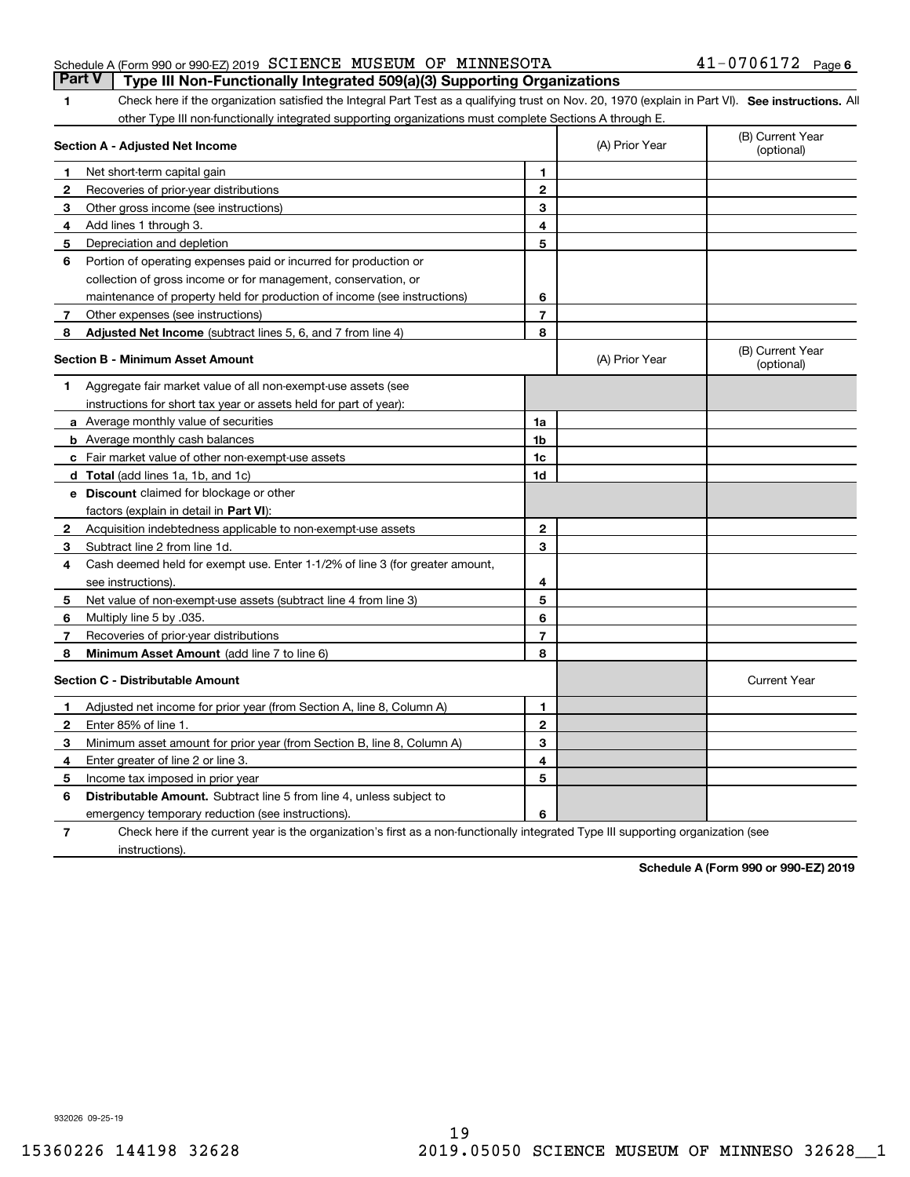Schedule A (Form 990 or 990-EZ) 2019 SCIENCE MUSEUM OF MINNESOTA 41-0706172 Page 6

## Part V Type III Non-Functionally Integrated 509(a)(3) Supporting Organizations

**1** Check here if the organization satisfied the Integral Part Test as a qualifying trust on Nov. 20, 1970 (explain in Part VI). **See instructions.** All other Type III non-functionally integrated supporting organizations must complete Sections A through E.

| **Section A - Adjusted Net Income** | | (A) Prior Year | (B) Current Year (optional) |
|---|---|---|---|
| **1** Net short-term capital gain | 1 | | |
| **2** Recoveries of prior-year distributions | 2 | | |
| **3** Other gross income (see instructions) | 3 | | |
| **4** Add lines 1 through 3. | 4 | | |
| **5** Depreciation and depletion | 5 | | |
| **6** Portion of operating expenses paid or incurred for production or collection of gross income or for management, conservation, or maintenance of property held for production of income (see instructions) | 6 | | |
| **7** Other expenses (see instructions) | 7 | | |
| **8** **Adjusted Net Income** (subtract lines 5, 6, and 7 from line 4) | 8 | | |

| **Section B - Minimum Asset Amount** | | (A) Prior Year | (B) Current Year (optional) |
|---|---|---|---|
| **1** Aggregate fair market value of all non-exempt-use assets (see instructions for short tax year or assets held for part of year): | | | |
| **a** Average monthly value of securities | 1a | | |
| **b** Average monthly cash balances | 1b | | |
| **c** Fair market value of other non-exempt-use assets | 1c | | |
| **d** **Total** (add lines 1a, 1b, and 1c) | 1d | | |
| **e** **Discount** claimed for blockage or other factors (explain in detail in **Part VI**): | | | |
| **2** Acquisition indebtedness applicable to non-exempt-use assets | 2 | | |
| **3** Subtract line 2 from line 1d. | 3 | | |
| **4** Cash deemed held for exempt use. Enter 1-1/2% of line 3 (for greater amount, see instructions). | 4 | | |
| **5** Net value of non-exempt-use assets (subtract line 4 from line 3) | 5 | | |
| **6** Multiply line 5 by .035. | 6 | | |
| **7** Recoveries of prior-year distributions | 7 | | |
| **8** **Minimum Asset Amount** (add line 7 to line 6) | 8 | | |

| **Section C - Distributable Amount** | | | Current Year |
|---|---|---|---|
| **1** Adjusted net income for prior year (from Section A, line 8, Column A) | 1 | | |
| **2** Enter 85% of line 1. | 2 | | |
| **3** Minimum asset amount for prior year (from Section B, line 8, Column A) | 3 | | |
| **4** Enter greater of line 2 or line 3. | 4 | | |
| **5** Income tax imposed in prior year | 5 | | |
| **6** **Distributable Amount.** Subtract line 5 from line 4, unless subject to emergency temporary reduction (see instructions). | 6 | | |

**7** Check here if the current year is the organization's first as a non-functionally integrated Type III supporting organization (see instructions).

**Schedule A (Form 990 or 990-EZ) 2019**

932026 09-25-19

15360226 144198 32628 2019.05050 SCIENCE MUSEUM OF MINNESO 32628__1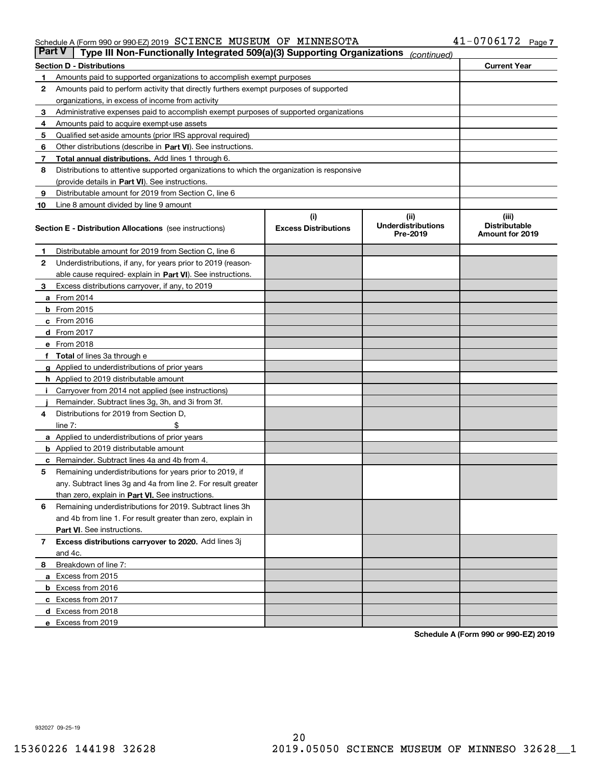Schedule A (Form 990 or 990-EZ) 2019 SCIENCE MUSEUM OF MINNESOTA 41-0706172 Page 7

**Part V | Type III Non-Functionally Integrated 509(a)(3) Supporting Organizations** *(continued)*

| Section D - Distributions | | Current Year |
|---|---|---|
| 1 | Amounts paid to supported organizations to accomplish exempt purposes | |
| 2 | Amounts paid to perform activity that directly furthers exempt purposes of supported organizations, in excess of income from activity | |
| 3 | Administrative expenses paid to accomplish exempt purposes of supported organizations | |
| 4 | Amounts paid to acquire exempt-use assets | |
| 5 | Qualified set-aside amounts (prior IRS approval required) | |
| 6 | Other distributions (describe in **Part VI**). See instructions. | |
| 7 | **Total annual distributions.** Add lines 1 through 6. | |
| 8 | Distributions to attentive supported organizations to which the organization is responsive (provide details in **Part VI**). See instructions. | |
| 9 | Distributable amount for 2019 from Section C, line 6 | |
| 10 | Line 8 amount divided by line 9 amount | |

| | **Section E - Distribution Allocations** (see instructions) | (i) Excess Distributions | (ii) Underdistributions Pre-2019 | (iii) Distributable Amount for 2019 |
|---|---|---|---|---|
| 1 | Distributable amount for 2019 from Section C, line 6 | | | |
| 2 | Underdistributions, if any, for years prior to 2019 (reasonable cause required- explain in **Part VI**). See instructions. | | | |
| 3 | Excess distributions carryover, if any, to 2019 | | | |
| a | From 2014 | | | |
| b | From 2015 | | | |
| c | From 2016 | | | |
| d | From 2017 | | | |
| e | From 2018 | | | |
| f | **Total** of lines 3a through e | | | |
| g | Applied to underdistributions of prior years | | | |
| h | Applied to 2019 distributable amount | | | |
| i | Carryover from 2014 not applied (see instructions) | | | |
| j | Remainder. Subtract lines 3g, 3h, and 3i from 3f. | | | |
| 4 | Distributions for 2019 from Section D, line 7: $ | | | |
| a | Applied to underdistributions of prior years | | | |
| b | Applied to 2019 distributable amount | | | |
| c | Remainder. Subtract lines 4a and 4b from 4. | | | |
| 5 | Remaining underdistributions for years prior to 2019, if any. Subtract lines 3g and 4a from line 2. For result greater than zero, explain in **Part VI**. See instructions. | | | |
| 6 | Remaining underdistributions for 2019. Subtract lines 3h and 4b from line 1. For result greater than zero, explain in **Part VI**. See instructions. | | | |
| 7 | **Excess distributions carryover to 2020.** Add lines 3j and 4c. | | | |
| 8 | Breakdown of line 7: | | | |
| a | Excess from 2015 | | | |
| b | Excess from 2016 | | | |
| c | Excess from 2017 | | | |
| d | Excess from 2018 | | | |
| e | Excess from 2019 | | | |

**Schedule A (Form 990 or 990-EZ) 2019**

932027 09-25-19

15360226 144198 32628 2019.05050 SCIENCE MUSEUM OF MINNESO 32628__1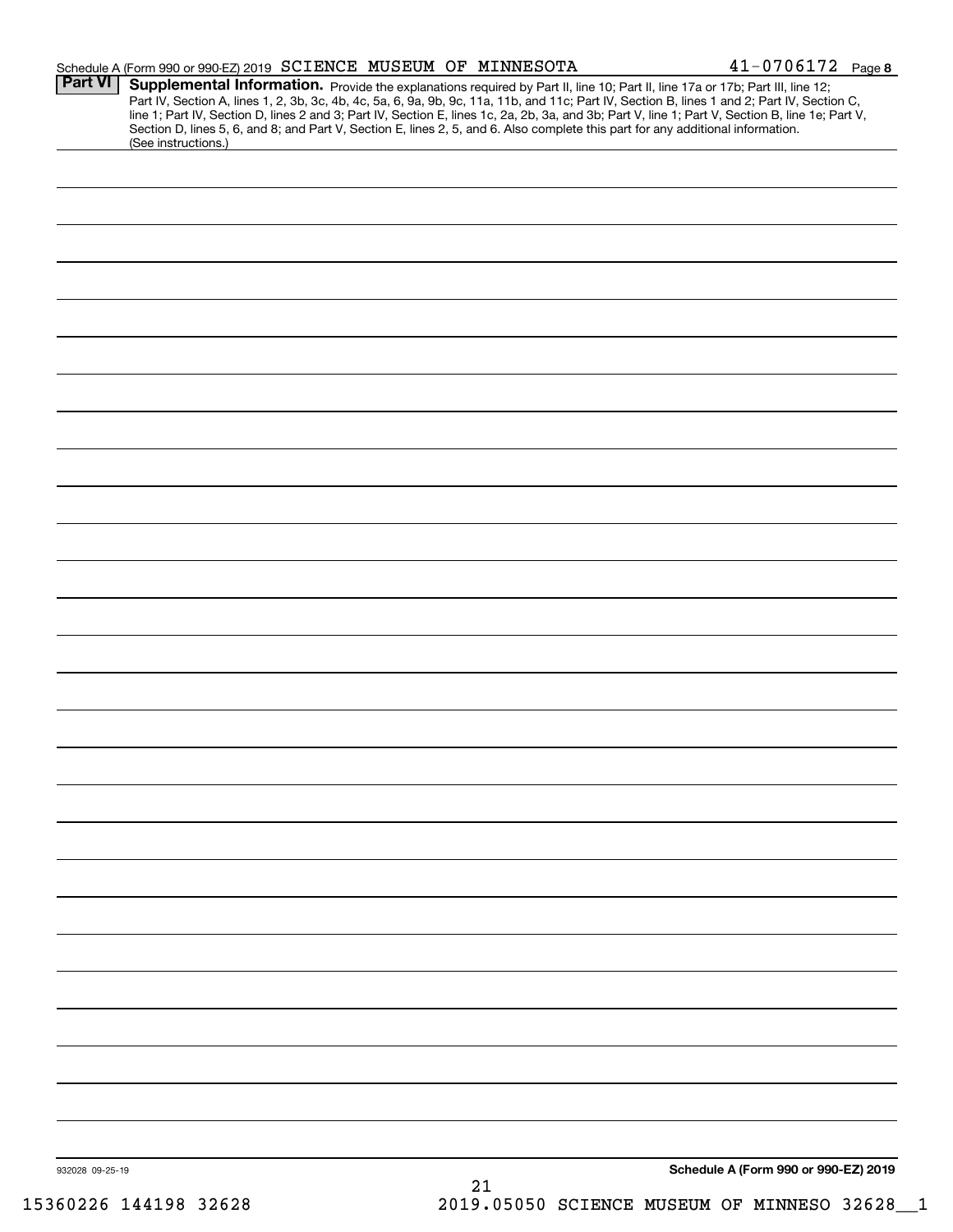Schedule A (Form 990 or 990-EZ) 2019 SCIENCE MUSEUM OF MINNESOTA 41-0706172 Page **8**

## Part VI Supplemental Information.

Provide the explanations required by Part II, line 10; Part II, line 17a or 17b; Part III, line 12; Part IV, Section A, lines 1, 2, 3b, 3c, 4b, 4c, 5a, 6, 9a, 9b, 9c, 11a, 11b, and 11c; Part IV, Section B, lines 1 and 2; Part IV, Section C, line 1; Part IV, Section D, lines 2 and 3; Part IV, Section E, lines 1c, 2a, 2b, 3a, and 3b; Part V, line 1; Part V, Section B, line 1e; Part V, Section D, lines 5, 6, and 8; and Part V, Section E, lines 2, 5, and 6. Also complete this part for any additional information. (See instructions.)

932028 09-25-19

**Schedule A (Form 990 or 990-EZ) 2019**

15360226 144198 32628 2019.05050 SCIENCE MUSEUM OF MINNESO 32628__1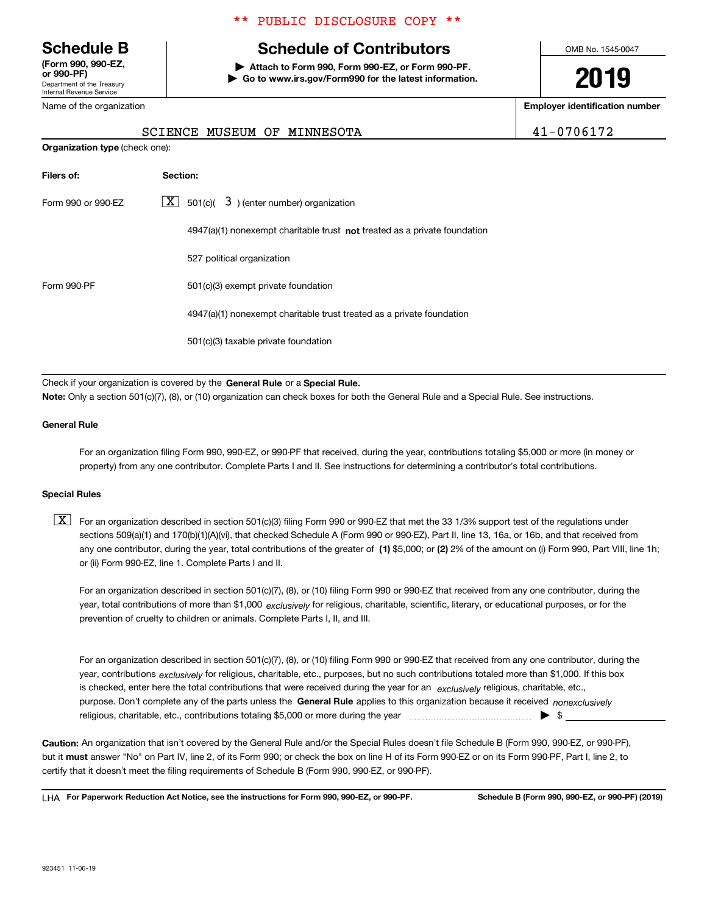\*\* PUBLIC DISCLOSURE COPY \*\*

# Schedule B

**(Form 990, 990-EZ, or 990-PF)**
Department of the Treasury
Internal Revenue Service

## Schedule of Contributors

▶ **Attach to Form 990, Form 990-EZ, or Form 990-PF.**
▶ **Go to www.irs.gov/Form990 for the latest information.**

OMB No. 1545-0047

**2019**

Name of the organization: SCIENCE MUSEUM OF MINNESOTA

**Employer identification number:** 41-0706172

**Organization type** (check one):

| Filers of: | Section: |
|---|---|
| Form 990 or 990-EZ | [X] 501(c)( 3 ) (enter number) organization |
| | [ ] 4947(a)(1) nonexempt charitable trust **not** treated as a private foundation |
| | [ ] 527 political organization |
| Form 990-PF | [ ] 501(c)(3) exempt private foundation |
| | [ ] 4947(a)(1) nonexempt charitable trust treated as a private foundation |
| | [ ] 501(c)(3) taxable private foundation |

Check if your organization is covered by the **General Rule** or a **Special Rule.**

**Note:** Only a section 501(c)(7), (8), or (10) organization can check boxes for both the General Rule and a Special Rule. See instructions.

### General Rule

[ ] For an organization filing Form 990, 990-EZ, or 990-PF that received, during the year, contributions totaling $5,000 or more (in money or property) from any one contributor. Complete Parts I and II. See instructions for determining a contributor's total contributions.

### Special Rules

[X] For an organization described in section 501(c)(3) filing Form 990 or 990-EZ that met the 33 1/3% support test of the regulations under sections 509(a)(1) and 170(b)(1)(A)(vi), that checked Schedule A (Form 990 or 990-EZ), Part II, line 13, 16a, or 16b, and that received from any one contributor, during the year, total contributions of the greater of **(1)** $5,000; or **(2)** 2% of the amount on (i) Form 990, Part VIII, line 1h; or (ii) Form 990-EZ, line 1. Complete Parts I and II.

[ ] For an organization described in section 501(c)(7), (8), or (10) filing Form 990 or 990-EZ that received from any one contributor, during the year, total contributions of more than $1,000 *exclusively* for religious, charitable, scientific, literary, or educational purposes, or for the prevention of cruelty to children or animals. Complete Parts I, II, and III.

[ ] For an organization described in section 501(c)(7), (8), or (10) filing Form 990 or 990-EZ that received from any one contributor, during the year, contributions *exclusively* for religious, charitable, etc., purposes, but no such contributions totaled more than $1,000. If this box is checked, enter here the total contributions that were received during the year for an *exclusively* religious, charitable, etc., purpose. Don't complete any of the parts unless the **General Rule** applies to this organization because it received *nonexclusively* religious, charitable, etc., contributions totaling $5,000 or more during the year ▶ $ ____________

**Caution:** An organization that isn't covered by the General Rule and/or the Special Rules doesn't file Schedule B (Form 990, 990-EZ, or 990-PF), but it **must** answer "No" on Part IV, line 2, of its Form 990; or check the box on line H of its Form 990-EZ or on its Form 990-PF, Part I, line 2, to certify that it doesn't meet the filing requirements of Schedule B (Form 990, 990-EZ, or 990-PF).

LHA **For Paperwork Reduction Act Notice, see the instructions for Form 990, 990-EZ, or 990-PF.** **Schedule B (Form 990, 990-EZ, or 990-PF) (2019)**

923451 11-06-19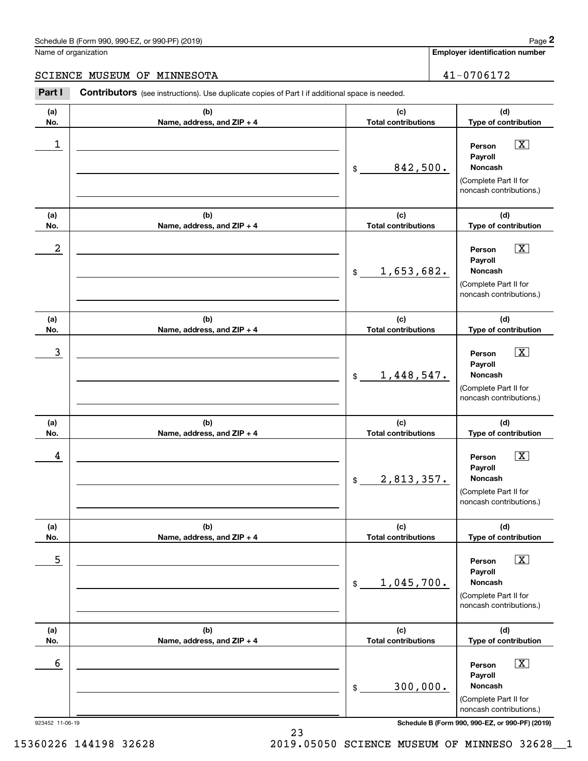Schedule B (Form 990, 990-EZ, or 990-PF) (2019)

Name of organization

SCIENCE MUSEUM OF MINNESOTA

**Employer identification number**

41-0706172

**Part I** **Contributors** (see instructions). Use duplicate copies of Part I if additional space is needed.

| (a) No. | (b) Name, address, and ZIP + 4 | (c) Total contributions | (d) Type of contribution |
|---|---|---|---|
| 1 | | $ 842,500. | Person [X] Payroll [ ] Noncash [ ] (Complete Part II for noncash contributions.) |
| 2 | | $ 1,653,682. | Person [X] Payroll [ ] Noncash [ ] (Complete Part II for noncash contributions.) |
| 3 | | $ 1,448,547. | Person [X] Payroll [ ] Noncash [ ] (Complete Part II for noncash contributions.) |
| 4 | | $ 2,813,357. | Person [X] Payroll [ ] Noncash [ ] (Complete Part II for noncash contributions.) |
| 5 | | $ 1,045,700. | Person [X] Payroll [ ] Noncash [ ] (Complete Part II for noncash contributions.) |
| 6 | | $ 300,000. | Person [X] Payroll [ ] Noncash [ ] (Complete Part II for noncash contributions.) |

923452 11-06-19

Schedule B (Form 990, 990-EZ, or 990-PF) (2019)

15360226 144198 32628 2019.05050 SCIENCE MUSEUM OF MINNESO 32628__1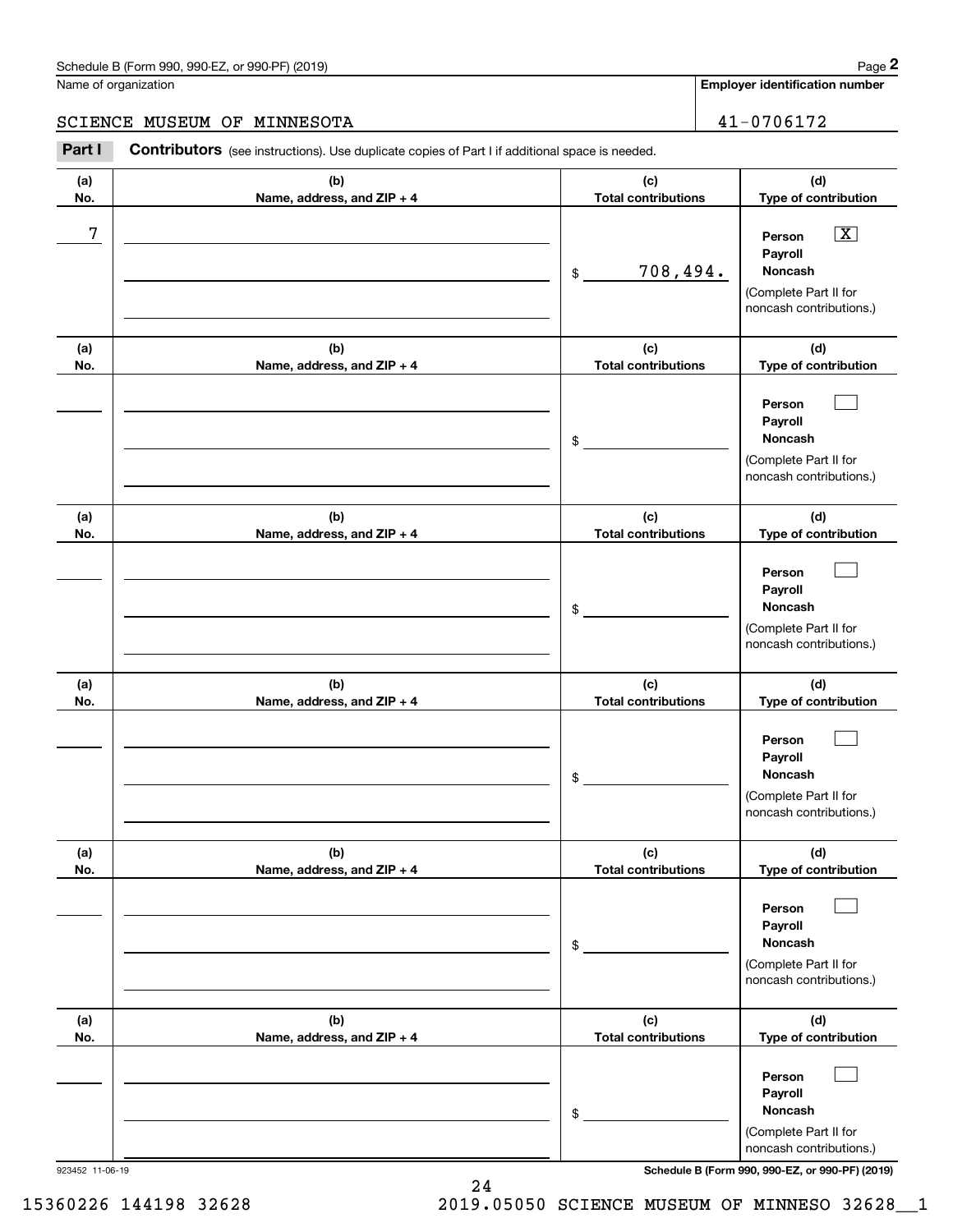Name of organization

SCIENCE MUSEUM OF MINNESOTA

**Employer identification number**

41-0706172

**Part I** **Contributors** (see instructions). Use duplicate copies of Part I if additional space is needed.

| (a) No. | (b) Name, address, and ZIP + 4 | (c) Total contributions | (d) Type of contribution |
|---|---|---|---|
| 7 | | $ 708,494. | Person [X] Payroll Noncash (Complete Part II for noncash contributions.) |
| | | $ | Person [ ] Payroll Noncash (Complete Part II for noncash contributions.) |
| | | $ | Person [ ] Payroll Noncash (Complete Part II for noncash contributions.) |
| | | $ | Person [ ] Payroll Noncash (Complete Part II for noncash contributions.) |
| | | $ | Person [ ] Payroll Noncash (Complete Part II for noncash contributions.) |
| | | $ | Person [ ] Payroll Noncash (Complete Part II for noncash contributions.) |

923452 11-06-19

**Schedule B (Form 990, 990-EZ, or 990-PF) (2019)**

15360226 144198 32628 2019.05050 SCIENCE MUSEUM OF MINNESO 32628__1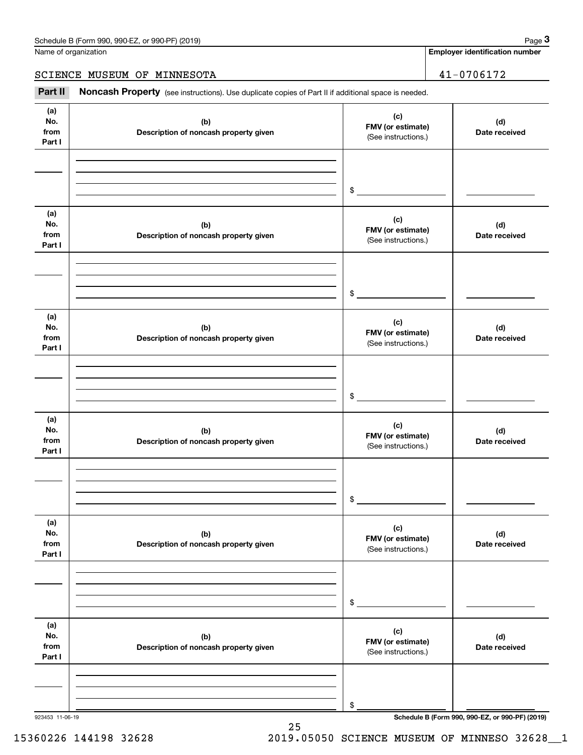Name of organization

SCIENCE MUSEUM OF MINNESOTA

**Employer identification number**

41-0706172

**Part II** **Noncash Property** (see instructions). Use duplicate copies of Part II if additional space is needed.

| (a) No. from Part I | (b) Description of noncash property given | (c) FMV (or estimate) (See instructions.) | (d) Date received |
|---|---|---|---|
| | | $ | |

| (a) No. from Part I | (b) Description of noncash property given | (c) FMV (or estimate) (See instructions.) | (d) Date received |
|---|---|---|---|
| | | $ | |

| (a) No. from Part I | (b) Description of noncash property given | (c) FMV (or estimate) (See instructions.) | (d) Date received |
|---|---|---|---|
| | | $ | |

| (a) No. from Part I | (b) Description of noncash property given | (c) FMV (or estimate) (See instructions.) | (d) Date received |
|---|---|---|---|
| | | $ | |

| (a) No. from Part I | (b) Description of noncash property given | (c) FMV (or estimate) (See instructions.) | (d) Date received |
|---|---|---|---|
| | | $ | |

| (a) No. from Part I | (b) Description of noncash property given | (c) FMV (or estimate) (See instructions.) | (d) Date received |
|---|---|---|---|
| | | $ | |

923453 11-06-19

15360226 144198 32628 2019.05050 SCIENCE MUSEUM OF MINNESO 32628__1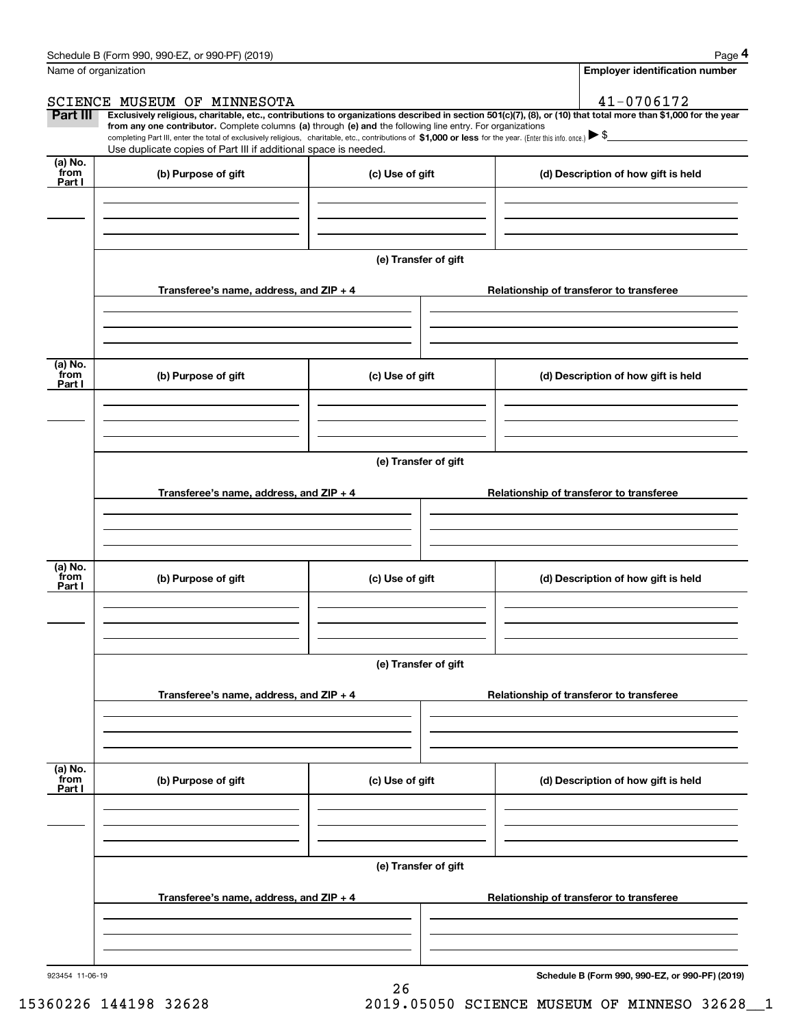Name of organization | Employer identification number

SCIENCE MUSEUM OF MINNESOTA | 41-0706172

**Part III** **Exclusively religious, charitable, etc., contributions to organizations described in section 501(c)(7), (8), or (10) that total more than $1,000 for the year from any one contributor.** Complete columns **(a)** through **(e)** and the following line entry. For organizations completing Part III, enter the total of exclusively religious, charitable, etc., contributions of **$1,000 or less** for the year. (Enter this info. once.) ▶ $

Use duplicate copies of Part III if additional space is needed.

| (a) No. from Part I | (b) Purpose of gift | (c) Use of gift | (d) Description of how gift is held |
|---|---|---|---|
| | | | |

(e) Transfer of gift

| Transferee's name, address, and ZIP + 4 | Relationship of transferor to transferee |
|---|---|
| | |

| (a) No. from Part I | (b) Purpose of gift | (c) Use of gift | (d) Description of how gift is held |
|---|---|---|---|
| | | | |

(e) Transfer of gift

| Transferee's name, address, and ZIP + 4 | Relationship of transferor to transferee |
|---|---|
| | |

| (a) No. from Part I | (b) Purpose of gift | (c) Use of gift | (d) Description of how gift is held |
|---|---|---|---|
| | | | |

(e) Transfer of gift

| Transferee's name, address, and ZIP + 4 | Relationship of transferor to transferee |
|---|---|
| | |

| (a) No. from Part I | (b) Purpose of gift | (c) Use of gift | (d) Description of how gift is held |
|---|---|---|---|
| | | | |

(e) Transfer of gift

| Transferee's name, address, and ZIP + 4 | Relationship of transferor to transferee |
|---|---|
| | |

923454 11-06-19

**Schedule B (Form 990, 990-EZ, or 990-PF) (2019)**

15360226 144198 32628 2019.05050 SCIENCE MUSEUM OF MINNESO 32628__1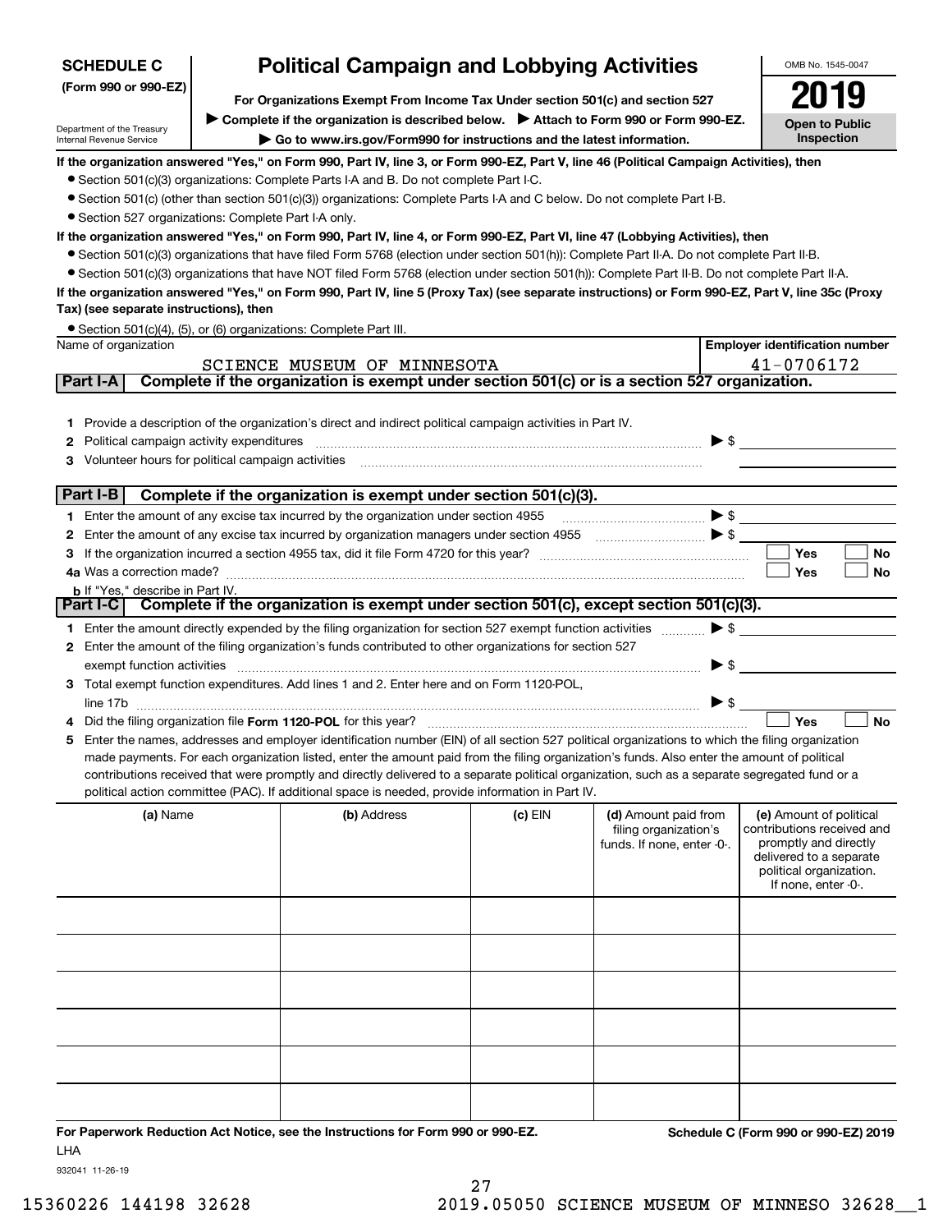**SCHEDULE C (Form 990 or 990-EZ)**

Department of the Treasury
Internal Revenue Service

# Political Campaign and Lobbying Activities

**For Organizations Exempt From Income Tax Under section 501(c) and section 527**

▶ **Complete if the organization is described below.** ▶ **Attach to Form 990 or Form 990-EZ.**

▶ **Go to www.irs.gov/Form990 for instructions and the latest information.**

OMB No. 1545-0047

**2019**

**Open to Public Inspection**

**If the organization answered "Yes," on Form 990, Part IV, line 3, or Form 990-EZ, Part V, line 46 (Political Campaign Activities), then**

- Section 501(c)(3) organizations: Complete Parts I-A and B. Do not complete Part I-C.
- Section 501(c) (other than section 501(c)(3)) organizations: Complete Parts I-A and C below. Do not complete Part I-B.
- Section 527 organizations: Complete Part I-A only.

**If the organization answered "Yes," on Form 990, Part IV, line 4, or Form 990-EZ, Part VI, line 47 (Lobbying Activities), then**

- Section 501(c)(3) organizations that have filed Form 5768 (election under section 501(h)): Complete Part II-A. Do not complete Part II-B.
- Section 501(c)(3) organizations that have NOT filed Form 5768 (election under section 501(h)): Complete Part II-B. Do not complete Part II-A.

**If the organization answered "Yes," on Form 990, Part IV, line 5 (Proxy Tax) (see separate instructions) or Form 990-EZ, Part V, line 35c (Proxy Tax) (see separate instructions), then**

- Section 501(c)(4), (5), or (6) organizations: Complete Part III.

| Name of organization | Employer identification number |
|---|---|
| SCIENCE MUSEUM OF MINNESOTA | 41-0706172 |

## Part I-A  Complete if the organization is exempt under section 501(c) or is a section 527 organization.

1. Provide a description of the organization's direct and indirect political campaign activities in Part IV.
2. Political campaign activity expenditures ▶ $
3. Volunteer hours for political campaign activities

## Part I-B  Complete if the organization is exempt under section 501(c)(3).

1. Enter the amount of any excise tax incurred by the organization under section 4955 ▶ $
2. Enter the amount of any excise tax incurred by organization managers under section 4955 ▶ $
3. If the organization incurred a section 4955 tax, did it file Form 4720 for this year? ☐ Yes ☐ No

4a. Was a correction made? ☐ Yes ☐ No

b. If "Yes," describe in Part IV.

## Part I-C  Complete if the organization is exempt under section 501(c), except section 501(c)(3).

1. Enter the amount directly expended by the filing organization for section 527 exempt function activities ▶ $
2. Enter the amount of the filing organization's funds contributed to other organizations for section 527 exempt function activities ▶ $
3. Total exempt function expenditures. Add lines 1 and 2. Enter here and on Form 1120-POL, line 17b ▶ $
4. Did the filing organization file **Form 1120-POL** for this year? ☐ Yes ☐ No
5. Enter the names, addresses and employer identification number (EIN) of all section 527 political organizations to which the filing organization made payments. For each organization listed, enter the amount paid from the filing organization's funds. Also enter the amount of political contributions received that were promptly and directly delivered to a separate political organization, such as a separate segregated fund or a political action committee (PAC). If additional space is needed, provide information in Part IV.

| (a) Name | (b) Address | (c) EIN | (d) Amount paid from filing organization's funds. If none, enter -0-. | (e) Amount of political contributions received and promptly and directly delivered to a separate political organization. If none, enter -0-. |
|---|---|---|---|---|
| | | | | |
| | | | | |
| | | | | |
| | | | | |
| | | | | |
| | | | | |

**For Paperwork Reduction Act Notice, see the Instructions for Form 990 or 990-EZ.** **Schedule C (Form 990 or 990-EZ) 2019**

LHA

932041 11-26-19

15360226 144198 32628     2019.05050 SCIENCE MUSEUM OF MINNESO 32628__1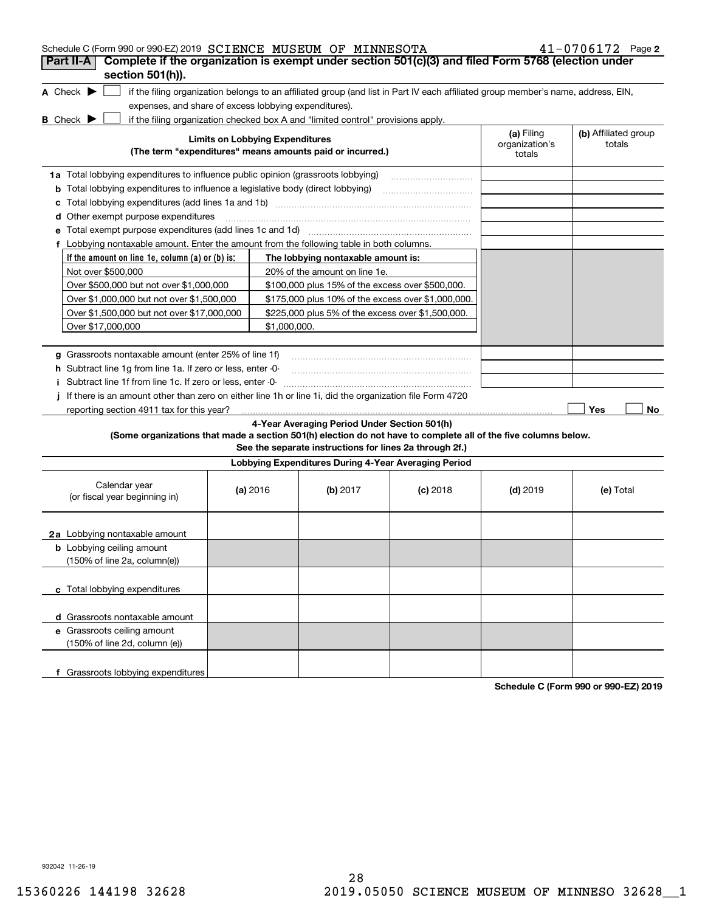Schedule C (Form 990 or 990-EZ) 2019 SCIENCE MUSEUM OF MINNESOTA 41-0706172 Page 2

**Part II-A** **Complete if the organization is exempt under section 501(c)(3) and filed Form 5768 (election under section 501(h)).**

**A** Check ▶ ☐ if the filing organization belongs to an affiliated group (and list in Part IV each affiliated group member's name, address, EIN, expenses, and share of excess lobbying expenditures).

**B** Check ▶ ☐ if the filing organization checked box A and "limited control" provisions apply.

| **Limits on Lobbying Expenditures** (The term "expenditures" means amounts paid or incurred.) | **(a)** Filing organization's totals | **(b)** Affiliated group totals |
|---|---|---|
| **1a** Total lobbying expenditures to influence public opinion (grassroots lobbying) | | |
| **b** Total lobbying expenditures to influence a legislative body (direct lobbying) | | |
| **c** Total lobbying expenditures (add lines 1a and 1b) | | |
| **d** Other exempt purpose expenditures | | |
| **e** Total exempt purpose expenditures (add lines 1c and 1d) | | |
| **f** Lobbying nontaxable amount. Enter the amount from the following table in both columns. | | |

| If the amount on line 1e, column (a) or (b) is: | The lobbying nontaxable amount is: |
|---|---|
| Not over $500,000 | 20% of the amount on line 1e. |
| Over $500,000 but not over $1,000,000 | $100,000 plus 15% of the excess over $500,000. |
| Over $1,000,000 but not over $1,500,000 | $175,000 plus 10% of the excess over $1,000,000. |
| Over $1,500,000 but not over $17,000,000 | $225,000 plus 5% of the excess over $1,500,000. |
| Over $17,000,000 | $1,000,000. |

| | (a) | (b) |
|---|---|---|
| **g** Grassroots nontaxable amount (enter 25% of line 1f) | | |
| **h** Subtract line 1g from line 1a. If zero or less, enter -0- | | |
| **i** Subtract line 1f from line 1c. If zero or less, enter -0- | | |

**j** If there is an amount other than zero on either line 1h or line 1i, did the organization file Form 4720 reporting section 4911 tax for this year? ☐ Yes ☐ No

**4-Year Averaging Period Under Section 501(h)**

**(Some organizations that made a section 501(h) election do not have to complete all of the five columns below. See the separate instructions for lines 2a through 2f.)**

**Lobbying Expenditures During 4-Year Averaging Period**

| Calendar year (or fiscal year beginning in) | **(a)** 2016 | **(b)** 2017 | **(c)** 2018 | **(d)** 2019 | **(e)** Total |
|---|---|---|---|---|---|
| **2a** Lobbying nontaxable amount | | | | | |
| **b** Lobbying ceiling amount (150% of line 2a, column(e)) | | | | | |
| **c** Total lobbying expenditures | | | | | |
| **d** Grassroots nontaxable amount | | | | | |
| **e** Grassroots ceiling amount (150% of line 2d, column (e)) | | | | | |
| **f** Grassroots lobbying expenditures | | | | | |

**Schedule C (Form 990 or 990-EZ) 2019**

932042 11-26-19

15360226 144198 32628 2019.05050 SCIENCE MUSEUM OF MINNESO 32628__1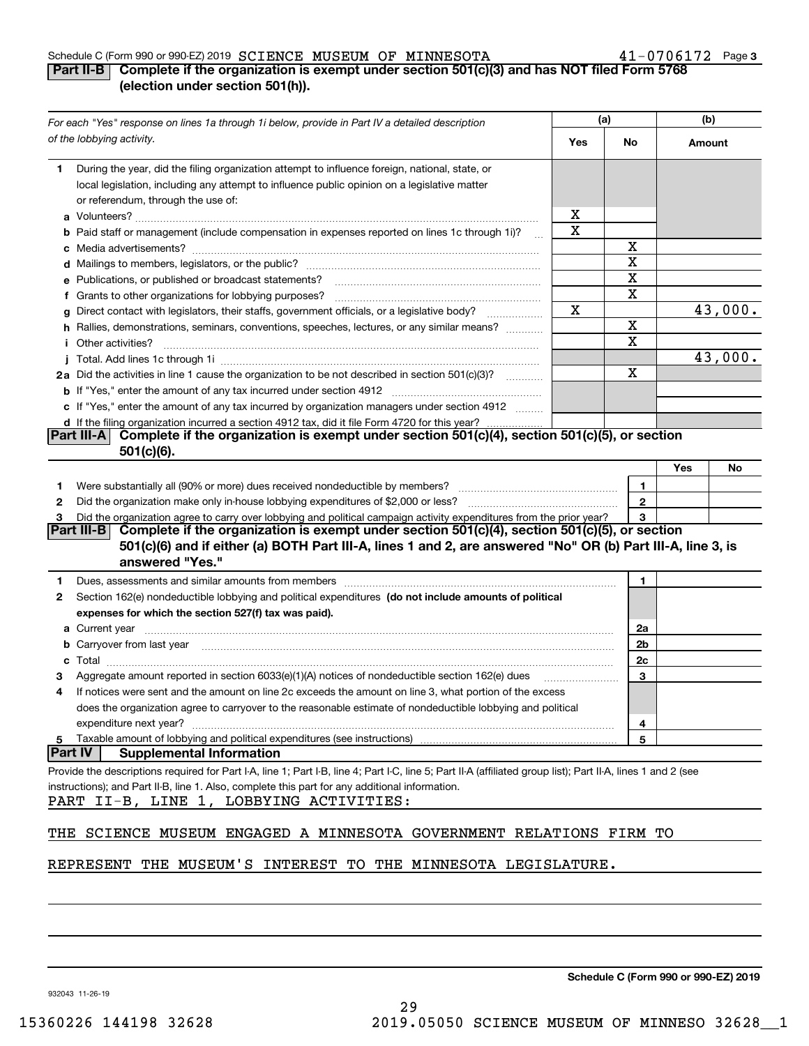Schedule C (Form 990 or 990-EZ) 2019 SCIENCE MUSEUM OF MINNESOTA 41-0706172 Page 3

## Part II-B Complete if the organization is exempt under section 501(c)(3) and has NOT filed Form 5768 (election under section 501(h)).

| *For each "Yes" response on lines 1a through 1i below, provide in Part IV a detailed description of the lobbying activity.* | (a) Yes | (a) No | (b) Amount |
|---|---|---|---|
| **1** During the year, did the filing organization attempt to influence foreign, national, state, or local legislation, including any attempt to influence public opinion on a legislative matter or referendum, through the use of: | | | |
| **a** Volunteers? | X | | |
| **b** Paid staff or management (include compensation in expenses reported on lines 1c through 1i)? | X | | |
| **c** Media advertisements? | | X | |
| **d** Mailings to members, legislators, or the public? | | X | |
| **e** Publications, or published or broadcast statements? | | X | |
| **f** Grants to other organizations for lobbying purposes? | | X | |
| **g** Direct contact with legislators, their staffs, government officials, or a legislative body? | X | | 43,000. |
| **h** Rallies, demonstrations, seminars, conventions, speeches, lectures, or any similar means? | | X | |
| **i** Other activities? | | X | |
| **j** Total. Add lines 1c through 1i | | | 43,000. |
| **2a** Did the activities in line 1 cause the organization to be not described in section 501(c)(3)? | | X | |
| **b** If "Yes," enter the amount of any tax incurred under section 4912 | | | |
| **c** If "Yes," enter the amount of any tax incurred by organization managers under section 4912 | | | |
| **d** If the filing organization incurred a section 4912 tax, did it file Form 4720 for this year? | | | |

## Part III-A Complete if the organization is exempt under section 501(c)(4), section 501(c)(5), or section 501(c)(6).

| | | | Yes | No |
|---|---|---|---|---|
| **1** | Were substantially all (90% or more) dues received nondeductible by members? | 1 | | |
| **2** | Did the organization make only in-house lobbying expenditures of $2,000 or less? | 2 | | |
| **3** | Did the organization agree to carry over lobbying and political campaign activity expenditures from the prior year? | 3 | | |

## Part III-B Complete if the organization is exempt under section 501(c)(4), section 501(c)(5), or section 501(c)(6) and if either (a) BOTH Part III-A, lines 1 and 2, are answered "No" OR (b) Part III-A, line 3, is answered "Yes."

| | | | |
|---|---|---|---|
| **1** | Dues, assessments and similar amounts from members | 1 | |
| **2** | Section 162(e) nondeductible lobbying and political expenditures **(do not include amounts of political expenses for which the section 527(f) tax was paid).** | | |
| **a** | Current year | 2a | |
| **b** | Carryover from last year | 2b | |
| **c** | Total | 2c | |
| **3** | Aggregate amount reported in section 6033(e)(1)(A) notices of nondeductible section 162(e) dues | 3 | |
| **4** | If notices were sent and the amount on line 2c exceeds the amount on line 3, what portion of the excess does the organization agree to carryover to the reasonable estimate of nondeductible lobbying and political expenditure next year? | 4 | |
| **5** | Taxable amount of lobbying and political expenditures (see instructions) | 5 | |

## Part IV Supplemental Information

Provide the descriptions required for Part I-A, line 1; Part I-B, line 4; Part I-C, line 5; Part II-A (affiliated group list); Part II-A, lines 1 and 2 (see instructions); and Part II-B, line 1. Also, complete this part for any additional information.

PART II-B, LINE 1, LOBBYING ACTIVITIES:

THE SCIENCE MUSEUM ENGAGED A MINNESOTA GOVERNMENT RELATIONS FIRM TO REPRESENT THE MUSEUM'S INTEREST TO THE MINNESOTA LEGISLATURE.

Schedule C (Form 990 or 990-EZ) 2019

932043 11-26-19

15360226 144198 32628 2019.05050 SCIENCE MUSEUM OF MINNESO 32628__1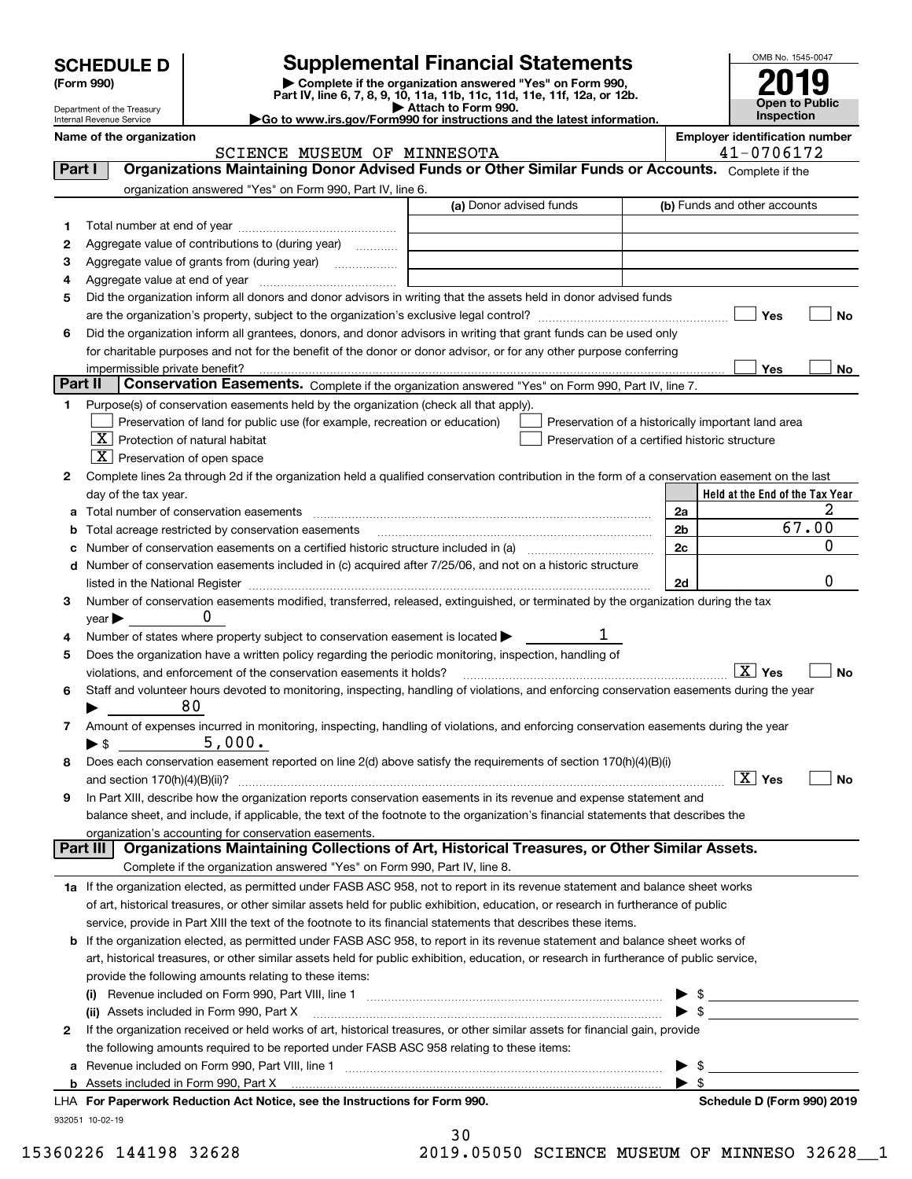# SCHEDULE D (Form 990)

# Supplemental Financial Statements

▶ Complete if the organization answered "Yes" on Form 990, Part IV, line 6, 7, 8, 9, 10, 11a, 11b, 11c, 11d, 11e, 11f, 12a, or 12b.

▶ Attach to Form 990.

▶Go to www.irs.gov/Form990 for instructions and the latest information.

Department of the Treasury
Internal Revenue Service

OMB No. 1545-0047

**2019**

**Open to Public Inspection**

**Name of the organization:** SCIENCE MUSEUM OF MINNESOTA

**Employer identification number:** 41-0706172

## Part I — Organizations Maintaining Donor Advised Funds or Other Similar Funds or Accounts.

Complete if the organization answered "Yes" on Form 990, Part IV, line 6.

| | | (a) Donor advised funds | (b) Funds and other accounts |
|---|---|---|---|
| 1 | Total number at end of year | | |
| 2 | Aggregate value of contributions to (during year) | | |
| 3 | Aggregate value of grants from (during year) | | |
| 4 | Aggregate value at end of year | | |

5 Did the organization inform all donors and donor advisors in writing that the assets held in donor advised funds are the organization's property, subject to the organization's exclusive legal control? ☐ Yes ☐ No

6 Did the organization inform all grantees, donors, and donor advisors in writing that grant funds can be used only for charitable purposes and not for the benefit of the donor or donor advisor, or for any other purpose conferring impermissible private benefit? ☐ Yes ☐ No

## Part II — Conservation Easements.

Complete if the organization answered "Yes" on Form 990, Part IV, line 7.

1 Purpose(s) of conservation easements held by the organization (check all that apply).

- ☐ Preservation of land for public use (for example, recreation or education)
- ☒ Protection of natural habitat
- ☒ Preservation of open space
- ☐ Preservation of a historically important land area
- ☐ Preservation of a certified historic structure

2 Complete lines 2a through 2d if the organization held a qualified conservation contribution in the form of a conservation easement on the last day of the tax year.

| | | | Held at the End of the Tax Year |
|---|---|---|---|
| a | Total number of conservation easements | 2a | 2 |
| b | Total acreage restricted by conservation easements | 2b | 67.00 |
| c | Number of conservation easements on a certified historic structure included in (a) | 2c | 0 |
| d | Number of conservation easements included in (c) acquired after 7/25/06, and not on a historic structure listed in the National Register | 2d | 0 |

3 Number of conservation easements modified, transferred, released, extinguished, or terminated by the organization during the tax year ▶ 0

4 Number of states where property subject to conservation easement is located ▶ 1

5 Does the organization have a written policy regarding the periodic monitoring, inspection, handling of violations, and enforcement of the conservation easements it holds? ☒ Yes ☐ No

6 Staff and volunteer hours devoted to monitoring, inspecting, handling of violations, and enforcing conservation easements during the year ▶ 80

7 Amount of expenses incurred in monitoring, inspecting, handling of violations, and enforcing conservation easements during the year ▶ $ 5,000.

8 Does each conservation easement reported on line 2(d) above satisfy the requirements of section 170(h)(4)(B)(i) and section 170(h)(4)(B)(ii)? ☒ Yes ☐ No

9 In Part XIII, describe how the organization reports conservation easements in its revenue and expense statement and balance sheet, and include, if applicable, the text of the footnote to the organization's financial statements that describes the organization's accounting for conservation easements.

## Part III — Organizations Maintaining Collections of Art, Historical Treasures, or Other Similar Assets.

Complete if the organization answered "Yes" on Form 990, Part IV, line 8.

1a If the organization elected, as permitted under FASB ASC 958, not to report in its revenue statement and balance sheet works of art, historical treasures, or other similar assets held for public exhibition, education, or research in furtherance of public service, provide in Part XIII the text of the footnote to its financial statements that describes these items.

b If the organization elected, as permitted under FASB ASC 958, to report in its revenue statement and balance sheet works of art, historical treasures, or other similar assets held for public exhibition, education, or research in furtherance of public service, provide the following amounts relating to these items:

(i) Revenue included on Form 990, Part VIII, line 1 ▶ $

(ii) Assets included in Form 990, Part X ▶ $

2 If the organization received or held works of art, historical treasures, or other similar assets for financial gain, provide the following amounts required to be reported under FASB ASC 958 relating to these items:

a Revenue included on Form 990, Part VIII, line 1 ▶ $

b Assets included in Form 990, Part X ▶ $

LHA **For Paperwork Reduction Act Notice, see the Instructions for Form 990.** **Schedule D (Form 990) 2019**

932051 10-02-19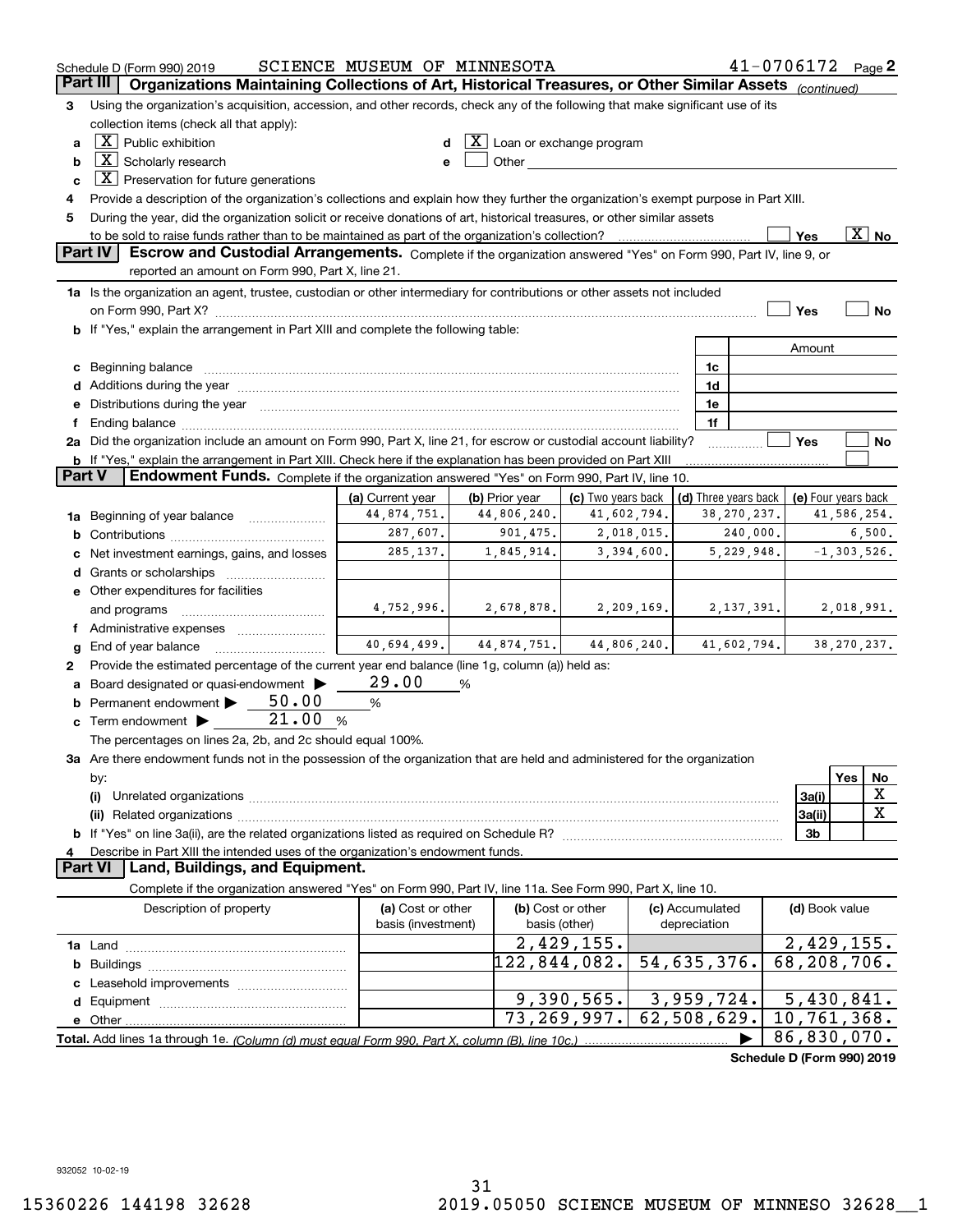Schedule D (Form 990) 2019 SCIENCE MUSEUM OF MINNESOTA 41-0706172 Page 2

## Part III Organizations Maintaining Collections of Art, Historical Treasures, or Other Similar Assets *(continued)*

3 Using the organization's acquisition, accession, and other records, check any of the following that make significant use of its collection items (check all that apply):

- a [X] Public exhibition
- b [X] Scholarly research
- c [X] Preservation for future generations
- d [X] Loan or exchange program
- e [ ] Other

4 Provide a description of the organization's collections and explain how they further the organization's exempt purpose in Part XIII.

5 During the year, did the organization solicit or receive donations of art, historical treasures, or other similar assets to be sold to raise funds rather than to be maintained as part of the organization's collection? [ ] Yes [X] No

## Part IV Escrow and Custodial Arrangements.

Complete if the organization answered "Yes" on Form 990, Part IV, line 9, or reported an amount on Form 990, Part X, line 21.

1a Is the organization an agent, trustee, custodian or other intermediary for contributions or other assets not included on Form 990, Part X? [ ] Yes [ ] No

b If "Yes," explain the arrangement in Part XIII and complete the following table:

| | | Amount |
|---|---|---|
| c Beginning balance | 1c | |
| d Additions during the year | 1d | |
| e Distributions during the year | 1e | |
| f Ending balance | 1f | |

2a Did the organization include an amount on Form 990, Part X, line 21, for escrow or custodial account liability? [ ] Yes [ ] No

b If "Yes," explain the arrangement in Part XIII. Check here if the explanation has been provided on Part XIII [ ]

## Part V Endowment Funds.

Complete if the organization answered "Yes" on Form 990, Part IV, line 10.

| | (a) Current year | (b) Prior year | (c) Two years back | (d) Three years back | (e) Four years back |
|---|---|---|---|---|---|
| 1a Beginning of year balance | 44,874,751. | 44,806,240. | 41,602,794. | 38,270,237. | 41,586,254. |
| b Contributions | 287,607. | 901,475. | 2,018,015. | 240,000. | 6,500. |
| c Net investment earnings, gains, and losses | 285,137. | 1,845,914. | 3,394,600. | 5,229,948. | -1,303,526. |
| d Grants or scholarships | | | | | |
| e Other expenditures for facilities and programs | 4,752,996. | 2,678,878. | 2,209,169. | 2,137,391. | 2,018,991. |
| f Administrative expenses | | | | | |
| g End of year balance | 40,694,499. | 44,874,751. | 44,806,240. | 41,602,794. | 38,270,237. |

2 Provide the estimated percentage of the current year end balance (line 1g, column (a)) held as:

- a Board designated or quasi-endowment ▶ 29.00 %
- b Permanent endowment ▶ 50.00 %
- c Term endowment ▶ 21.00 %

The percentages on lines 2a, 2b, and 2c should equal 100%.

3a Are there endowment funds not in the possession of the organization that are held and administered for the organization by:

| | | Yes | No |
|---|---|---|---|
| (i) Unrelated organizations | 3a(i) | | X |
| (ii) Related organizations | 3a(ii) | | X |
| b If "Yes" on line 3a(ii), are the related organizations listed as required on Schedule R? | 3b | | |

4 Describe in Part XIII the intended uses of the organization's endowment funds.

## Part VI Land, Buildings, and Equipment.

Complete if the organization answered "Yes" on Form 990, Part IV, line 11a. See Form 990, Part X, line 10.

| Description of property | (a) Cost or other basis (investment) | (b) Cost or other basis (other) | (c) Accumulated depreciation | (d) Book value |
|---|---|---|---|---|
| 1a Land | | 2,429,155. | | 2,429,155. |
| b Buildings | | 122,844,082. | 54,635,376. | 68,208,706. |
| c Leasehold improvements | | | | |
| d Equipment | | 9,390,565. | 3,959,724. | 5,430,841. |
| e Other | | 73,269,997. | 62,508,629. | 10,761,368. |
| Total. Add lines 1a through 1e. *(Column (d) must equal Form 990, Part X, column (B), line 10c.)* ▶ | | | | 86,830,070. |

Schedule D (Form 990) 2019

932052 10-02-19

15360226 144198 32628 2019.05050 SCIENCE MUSEUM OF MINNESO 32628__1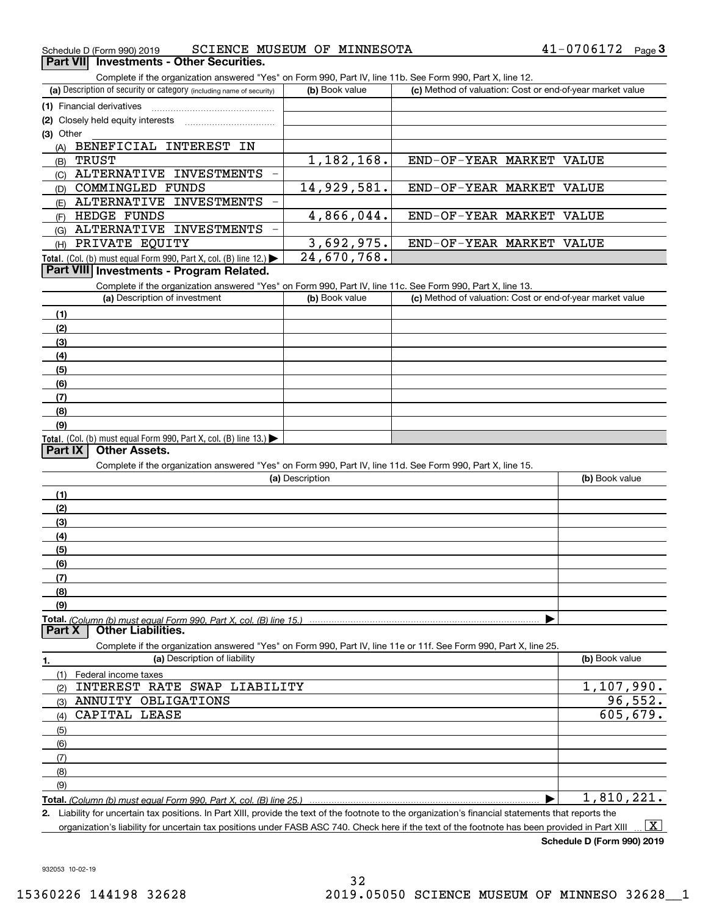Schedule D (Form 990) 2019 SCIENCE MUSEUM OF MINNESOTA 41-0706172 Page 3

## Part VII Investments - Other Securities.

Complete if the organization answered "Yes" on Form 990, Part IV, line 11b. See Form 990, Part X, line 12.

| (a) Description of security or category (including name of security) | (b) Book value | (c) Method of valuation: Cost or end-of-year market value |
|---|---|---|
| (1) Financial derivatives | | |
| (2) Closely held equity interests | | |
| (3) Other | | |
| (A) BENEFICIAL INTEREST IN | | |
| (B) TRUST | 1,182,168. | END-OF-YEAR MARKET VALUE |
| (C) ALTERNATIVE INVESTMENTS - | | |
| (D) COMMINGLED FUNDS | 14,929,581. | END-OF-YEAR MARKET VALUE |
| (E) ALTERNATIVE INVESTMENTS - | | |
| (F) HEDGE FUNDS | 4,866,044. | END-OF-YEAR MARKET VALUE |
| (G) ALTERNATIVE INVESTMENTS - | | |
| (H) PRIVATE EQUITY | 3,692,975. | END-OF-YEAR MARKET VALUE |
| Total. (Col. (b) must equal Form 990, Part X, col. (B) line 12.) | 24,670,768. | |

## Part VIII Investments - Program Related.

Complete if the organization answered "Yes" on Form 990, Part IV, line 11c. See Form 990, Part X, line 13.

| (a) Description of investment | (b) Book value | (c) Method of valuation: Cost or end-of-year market value |
|---|---|---|
| (1) | | |
| (2) | | |
| (3) | | |
| (4) | | |
| (5) | | |
| (6) | | |
| (7) | | |
| (8) | | |
| (9) | | |
| Total. (Col. (b) must equal Form 990, Part X, col. (B) line 13.) | | |

## Part IX Other Assets.

Complete if the organization answered "Yes" on Form 990, Part IV, line 11d. See Form 990, Part X, line 15.

| (a) Description | (b) Book value |
|---|---|
| (1) | |
| (2) | |
| (3) | |
| (4) | |
| (5) | |
| (6) | |
| (7) | |
| (8) | |
| (9) | |
| Total. (Column (b) must equal Form 990, Part X, col. (B) line 15.) | |

## Part X Other Liabilities.

Complete if the organization answered "Yes" on Form 990, Part IV, line 11e or 11f. See Form 990, Part X, line 25.

| 1. (a) Description of liability | (b) Book value |
|---|---|
| (1) Federal income taxes | |
| (2) INTEREST RATE SWAP LIABILITY | 1,107,990. |
| (3) ANNUITY OBLIGATIONS | 96,552. |
| (4) CAPITAL LEASE | 605,679. |
| (5) | |
| (6) | |
| (7) | |
| (8) | |
| (9) | |
| Total. (Column (b) must equal Form 990, Part X, col. (B) line 25.) | 1,810,221. |

2. Liability for uncertain tax positions. In Part XIII, provide the text of the footnote to the organization's financial statements that reports the organization's liability for uncertain tax positions under FASB ASC 740. Check here if the text of the footnote has been provided in Part XIII [X]

Schedule D (Form 990) 2019

932053 10-02-19

15360226 144198 32628 2019.05050 SCIENCE MUSEUM OF MINNESO 32628__1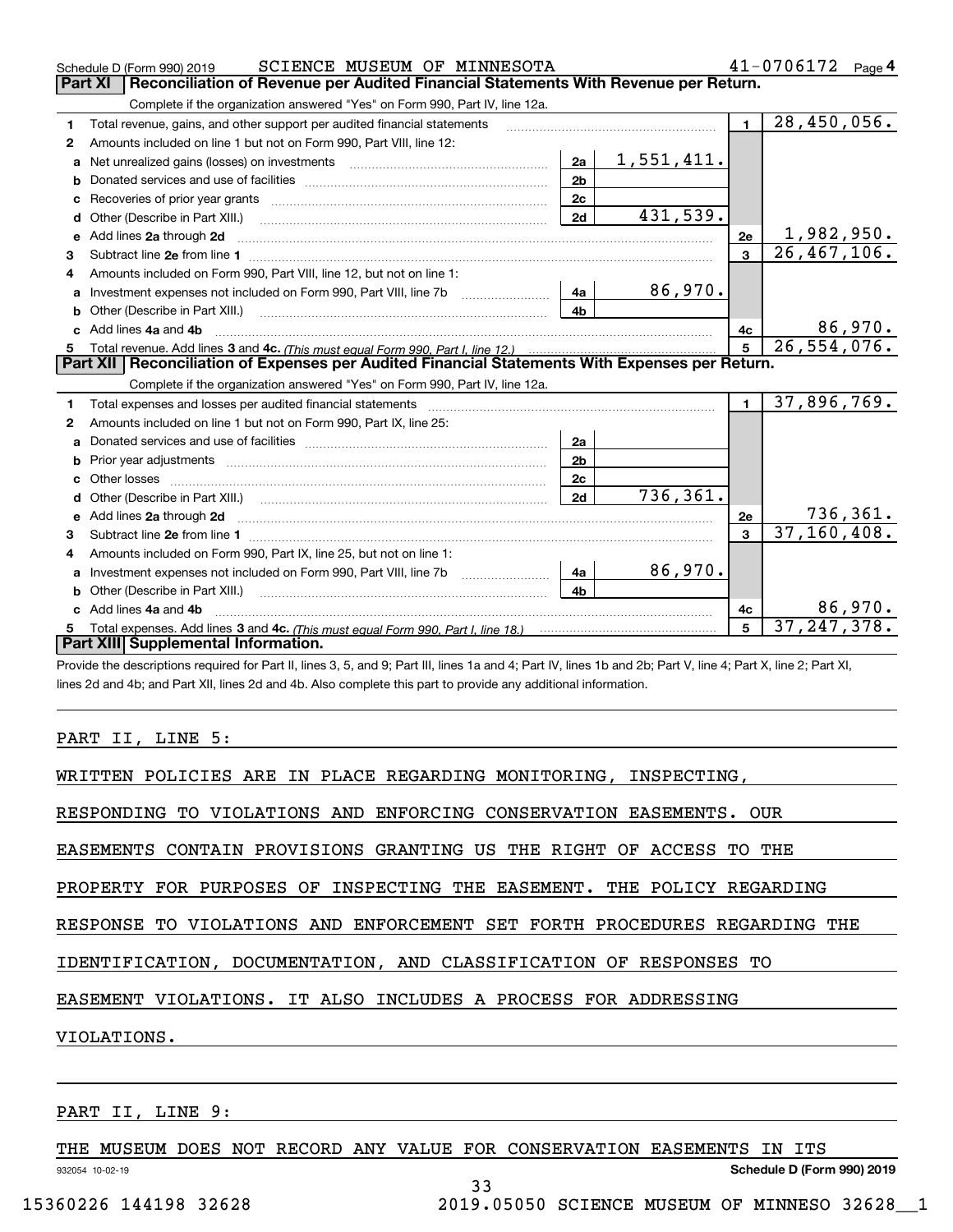Schedule D (Form 990) 2019 SCIENCE MUSEUM OF MINNESOTA 41-0706172 Page 4

## Part XI Reconciliation of Revenue per Audited Financial Statements With Revenue per Return.

Complete if the organization answered "Yes" on Form 990, Part IV, line 12a.

| | | | | | |
|---|---|---|---|---|---|
| 1 | Total revenue, gains, and other support per audited financial statements | | | 1 | 28,450,056. |
| 2 | Amounts included on line 1 but not on Form 990, Part VIII, line 12: | | | | |
| a | Net unrealized gains (losses) on investments | 2a | 1,551,411. | | |
| b | Donated services and use of facilities | 2b | | | |
| c | Recoveries of prior year grants | 2c | | | |
| d | Other (Describe in Part XIII.) | 2d | 431,539. | | |
| e | Add lines 2a through 2d | | | 2e | 1,982,950. |
| 3 | Subtract line 2e from line 1 | | | 3 | 26,467,106. |
| 4 | Amounts included on Form 990, Part VIII, line 12, but not on line 1: | | | | |
| a | Investment expenses not included on Form 990, Part VIII, line 7b | 4a | 86,970. | | |
| b | Other (Describe in Part XIII.) | 4b | | | |
| c | Add lines 4a and 4b | | | 4c | 86,970. |
| 5 | Total revenue. Add lines 3 and 4c. *(This must equal Form 990, Part I, line 12.)* | | | 5 | 26,554,076. |

## Part XII Reconciliation of Expenses per Audited Financial Statements With Expenses per Return.

Complete if the organization answered "Yes" on Form 990, Part IV, line 12a.

| | | | | | |
|---|---|---|---|---|---|
| 1 | Total expenses and losses per audited financial statements | | | 1 | 37,896,769. |
| 2 | Amounts included on line 1 but not on Form 990, Part IX, line 25: | | | | |
| a | Donated services and use of facilities | 2a | | | |
| b | Prior year adjustments | 2b | | | |
| c | Other losses | 2c | | | |
| d | Other (Describe in Part XIII.) | 2d | 736,361. | | |
| e | Add lines 2a through 2d | | | 2e | 736,361. |
| 3 | Subtract line 2e from line 1 | | | 3 | 37,160,408. |
| 4 | Amounts included on Form 990, Part IX, line 25, but not on line 1: | | | | |
| a | Investment expenses not included on Form 990, Part VIII, line 7b | 4a | 86,970. | | |
| b | Other (Describe in Part XIII.) | 4b | | | |
| c | Add lines 4a and 4b | | | 4c | 86,970. |
| 5 | Total expenses. Add lines 3 and 4c. *(This must equal Form 990, Part I, line 18.)* | | | 5 | 37,247,378. |

## Part XIII Supplemental Information.

Provide the descriptions required for Part II, lines 3, 5, and 9; Part III, lines 1a and 4; Part IV, lines 1b and 2b; Part V, line 4; Part X, line 2; Part XI, lines 2d and 4b; and Part XII, lines 2d and 4b. Also complete this part to provide any additional information.

PART II, LINE 5:

WRITTEN POLICIES ARE IN PLACE REGARDING MONITORING, INSPECTING, RESPONDING TO VIOLATIONS AND ENFORCING CONSERVATION EASEMENTS. OUR EASEMENTS CONTAIN PROVISIONS GRANTING US THE RIGHT OF ACCESS TO THE PROPERTY FOR PURPOSES OF INSPECTING THE EASEMENT. THE POLICY REGARDING RESPONSE TO VIOLATIONS AND ENFORCEMENT SET FORTH PROCEDURES REGARDING THE IDENTIFICATION, DOCUMENTATION, AND CLASSIFICATION OF RESPONSES TO EASEMENT VIOLATIONS. IT ALSO INCLUDES A PROCESS FOR ADDRESSING VIOLATIONS.

PART II, LINE 9:

THE MUSEUM DOES NOT RECORD ANY VALUE FOR CONSERVATION EASEMENTS IN ITS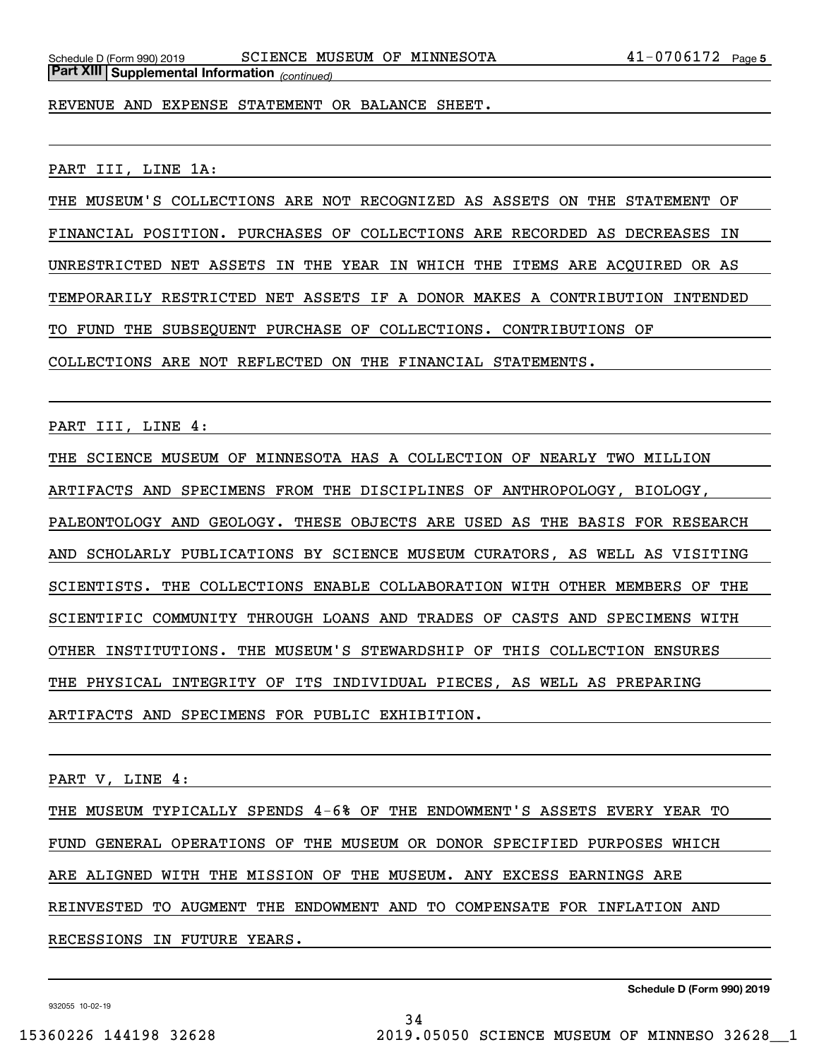**Part XIII Supplemental Information** *(continued)*

REVENUE AND EXPENSE STATEMENT OR BALANCE SHEET.

PART III, LINE 1A:

THE MUSEUM'S COLLECTIONS ARE NOT RECOGNIZED AS ASSETS ON THE STATEMENT OF FINANCIAL POSITION. PURCHASES OF COLLECTIONS ARE RECORDED AS DECREASES IN UNRESTRICTED NET ASSETS IN THE YEAR IN WHICH THE ITEMS ARE ACQUIRED OR AS TEMPORARILY RESTRICTED NET ASSETS IF A DONOR MAKES A CONTRIBUTION INTENDED TO FUND THE SUBSEQUENT PURCHASE OF COLLECTIONS. CONTRIBUTIONS OF COLLECTIONS ARE NOT REFLECTED ON THE FINANCIAL STATEMENTS.

PART III, LINE 4:

THE SCIENCE MUSEUM OF MINNESOTA HAS A COLLECTION OF NEARLY TWO MILLION ARTIFACTS AND SPECIMENS FROM THE DISCIPLINES OF ANTHROPOLOGY, BIOLOGY, PALEONTOLOGY AND GEOLOGY. THESE OBJECTS ARE USED AS THE BASIS FOR RESEARCH AND SCHOLARLY PUBLICATIONS BY SCIENCE MUSEUM CURATORS, AS WELL AS VISITING SCIENTISTS. THE COLLECTIONS ENABLE COLLABORATION WITH OTHER MEMBERS OF THE SCIENTIFIC COMMUNITY THROUGH LOANS AND TRADES OF CASTS AND SPECIMENS WITH OTHER INSTITUTIONS. THE MUSEUM'S STEWARDSHIP OF THIS COLLECTION ENSURES THE PHYSICAL INTEGRITY OF ITS INDIVIDUAL PIECES, AS WELL AS PREPARING ARTIFACTS AND SPECIMENS FOR PUBLIC EXHIBITION.

PART V, LINE 4:

THE MUSEUM TYPICALLY SPENDS 4-6% OF THE ENDOWMENT'S ASSETS EVERY YEAR TO FUND GENERAL OPERATIONS OF THE MUSEUM OR DONOR SPECIFIED PURPOSES WHICH ARE ALIGNED WITH THE MISSION OF THE MUSEUM. ANY EXCESS EARNINGS ARE REINVESTED TO AUGMENT THE ENDOWMENT AND TO COMPENSATE FOR INFLATION AND RECESSIONS IN FUTURE YEARS.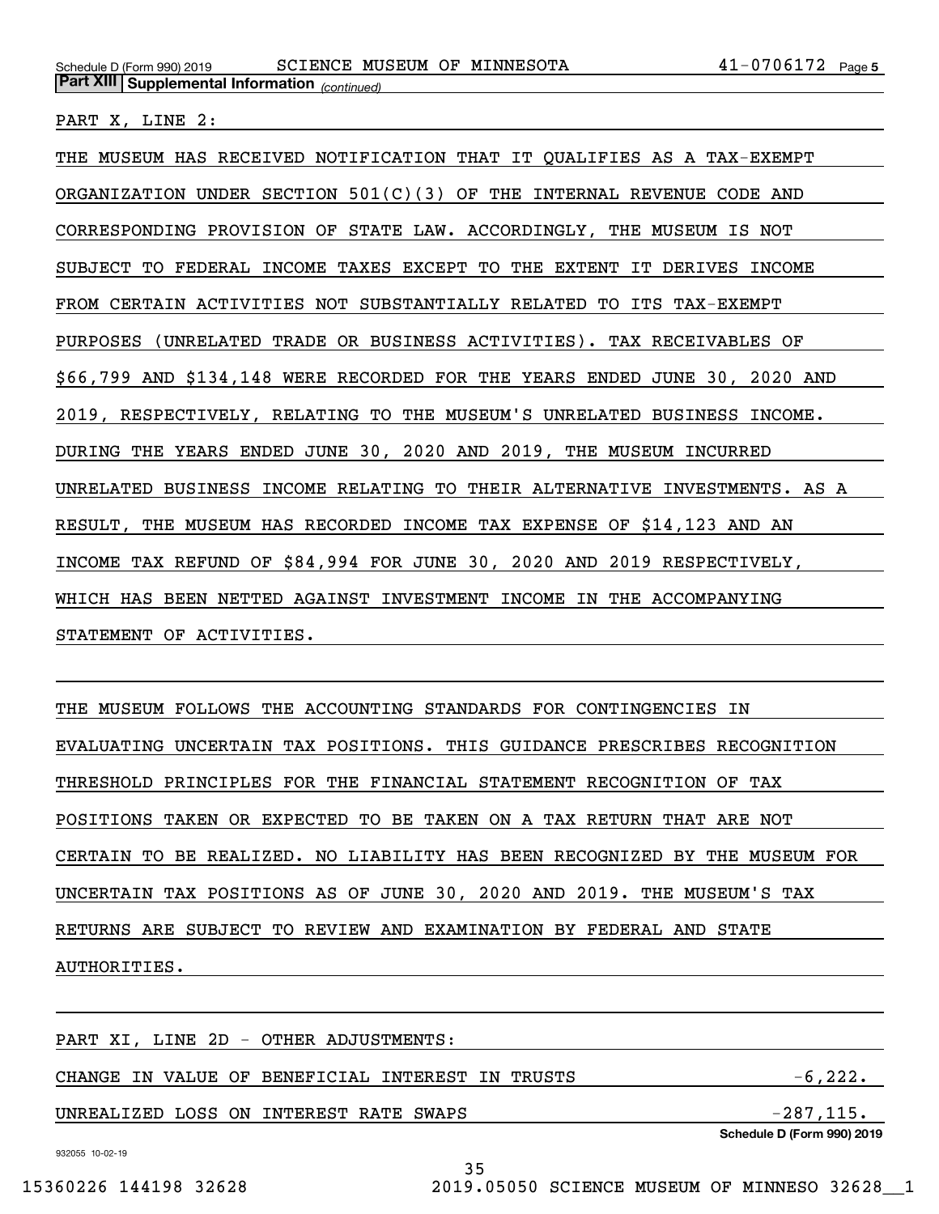**Part XIII Supplemental Information** *(continued)*

PART X, LINE 2:

THE MUSEUM HAS RECEIVED NOTIFICATION THAT IT QUALIFIES AS A TAX-EXEMPT ORGANIZATION UNDER SECTION 501(C)(3) OF THE INTERNAL REVENUE CODE AND CORRESPONDING PROVISION OF STATE LAW. ACCORDINGLY, THE MUSEUM IS NOT SUBJECT TO FEDERAL INCOME TAXES EXCEPT TO THE EXTENT IT DERIVES INCOME FROM CERTAIN ACTIVITIES NOT SUBSTANTIALLY RELATED TO ITS TAX-EXEMPT PURPOSES (UNRELATED TRADE OR BUSINESS ACTIVITIES). TAX RECEIVABLES OF $66,799 AND $134,148 WERE RECORDED FOR THE YEARS ENDED JUNE 30, 2020 AND 2019, RESPECTIVELY, RELATING TO THE MUSEUM'S UNRELATED BUSINESS INCOME. DURING THE YEARS ENDED JUNE 30, 2020 AND 2019, THE MUSEUM INCURRED UNRELATED BUSINESS INCOME RELATING TO THEIR ALTERNATIVE INVESTMENTS. AS A RESULT, THE MUSEUM HAS RECORDED INCOME TAX EXPENSE OF $14,123 AND AN INCOME TAX REFUND OF $84,994 FOR JUNE 30, 2020 AND 2019 RESPECTIVELY, WHICH HAS BEEN NETTED AGAINST INVESTMENT INCOME IN THE ACCOMPANYING STATEMENT OF ACTIVITIES.

THE MUSEUM FOLLOWS THE ACCOUNTING STANDARDS FOR CONTINGENCIES IN EVALUATING UNCERTAIN TAX POSITIONS. THIS GUIDANCE PRESCRIBES RECOGNITION THRESHOLD PRINCIPLES FOR THE FINANCIAL STATEMENT RECOGNITION OF TAX POSITIONS TAKEN OR EXPECTED TO BE TAKEN ON A TAX RETURN THAT ARE NOT CERTAIN TO BE REALIZED. NO LIABILITY HAS BEEN RECOGNIZED BY THE MUSEUM FOR UNCERTAIN TAX POSITIONS AS OF JUNE 30, 2020 AND 2019. THE MUSEUM'S TAX RETURNS ARE SUBJECT TO REVIEW AND EXAMINATION BY FEDERAL AND STATE AUTHORITIES.

PART XI, LINE 2D - OTHER ADJUSTMENTS:

| | |
|---|---|
| CHANGE IN VALUE OF BENEFICIAL INTEREST IN TRUSTS | -6,222. |
| UNREALIZED LOSS ON INTEREST RATE SWAPS | -287,115. |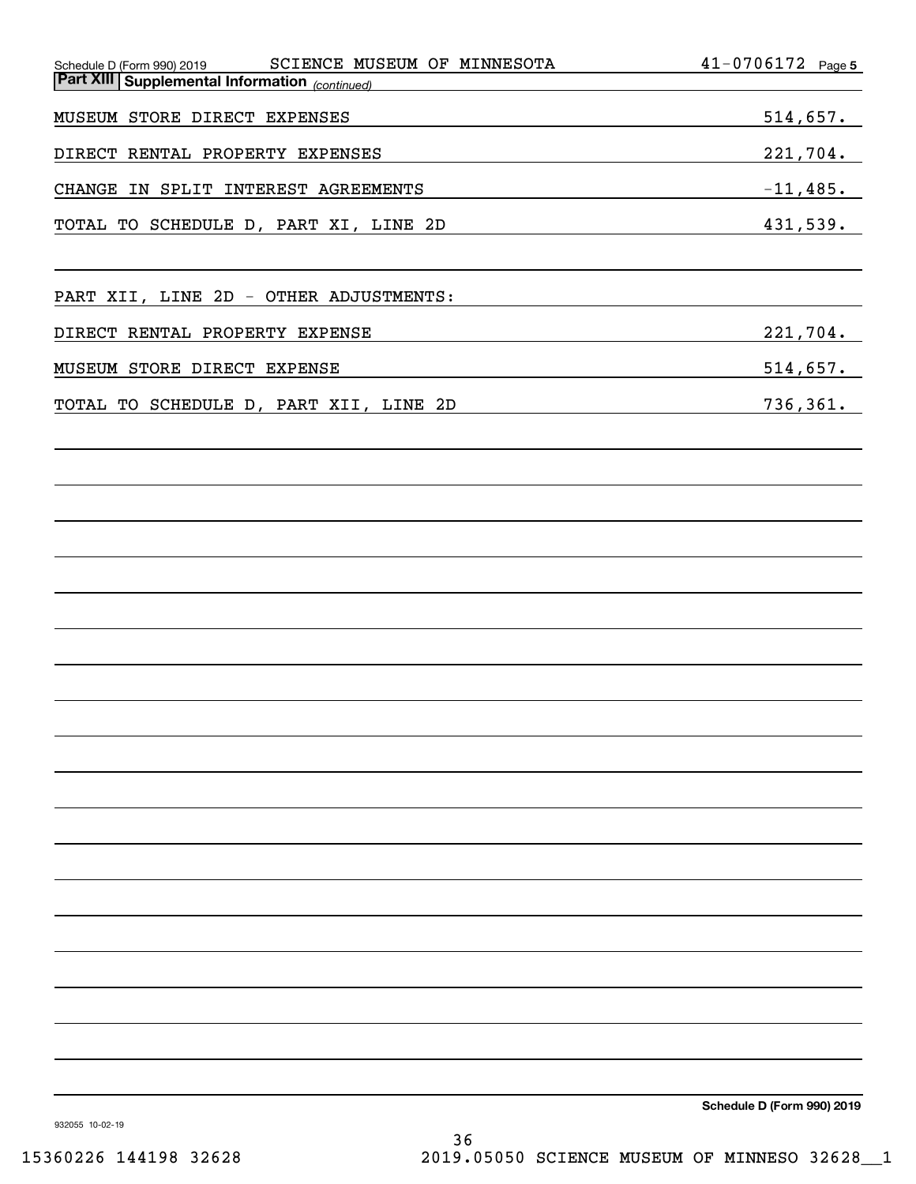Schedule D (Form 990) 2019 SCIENCE MUSEUM OF MINNESOTA 41-0706172 Page 5

## Part XIII Supplemental Information *(continued)*

| | |
|---|---|
| MUSEUM STORE DIRECT EXPENSES | 514,657. |
| DIRECT RENTAL PROPERTY EXPENSES | 221,704. |
| CHANGE IN SPLIT INTEREST AGREEMENTS | -11,485. |
| TOTAL TO SCHEDULE D, PART XI, LINE 2D | 431,539. |

PART XII, LINE 2D - OTHER ADJUSTMENTS:

| | |
|---|---|
| DIRECT RENTAL PROPERTY EXPENSE | 221,704. |
| MUSEUM STORE DIRECT EXPENSE | 514,657. |
| TOTAL TO SCHEDULE D, PART XII, LINE 2D | 736,361. |

Schedule D (Form 990) 2019

932055 10-02-19

15360226 144198 32628 2019.05050 SCIENCE MUSEUM OF MINNESO 32628__1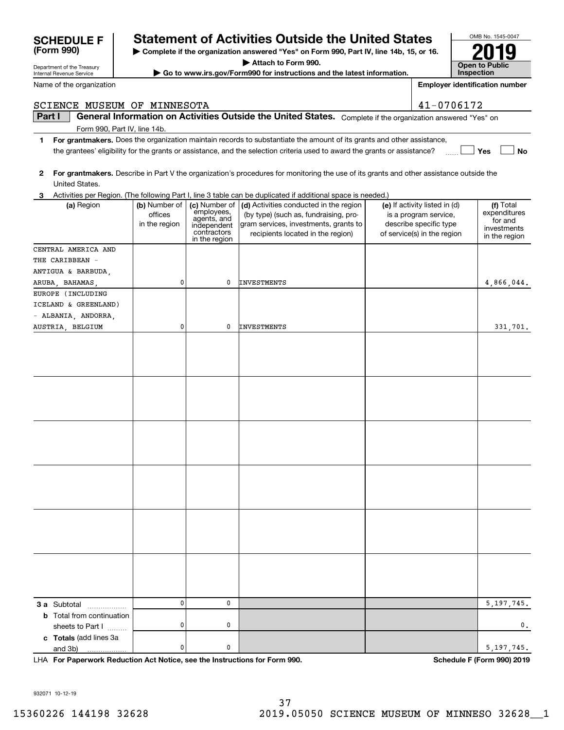**SCHEDULE F (Form 990)**

Department of the Treasury
Internal Revenue Service

# Statement of Activities Outside the United States

▶ Complete if the organization answered "Yes" on Form 990, Part IV, line 14b, 15, or 16.

▶ Attach to Form 990.

▶ Go to www.irs.gov/Form990 for instructions and the latest information.

OMB No. 1545-0047

**2019**

**Open to Public Inspection**

Name of the organization: SCIENCE MUSEUM OF MINNESOTA

Employer identification number: 41-0706172

**Part I** **General Information on Activities Outside the United States.** Complete if the organization answered "Yes" on Form 990, Part IV, line 14b.

**1** **For grantmakers.** Does the organization maintain records to substantiate the amount of its grants and other assistance, the grantees' eligibility for the grants or assistance, and the selection criteria used to award the grants or assistance? ☐ Yes ☐ No

**2** **For grantmakers.** Describe in Part V the organization's procedures for monitoring the use of its grants and other assistance outside the United States.

**3** Activities per Region. (The following Part I, line 3 table can be duplicated if additional space is needed.)

| (a) Region | (b) Number of offices in the region | (c) Number of employees, agents, and independent contractors in the region | (d) Activities conducted in the region (by type) (such as, fundraising, program services, investments, grants to recipients located in the region) | (e) If activity listed in (d) is a program service, describe specific type of service(s) in the region | (f) Total expenditures for and investments in the region |
|---|---|---|---|---|---|
| CENTRAL AMERICA AND THE CARIBBEAN - ANTIGUA & BARBUDA, ARUBA, BAHAMAS, | 0 | 0 | INVESTMENTS | | 4,866,044. |
| EUROPE (INCLUDING ICELAND & GREENLAND) - ALBANIA, ANDORRA, AUSTRIA, BELGIUM | 0 | 0 | INVESTMENTS | | 331,701. |
| | | | | | |
| | | | | | |
| | | | | | |
| | | | | | |
| | | | | | |
| | | | | | |
| **3 a** Subtotal | 0 | 0 | | | 5,197,745. |
| **b** Total from continuation sheets to Part I | 0 | 0 | | | 0. |
| **c Totals** (add lines 3a and 3b) | 0 | 0 | | | 5,197,745. |

LHA **For Paperwork Reduction Act Notice, see the Instructions for Form 990.** **Schedule F (Form 990) 2019**

932071 10-12-19

15360226 144198 32628 2019.05050 SCIENCE MUSEUM OF MINNESO 32628__1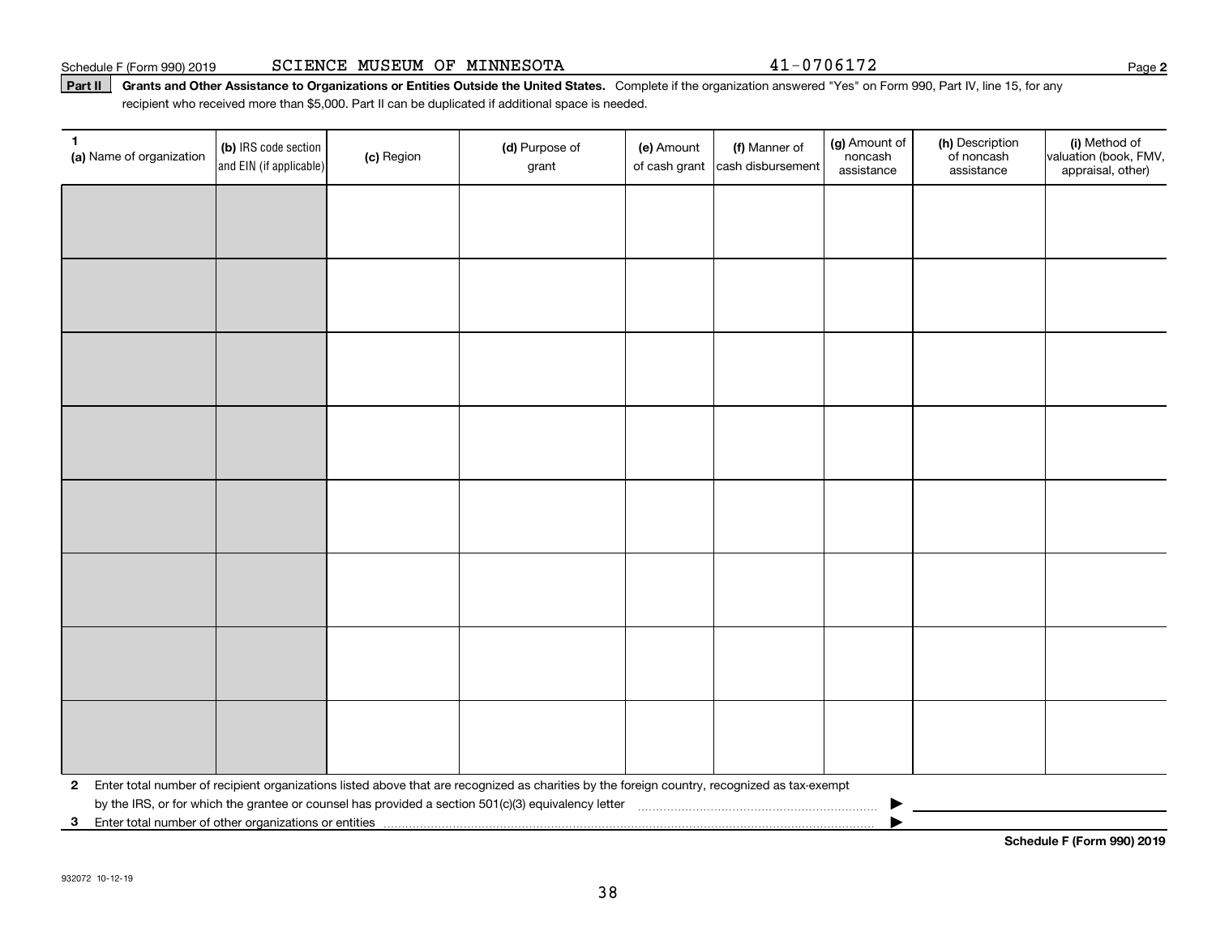Schedule F (Form 990) 2019 SCIENCE MUSEUM OF MINNESOTA 41-0706172 Page **2**

**Part II** **Grants and Other Assistance to Organizations or Entities Outside the United States.** Complete if the organization answered "Yes" on Form 990, Part IV, line 15, for any recipient who received more than $5,000. Part II can be duplicated if additional space is needed.

| **1** **(a)** Name of organization | **(b)** IRS code section and EIN (if applicable) | **(c)** Region | **(d)** Purpose of grant | **(e)** Amount of cash grant | **(f)** Manner of cash disbursement | **(g)** Amount of noncash assistance | **(h)** Description of noncash assistance | **(i)** Method of valuation (book, FMV, appraisal, other) |
|---|---|---|---|---|---|---|---|---|
| | | | | | | | | |
| | | | | | | | | |
| | | | | | | | | |
| | | | | | | | | |
| | | | | | | | | |
| | | | | | | | | |
| | | | | | | | | |
| | | | | | | | | |

**2** Enter total number of recipient organizations listed above that are recognized as charities by the foreign country, recognized as tax-exempt by the IRS, or for which the grantee or counsel has provided a section 501(c)(3) equivalency letter ▶

**3** Enter total number of other organizations or entities ▶

**Schedule F (Form 990) 2019**

932072 10-12-19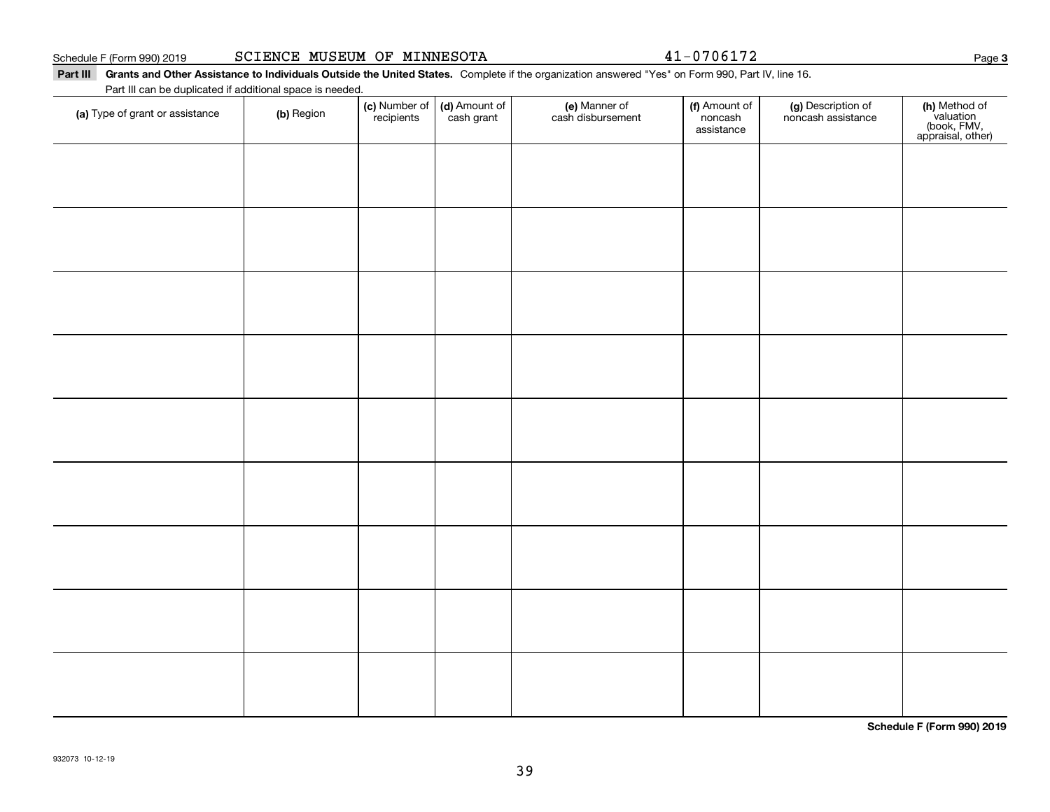Schedule F (Form 990) 2019 SCIENCE MUSEUM OF MINNESOTA 41-0706172 Page **3**

**Part III Grants and Other Assistance to Individuals Outside the United States.** Complete if the organization answered "Yes" on Form 990, Part IV, line 16.

Part III can be duplicated if additional space is needed.

| (a) Type of grant or assistance | (b) Region | (c) Number of recipients | (d) Amount of cash grant | (e) Manner of cash disbursement | (f) Amount of noncash assistance | (g) Description of noncash assistance | (h) Method of valuation (book, FMV, appraisal, other) |
|---|---|---|---|---|---|---|---|
| | | | | | | | |
| | | | | | | | |
| | | | | | | | |
| | | | | | | | |
| | | | | | | | |
| | | | | | | | |
| | | | | | | | |
| | | | | | | | |
| | | | | | | | |

**Schedule F (Form 990) 2019**

932073 10-12-19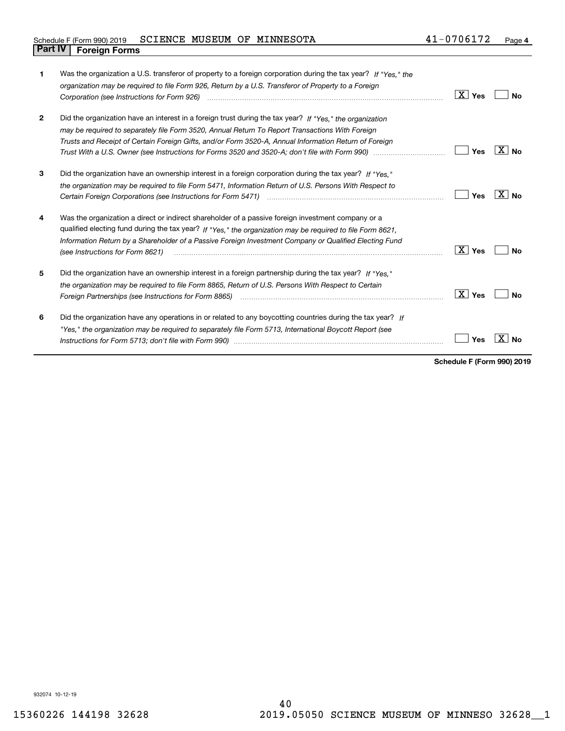Schedule F (Form 990) 2019 SCIENCE MUSEUM OF MINNESOTA 41-0706172 Page 4

## Part IV Foreign Forms

| | | Yes | No |
|---|---|---|---|
| 1 | Was the organization a U.S. transferor of property to a foreign corporation during the tax year? *If "Yes," the organization may be required to file Form 926, Return by a U.S. Transferor of Property to a Foreign Corporation (see Instructions for Form 926)* | X | |
| 2 | Did the organization have an interest in a foreign trust during the tax year? *If "Yes," the organization may be required to separately file Form 3520, Annual Return To Report Transactions With Foreign Trusts and Receipt of Certain Foreign Gifts, and/or Form 3520-A, Annual Information Return of Foreign Trust With a U.S. Owner (see Instructions for Forms 3520 and 3520-A; don't file with Form 990)* | | X |
| 3 | Did the organization have an ownership interest in a foreign corporation during the tax year? *If "Yes," the organization may be required to file Form 5471, Information Return of U.S. Persons With Respect to Certain Foreign Corporations (see Instructions for Form 5471)* | | X |
| 4 | Was the organization a direct or indirect shareholder of a passive foreign investment company or a qualified electing fund during the tax year? *If "Yes," the organization may be required to file Form 8621, Information Return by a Shareholder of a Passive Foreign Investment Company or Qualified Electing Fund (see Instructions for Form 8621)* | X | |
| 5 | Did the organization have an ownership interest in a foreign partnership during the tax year? *If "Yes," the organization may be required to file Form 8865, Return of U.S. Persons With Respect to Certain Foreign Partnerships (see Instructions for Form 8865)* | X | |
| 6 | Did the organization have any operations in or related to any boycotting countries during the tax year? *If "Yes," the organization may be required to separately file Form 5713, International Boycott Report (see Instructions for Form 5713; don't file with Form 990)* | | X |

**Schedule F (Form 990) 2019**

932074 10-12-19

15360226 144198 32628 2019.05050 SCIENCE MUSEUM OF MINNESO 32628__1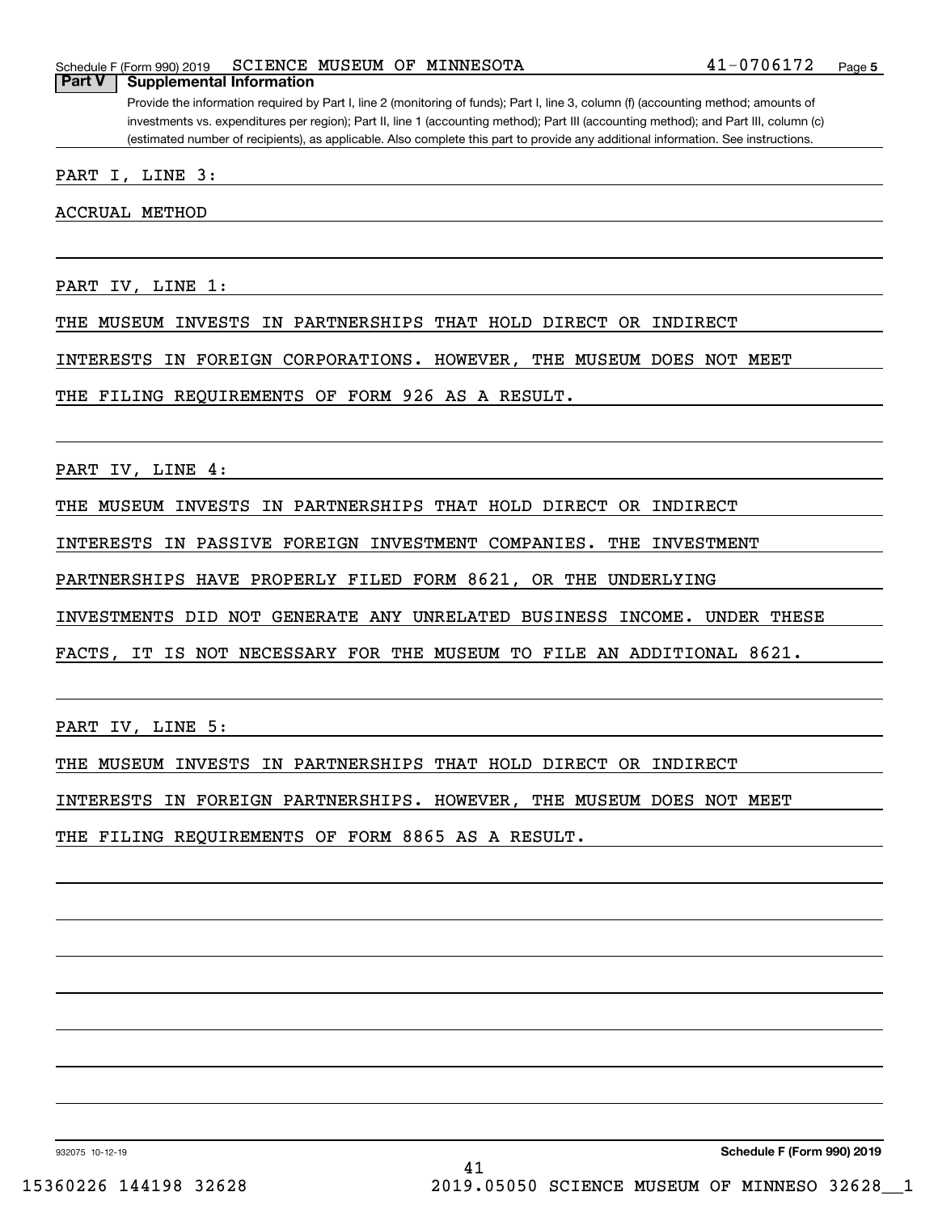Schedule F (Form 990) 2019 SCIENCE MUSEUM OF MINNESOTA 41-0706172

## Part V Supplemental Information

Provide the information required by Part I, line 2 (monitoring of funds); Part I, line 3, column (f) (accounting method; amounts of investments vs. expenditures per region); Part II, line 1 (accounting method); Part III (accounting method); and Part III, column (c) (estimated number of recipients), as applicable. Also complete this part to provide any additional information. See instructions.

PART I, LINE 3:

ACCRUAL METHOD

PART IV, LINE 1:

THE MUSEUM INVESTS IN PARTNERSHIPS THAT HOLD DIRECT OR INDIRECT INTERESTS IN FOREIGN CORPORATIONS. HOWEVER, THE MUSEUM DOES NOT MEET THE FILING REQUIREMENTS OF FORM 926 AS A RESULT.

PART IV, LINE 4:

THE MUSEUM INVESTS IN PARTNERSHIPS THAT HOLD DIRECT OR INDIRECT INTERESTS IN PASSIVE FOREIGN INVESTMENT COMPANIES. THE INVESTMENT PARTNERSHIPS HAVE PROPERLY FILED FORM 8621, OR THE UNDERLYING INVESTMENTS DID NOT GENERATE ANY UNRELATED BUSINESS INCOME. UNDER THESE FACTS, IT IS NOT NECESSARY FOR THE MUSEUM TO FILE AN ADDITIONAL 8621.

PART IV, LINE 5:

THE MUSEUM INVESTS IN PARTNERSHIPS THAT HOLD DIRECT OR INDIRECT INTERESTS IN FOREIGN PARTNERSHIPS. HOWEVER, THE MUSEUM DOES NOT MEET THE FILING REQUIREMENTS OF FORM 8865 AS A RESULT.

932075 10-12-19 Schedule F (Form 990) 2019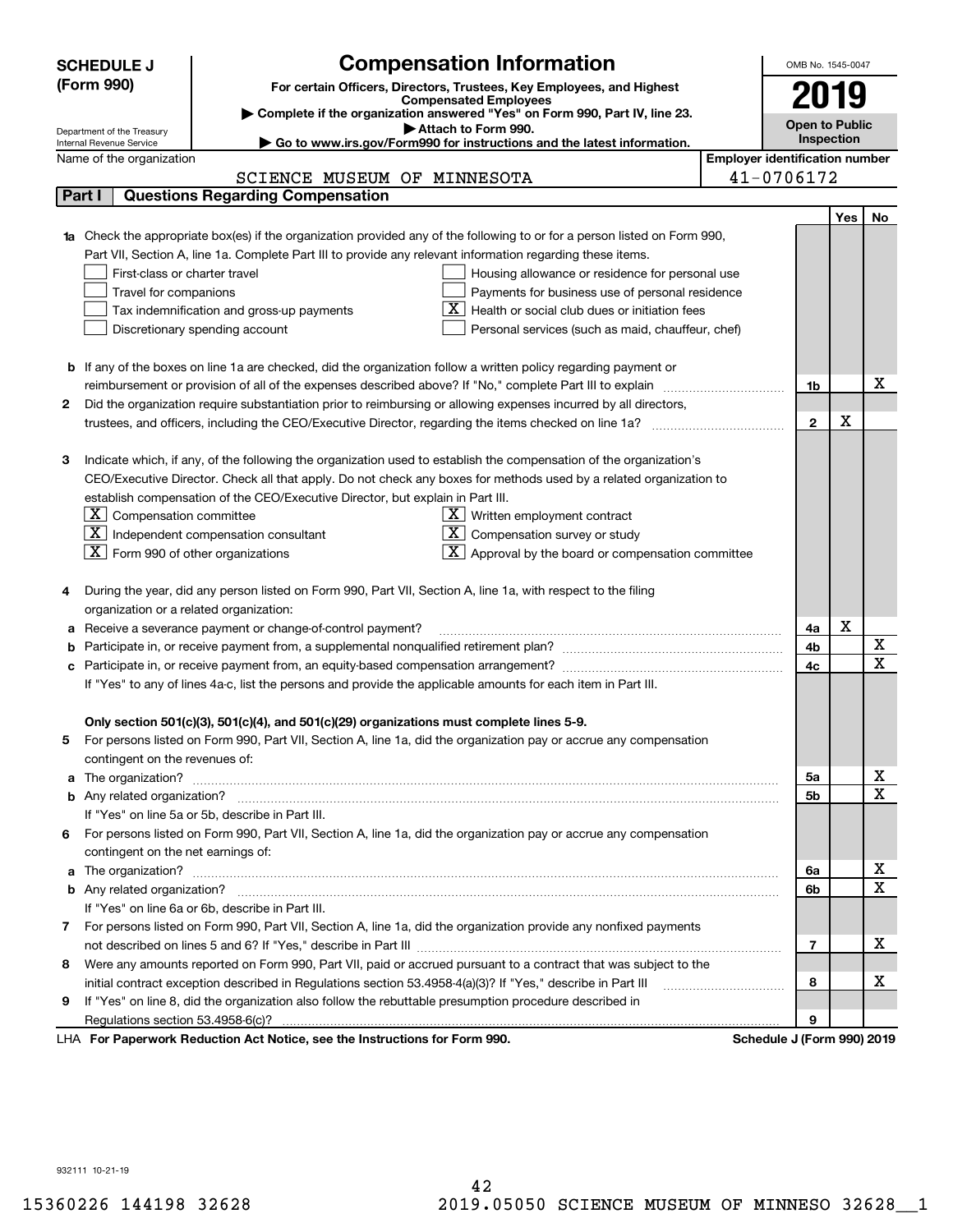# SCHEDULE J (Form 990)

## Compensation Information

**For certain Officers, Directors, Trustees, Key Employees, and Highest Compensated Employees**

▶ Complete if the organization answered "Yes" on Form 990, Part IV, line 23.

▶ Attach to Form 990.

▶ Go to www.irs.gov/Form990 for instructions and the latest information.

Department of the Treasury
Internal Revenue Service

OMB No. 1545-0047

**2019**

**Open to Public Inspection**

Name of the organization: SCIENCE MUSEUM OF MINNESOTA

Employer identification number: 41-0706172

### Part I Questions Regarding Compensation

| | | | Yes | No |
|---|---|---|---|---|
| **1a** | Check the appropriate box(es) if the organization provided any of the following to or for a person listed on Form 990, Part VII, Section A, line 1a. Complete Part III to provide any relevant information regarding these items.<br>☐ First-class or charter travel ☐ Housing allowance or residence for personal use<br>☐ Travel for companions ☐ Payments for business use of personal residence<br>☐ Tax indemnification and gross-up payments ☒ Health or social club dues or initiation fees<br>☐ Discretionary spending account ☐ Personal services (such as maid, chauffeur, chef) | | | |
| **b** | If any of the boxes on line 1a are checked, did the organization follow a written policy regarding payment or reimbursement or provision of all of the expenses described above? If "No," complete Part III to explain | 1b | | X |
| **2** | Did the organization require substantiation prior to reimbursing or allowing expenses incurred by all directors, trustees, and officers, including the CEO/Executive Director, regarding the items checked on line 1a? | 2 | X | |
| **3** | Indicate which, if any, of the following the organization used to establish the compensation of the organization's CEO/Executive Director. Check all that apply. Do not check any boxes for methods used by a related organization to establish compensation of the CEO/Executive Director, but explain in Part III.<br>☒ Compensation committee ☒ Written employment contract<br>☒ Independent compensation consultant ☒ Compensation survey or study<br>☒ Form 990 of other organizations ☒ Approval by the board or compensation committee | | | |
| **4** | During the year, did any person listed on Form 990, Part VII, Section A, line 1a, with respect to the filing organization or a related organization: | | | |
| **a** | Receive a severance payment or change-of-control payment? | 4a | X | |
| **b** | Participate in, or receive payment from, a supplemental nonqualified retirement plan? | 4b | | X |
| **c** | Participate in, or receive payment from, an equity-based compensation arrangement? | 4c | | X |
| | If "Yes" to any of lines 4a-c, list the persons and provide the applicable amounts for each item in Part III. | | | |
| | **Only section 501(c)(3), 501(c)(4), and 501(c)(29) organizations must complete lines 5-9.** | | | |
| **5** | For persons listed on Form 990, Part VII, Section A, line 1a, did the organization pay or accrue any compensation contingent on the revenues of: | | | |
| **a** | The organization? | 5a | | X |
| **b** | Any related organization? | 5b | | X |
| | If "Yes" on line 5a or 5b, describe in Part III. | | | |
| **6** | For persons listed on Form 990, Part VII, Section A, line 1a, did the organization pay or accrue any compensation contingent on the net earnings of: | | | |
| **a** | The organization? | 6a | | X |
| **b** | Any related organization? | 6b | | X |
| | If "Yes" on line 6a or 6b, describe in Part III. | | | |
| **7** | For persons listed on Form 990, Part VII, Section A, line 1a, did the organization provide any nonfixed payments not described on lines 5 and 6? If "Yes," describe in Part III | 7 | | X |
| **8** | Were any amounts reported on Form 990, Part VII, paid or accrued pursuant to a contract that was subject to the initial contract exception described in Regulations section 53.4958-4(a)(3)? If "Yes," describe in Part III | 8 | | X |
| **9** | If "Yes" on line 8, did the organization also follow the rebuttable presumption procedure described in Regulations section 53.4958-6(c)? | 9 | | |

LHA **For Paperwork Reduction Act Notice, see the Instructions for Form 990.** **Schedule J (Form 990) 2019**

932111 10-21-19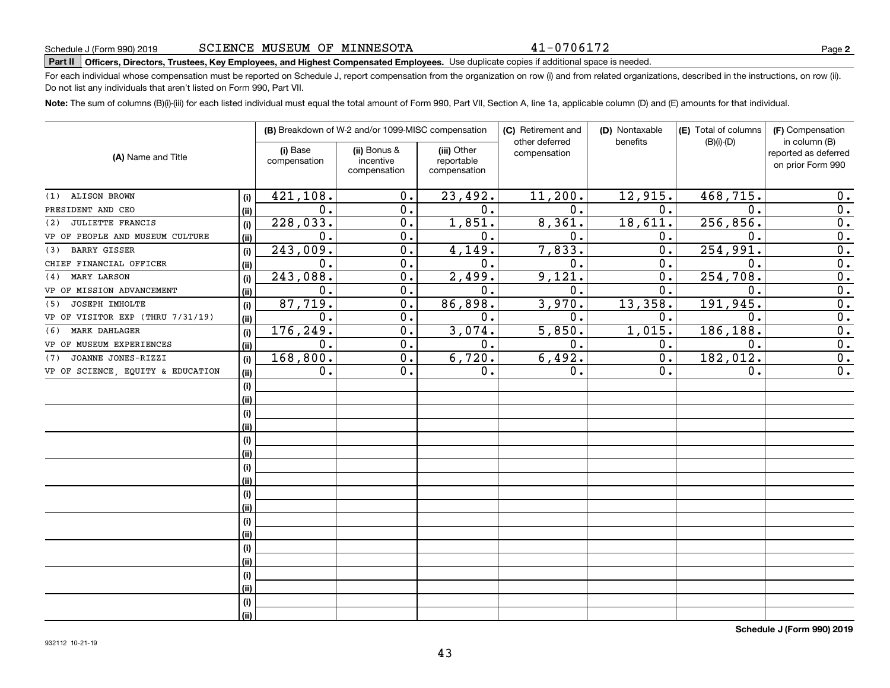Schedule J (Form 990) 2019 SCIENCE MUSEUM OF MINNESOTA 41-0706172 Page **2**

**Part II Officers, Directors, Trustees, Key Employees, and Highest Compensated Employees.** Use duplicate copies if additional space is needed.

For each individual whose compensation must be reported on Schedule J, report compensation from the organization on row (i) and from related organizations, described in the instructions, on row (ii). Do not list any individuals that aren't listed on Form 990, Part VII.

**Note:** The sum of columns (B)(i)-(iii) for each listed individual must equal the total amount of Form 990, Part VII, Section A, line 1a, applicable column (D) and (E) amounts for that individual.

| (A) Name and Title | | (B) Breakdown of W-2 and/or 1099-MISC compensation | | | (C) Retirement and other deferred compensation | (D) Nontaxable benefits | (E) Total of columns (B)(i)-(D) | (F) Compensation in column (B) reported as deferred on prior Form 990 |
|---|---|---|---|---|---|---|---|---|
| | | (i) Base compensation | (ii) Bonus & incentive compensation | (iii) Other reportable compensation | | | | |
| (1) ALISON BROWN | (i) | 421,108. | 0. | 23,492. | 11,200. | 12,915. | 468,715. | 0. |
| PRESIDENT AND CEO | (ii) | 0. | 0. | 0. | 0. | 0. | 0. | 0. |
| (2) JULIETTE FRANCIS | (i) | 228,033. | 0. | 1,851. | 8,361. | 18,611. | 256,856. | 0. |
| VP OF PEOPLE AND MUSEUM CULTURE | (ii) | 0. | 0. | 0. | 0. | 0. | 0. | 0. |
| (3) BARRY GISSER | (i) | 243,009. | 0. | 4,149. | 7,833. | 0. | 254,991. | 0. |
| CHIEF FINANCIAL OFFICER | (ii) | 0. | 0. | 0. | 0. | 0. | 0. | 0. |
| (4) MARY LARSON | (i) | 243,088. | 0. | 2,499. | 9,121. | 0. | 254,708. | 0. |
| VP OF MISSION ADVANCEMENT | (ii) | 0. | 0. | 0. | 0. | 0. | 0. | 0. |
| (5) JOSEPH IMHOLTE | (i) | 87,719. | 0. | 86,898. | 3,970. | 13,358. | 191,945. | 0. |
| VP OF VISITOR EXP (THRU 7/31/19) | (ii) | 0. | 0. | 0. | 0. | 0. | 0. | 0. |
| (6) MARK DAHLAGER | (i) | 176,249. | 0. | 3,074. | 5,850. | 1,015. | 186,188. | 0. |
| VP OF MUSEUM EXPERIENCES | (ii) | 0. | 0. | 0. | 0. | 0. | 0. | 0. |
| (7) JOANNE JONES-RIZZI | (i) | 168,800. | 0. | 6,720. | 6,492. | 0. | 182,012. | 0. |
| VP OF SCIENCE, EQUITY & EDUCATION | (ii) | 0. | 0. | 0. | 0. | 0. | 0. | 0. |
| | (i) | | | | | | | |
| | (ii) | | | | | | | |
| | (i) | | | | | | | |
| | (ii) | | | | | | | |
| | (i) | | | | | | | |
| | (ii) | | | | | | | |
| | (i) | | | | | | | |
| | (ii) | | | | | | | |
| | (i) | | | | | | | |
| | (ii) | | | | | | | |
| | (i) | | | | | | | |
| | (ii) | | | | | | | |
| | (i) | | | | | | | |
| | (ii) | | | | | | | |
| | (i) | | | | | | | |
| | (ii) | | | | | | | |
| | (i) | | | | | | | |
| | (ii) | | | | | | | |

932112 10-21-19 **Schedule J (Form 990) 2019**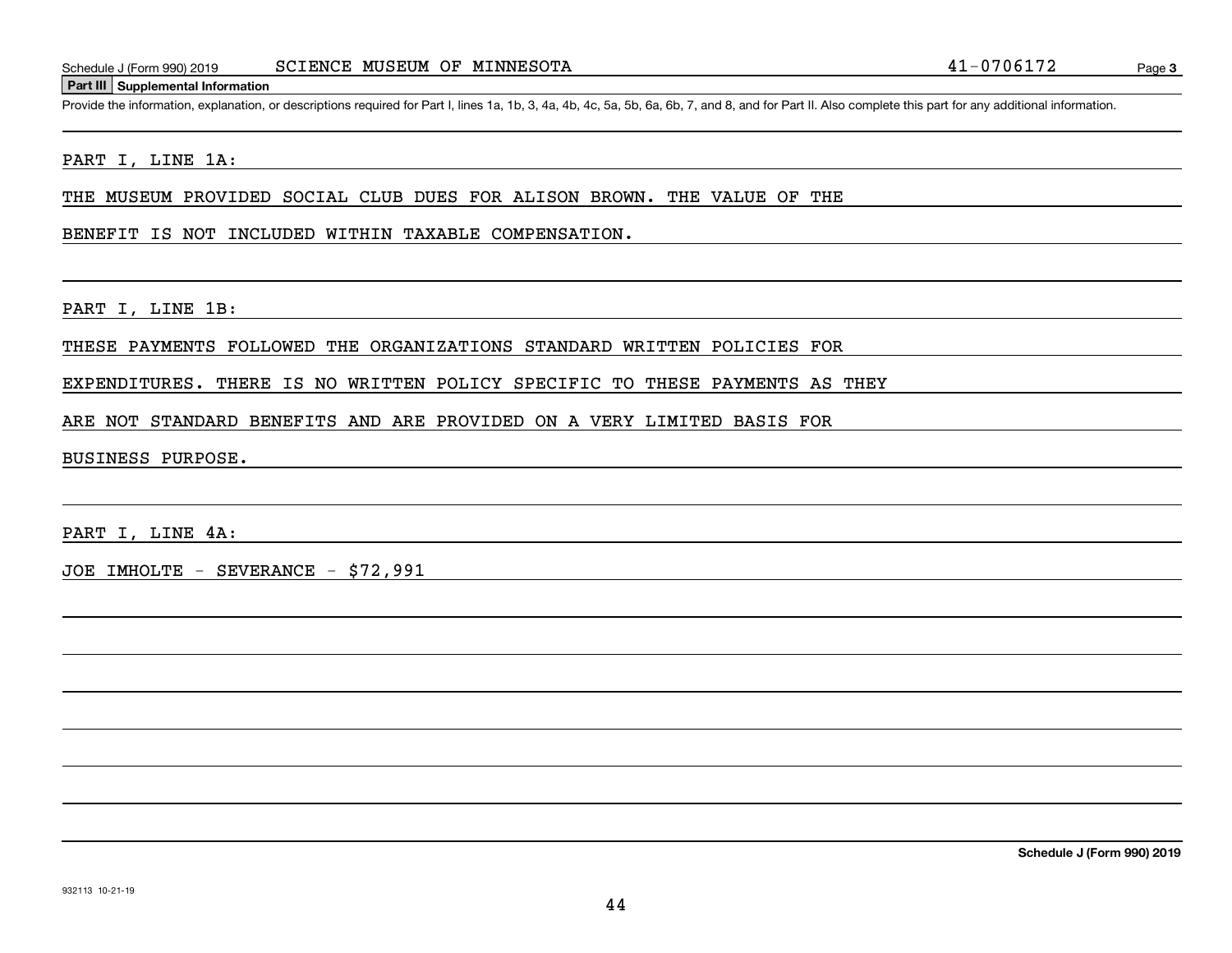## Part III Supplemental Information

Provide the information, explanation, or descriptions required for Part I, lines 1a, 1b, 3, 4a, 4b, 4c, 5a, 5b, 6a, 6b, 7, and 8, and for Part II. Also complete this part for any additional information.

PART I, LINE 1A:

THE MUSEUM PROVIDED SOCIAL CLUB DUES FOR ALISON BROWN. THE VALUE OF THE BENEFIT IS NOT INCLUDED WITHIN TAXABLE COMPENSATION.

PART I, LINE 1B:

THESE PAYMENTS FOLLOWED THE ORGANIZATIONS STANDARD WRITTEN POLICIES FOR EXPENDITURES. THERE IS NO WRITTEN POLICY SPECIFIC TO THESE PAYMENTS AS THEY ARE NOT STANDARD BENEFITS AND ARE PROVIDED ON A VERY LIMITED BASIS FOR BUSINESS PURPOSE.

PART I, LINE 4A:

JOE IMHOLTE - SEVERANCE - $72,991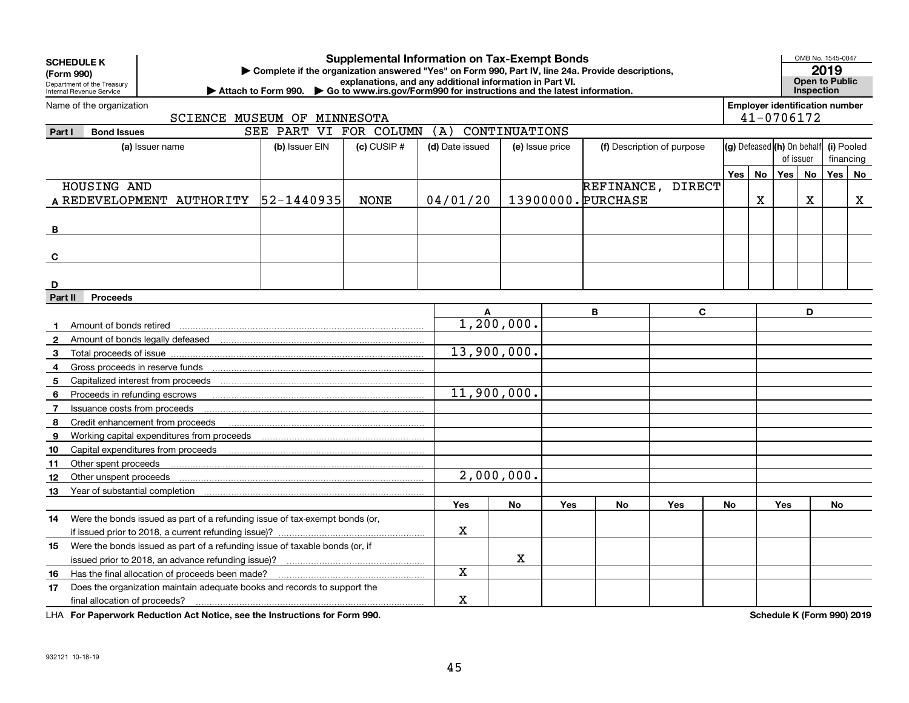**SCHEDULE K (Form 990)**
Department of the Treasury
Internal Revenue Service

# Supplemental Information on Tax-Exempt Bonds

▶ Complete if the organization answered "Yes" on Form 990, Part IV, line 24a. Provide descriptions, explanations, and any additional information in Part VI.
▶ Attach to Form 990. ▶ Go to www.irs.gov/Form990 for instructions and the latest information.

OMB No. 1545-0047
**2019**
**Open to Public Inspection**

Name of the organization: SCIENCE MUSEUM OF MINNESOTA
Employer identification number: 41-0706172

## Part I Bond Issues

SEE PART VI FOR COLUMN (A) CONTINUATIONS

| | (a) Issuer name | (b) Issuer EIN | (c) CUSIP # | (d) Date issued | (e) Issue price | (f) Description of purpose | (g) Defeased Yes | (g) Defeased No | (h) On behalf of issuer Yes | (h) On behalf of issuer No | (i) Pooled financing Yes | (i) Pooled financing No |
|---|---|---|---|---|---|---|---|---|---|---|---|---|
| A | HOUSING AND REDEVELOPMENT AUTHORITY | 52-1440935 | NONE | 04/01/20 | 13900000. | REFINANCE, DIRECT PURCHASE | | X | | X | | X |
| B | | | | | | | | | | | | |
| C | | | | | | | | | | | | |
| D | | | | | | | | | | | | |

## Part II Proceeds

| | | A | | B | | C | | D | |
|---|---|---|---|---|---|---|---|---|---|
| 1 | Amount of bonds retired | 1,200,000. | | | | | | | |
| 2 | Amount of bonds legally defeased | | | | | | | | |
| 3 | Total proceeds of issue | 13,900,000. | | | | | | | |
| 4 | Gross proceeds in reserve funds | | | | | | | | |
| 5 | Capitalized interest from proceeds | | | | | | | | |
| 6 | Proceeds in refunding escrows | 11,900,000. | | | | | | | |
| 7 | Issuance costs from proceeds | | | | | | | | |
| 8 | Credit enhancement from proceeds | | | | | | | | |
| 9 | Working capital expenditures from proceeds | | | | | | | | |
| 10 | Capital expenditures from proceeds | | | | | | | | |
| 11 | Other spent proceeds | | | | | | | | |
| 12 | Other unspent proceeds | 2,000,000. | | | | | | | |
| 13 | Year of substantial completion | | | | | | | | |
| | | Yes | No | Yes | No | Yes | No | Yes | No |
| 14 | Were the bonds issued as part of a refunding issue of tax-exempt bonds (or, if issued prior to 2018, a current refunding issue)? | X | | | | | | | |
| 15 | Were the bonds issued as part of a refunding issue of taxable bonds (or, if issued prior to 2018, an advance refunding issue)? | | X | | | | | | |
| 16 | Has the final allocation of proceeds been made? | X | | | | | | | |
| 17 | Does the organization maintain adequate books and records to support the final allocation of proceeds? | X | | | | | | | |

LHA **For Paperwork Reduction Act Notice, see the Instructions for Form 990.** **Schedule K (Form 990) 2019**

932121 10-18-19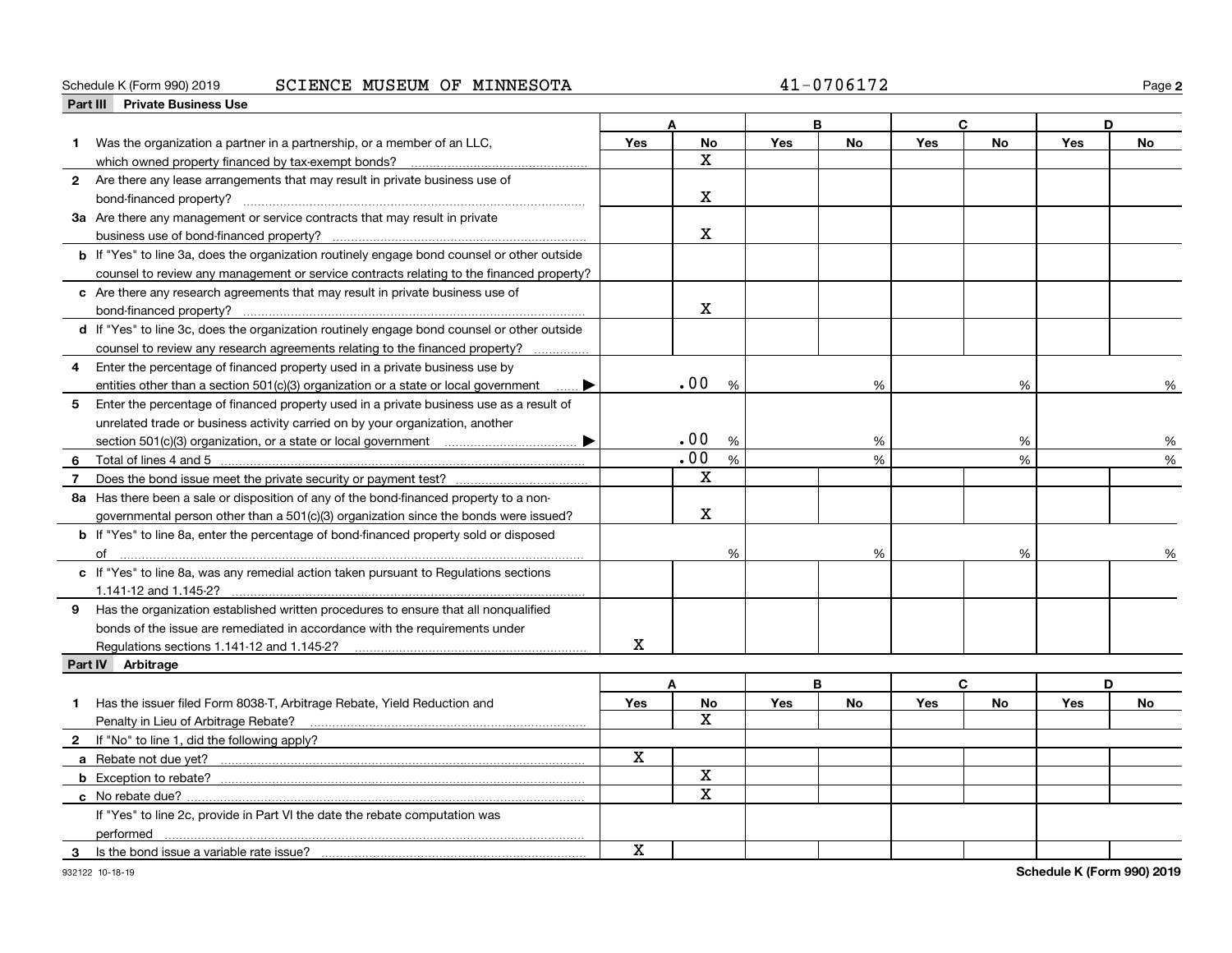Schedule K (Form 990) 2019 SCIENCE MUSEUM OF MINNESOTA 41-0706172

## Part III Private Business Use

| | A | | B | | C | | D | |
|---|---|---|---|---|---|---|---|---|
| | Yes | No | Yes | No | Yes | No | Yes | No |
| **1** Was the organization a partner in a partnership, or a member of an LLC, which owned property financed by tax-exempt bonds? | | X | | | | | | |
| **2** Are there any lease arrangements that may result in private business use of bond-financed property? | | X | | | | | | |
| **3a** Are there any management or service contracts that may result in private business use of bond-financed property? | | X | | | | | | |
| **b** If "Yes" to line 3a, does the organization routinely engage bond counsel or other outside counsel to review any management or service contracts relating to the financed property? | | | | | | | | |
| **c** Are there any research agreements that may result in private business use of bond-financed property? | | X | | | | | | |
| **d** If "Yes" to line 3c, does the organization routinely engage bond counsel or other outside counsel to review any research agreements relating to the financed property? | | | | | | | | |
| **4** Enter the percentage of financed property used in a private business use by entities other than a section 501(c)(3) organization or a state or local government ▶ | .00 % | | % | | % | | % | |
| **5** Enter the percentage of financed property used in a private business use as a result of unrelated trade or business activity carried on by your organization, another section 501(c)(3) organization, or a state or local government ▶ | .00 % | | % | | % | | % | |
| **6** Total of lines 4 and 5 | .00 % | | % | | % | | % | |
| **7** Does the bond issue meet the private security or payment test? | | X | | | | | | |
| **8a** Has there been a sale or disposition of any of the bond-financed property to a nongovernmental person other than a 501(c)(3) organization since the bonds were issued? | | X | | | | | | |
| **b** If "Yes" to line 8a, enter the percentage of bond-financed property sold or disposed of | % | | % | | % | | % | |
| **c** If "Yes" to line 8a, was any remedial action taken pursuant to Regulations sections 1.141-12 and 1.145-2? | | | | | | | | |
| **9** Has the organization established written procedures to ensure that all nonqualified bonds of the issue are remediated in accordance with the requirements under Regulations sections 1.141-12 and 1.145-2? | X | | | | | | | |

## Part IV Arbitrage

| | A | | B | | C | | D | |
|---|---|---|---|---|---|---|---|---|
| | Yes | No | Yes | No | Yes | No | Yes | No |
| **1** Has the issuer filed Form 8038-T, Arbitrage Rebate, Yield Reduction and Penalty in Lieu of Arbitrage Rebate? | | X | | | | | | |
| **2** If "No" to line 1, did the following apply? | | | | | | | | |
| **a** Rebate not due yet? | X | | | | | | | |
| **b** Exception to rebate? | | X | | | | | | |
| **c** No rebate due? | | X | | | | | | |
| If "Yes" to line 2c, provide in Part VI the date the rebate computation was performed | | | | | | | | |
| **3** Is the bond issue a variable rate issue? | X | | | | | | | |

932122 10-18-19

Schedule K (Form 990) 2019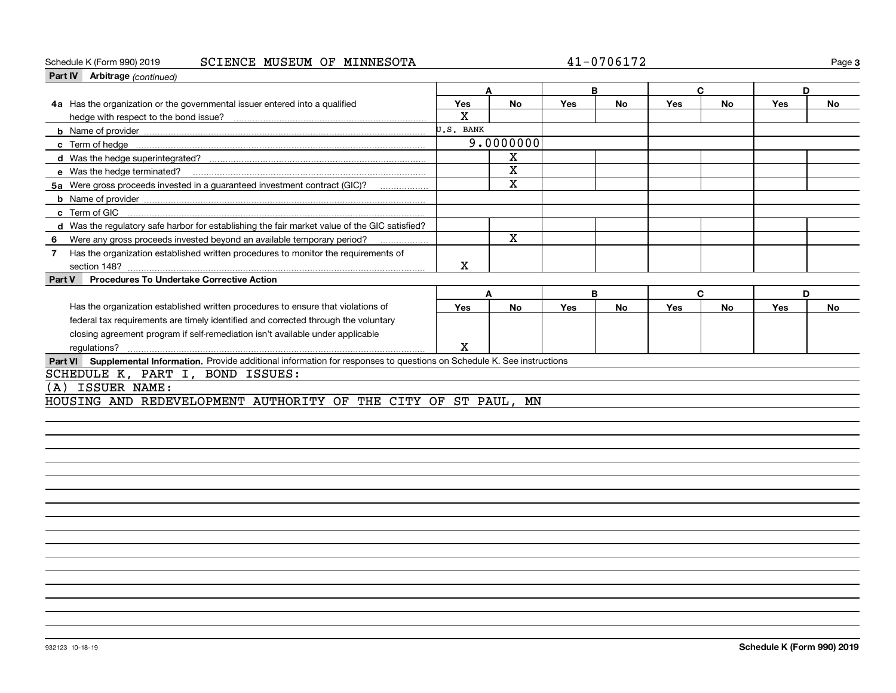Schedule K (Form 990) 2019 SCIENCE MUSEUM OF MINNESOTA 41-0706172

**Part IV Arbitrage** *(continued)*

| | A | | B | | C | | D | |
|---|---|---|---|---|---|---|---|---|
| | Yes | No | Yes | No | Yes | No | Yes | No |
| **4a** Has the organization or the governmental issuer entered into a qualified hedge with respect to the bond issue? | X | | | | | | | |
| **b** Name of provider | U.S. BANK | | | | | | | |
| **c** Term of hedge | 9.0000000 | | | | | | | |
| **d** Was the hedge superintegrated? | | X | | | | | | |
| **e** Was the hedge terminated? | | X | | | | | | |
| **5a** Were gross proceeds invested in a guaranteed investment contract (GIC)? | | X | | | | | | |
| **b** Name of provider | | | | | | | | |
| **c** Term of GIC | | | | | | | | |
| **d** Was the regulatory safe harbor for establishing the fair market value of the GIC satisfied? | | | | | | | | |
| **6** Were any gross proceeds invested beyond an available temporary period? | | X | | | | | | |
| **7** Has the organization established written procedures to monitor the requirements of section 148? | X | | | | | | | |

**Part V Procedures To Undertake Corrective Action**

| | A | | B | | C | | D | |
|---|---|---|---|---|---|---|---|---|
| | Yes | No | Yes | No | Yes | No | Yes | No |
| Has the organization established written procedures to ensure that violations of federal tax requirements are timely identified and corrected through the voluntary closing agreement program if self-remediation isn't available under applicable regulations? | X | | | | | | | |

**Part VI Supplemental Information.** Provide additional information for responses to questions on Schedule K. See instructions

SCHEDULE K, PART I, BOND ISSUES:

(A) ISSUER NAME:

HOUSING AND REDEVELOPMENT AUTHORITY OF THE CITY OF ST PAUL, MN

932123 10-18-19

**Schedule K (Form 990) 2019**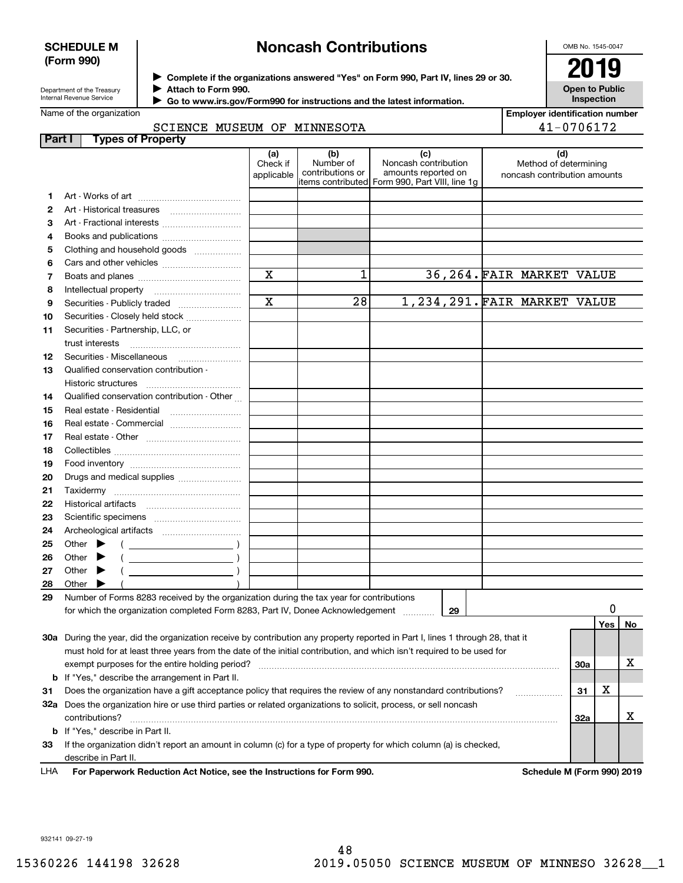**SCHEDULE M (Form 990)**

Department of the Treasury
Internal Revenue Service

# Noncash Contributions

▶ Complete if the organizations answered "Yes" on Form 990, Part IV, lines 29 or 30.
▶ Attach to Form 990.
▶ Go to www.irs.gov/Form990 for instructions and the latest information.

OMB No. 1545-0047

**2019**

**Open to Public Inspection**

Name of the organization: SCIENCE MUSEUM OF MINNESOTA

Employer identification number: 41-0706172

## Part I Types of Property

| | | (a) Check if applicable | (b) Number of contributions or items contributed | (c) Noncash contribution amounts reported on Form 990, Part VIII, line 1g | (d) Method of determining noncash contribution amounts |
|---|---|---|---|---|---|
| 1 | Art - Works of art | | | | |
| 2 | Art - Historical treasures | | | | |
| 3 | Art - Fractional interests | | | | |
| 4 | Books and publications | | | | |
| 5 | Clothing and household goods | | | | |
| 6 | Cars and other vehicles | | | | |
| 7 | Boats and planes | X | 1 | 36,264. | FAIR MARKET VALUE |
| 8 | Intellectual property | | | | |
| 9 | Securities - Publicly traded | X | 28 | 1,234,291. | FAIR MARKET VALUE |
| 10 | Securities - Closely held stock | | | | |
| 11 | Securities - Partnership, LLC, or trust interests | | | | |
| 12 | Securities - Miscellaneous | | | | |
| 13 | Qualified conservation contribution - Historic structures | | | | |
| 14 | Qualified conservation contribution - Other | | | | |
| 15 | Real estate - Residential | | | | |
| 16 | Real estate - Commercial | | | | |
| 17 | Real estate - Other | | | | |
| 18 | Collectibles | | | | |
| 19 | Food inventory | | | | |
| 20 | Drugs and medical supplies | | | | |
| 21 | Taxidermy | | | | |
| 22 | Historical artifacts | | | | |
| 23 | Scientific specimens | | | | |
| 24 | Archeological artifacts | | | | |
| 25 | Other ▶ ( ) | | | | |
| 26 | Other ▶ ( ) | | | | |
| 27 | Other ▶ ( ) | | | | |
| 28 | Other ▶ ( ) | | | | |

29 Number of Forms 8283 received by the organization during the tax year for contributions for which the organization completed Form 8283, Part IV, Donee Acknowledgement ..... **29** 0

| | | | Yes | No |
|---|---|---|---|---|
| 30a | During the year, did the organization receive by contribution any property reported in Part I, lines 1 through 28, that it must hold for at least three years from the date of the initial contribution, and which isn't required to be used for exempt purposes for the entire holding period? | 30a | | X |
| b | If "Yes," describe the arrangement in Part II. | | | |
| 31 | Does the organization have a gift acceptance policy that requires the review of any nonstandard contributions? | 31 | X | |
| 32a | Does the organization hire or use third parties or related organizations to solicit, process, or sell noncash contributions? | 32a | | X |
| b | If "Yes," describe in Part II. | | | |
| 33 | If the organization didn't report an amount in column (c) for a type of property for which column (a) is checked, describe in Part II. | | | |

LHA **For Paperwork Reduction Act Notice, see the Instructions for Form 990.** **Schedule M (Form 990) 2019**

932141 09-27-19

15360226 144198 32628 2019.05050 SCIENCE MUSEUM OF MINNESO 32628__1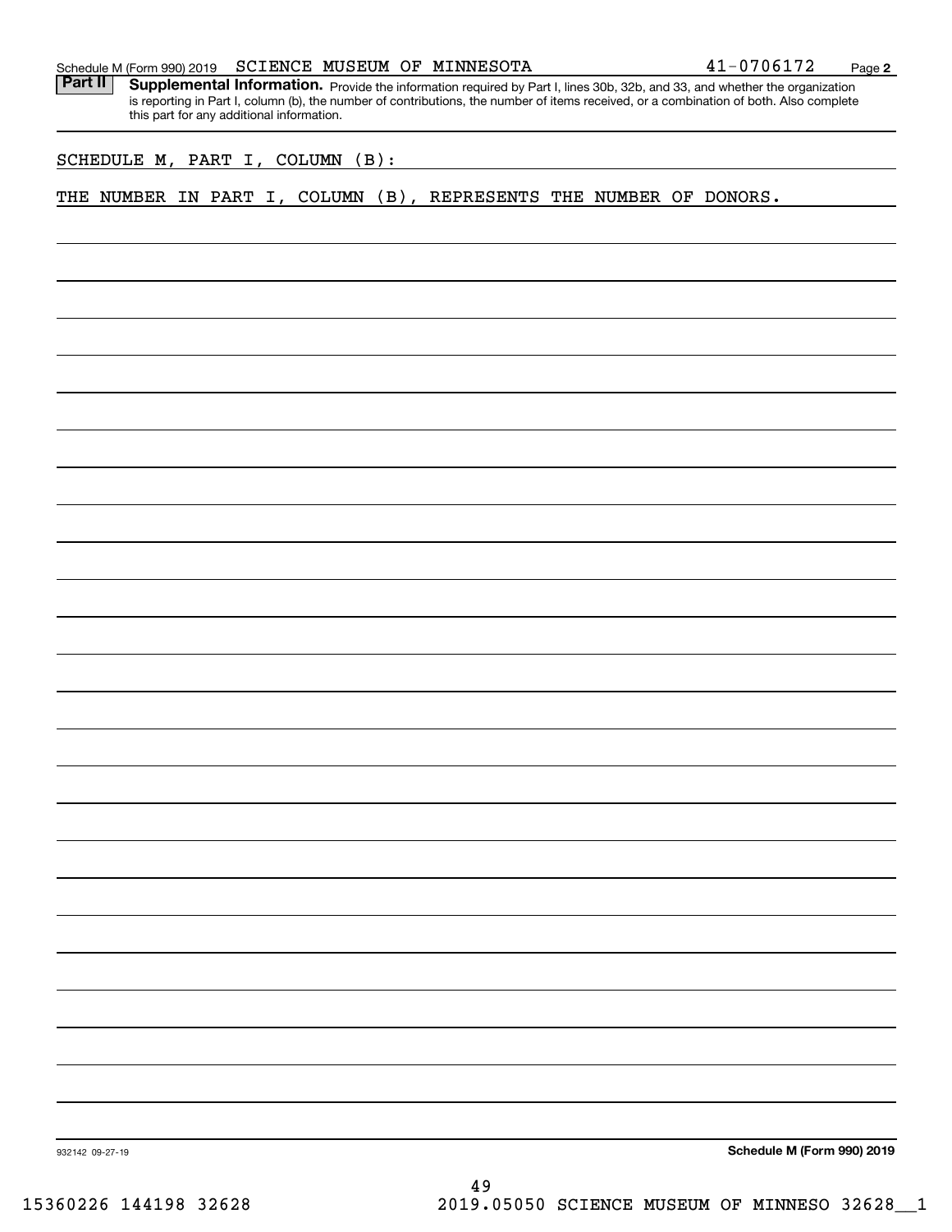Schedule M (Form 990) 2019 SCIENCE MUSEUM OF MINNESOTA 41-0706172 Page 2

**Part II** **Supplemental Information.** Provide the information required by Part I, lines 30b, 32b, and 33, and whether the organization is reporting in Part I, column (b), the number of contributions, the number of items received, or a combination of both. Also complete this part for any additional information.

SCHEDULE M, PART I, COLUMN (B):

THE NUMBER IN PART I, COLUMN (B), REPRESENTS THE NUMBER OF DONORS.

932142 09-27-19

**Schedule M (Form 990) 2019**

15360226 144198 32628 2019.05050 SCIENCE MUSEUM OF MINNESO 32628__1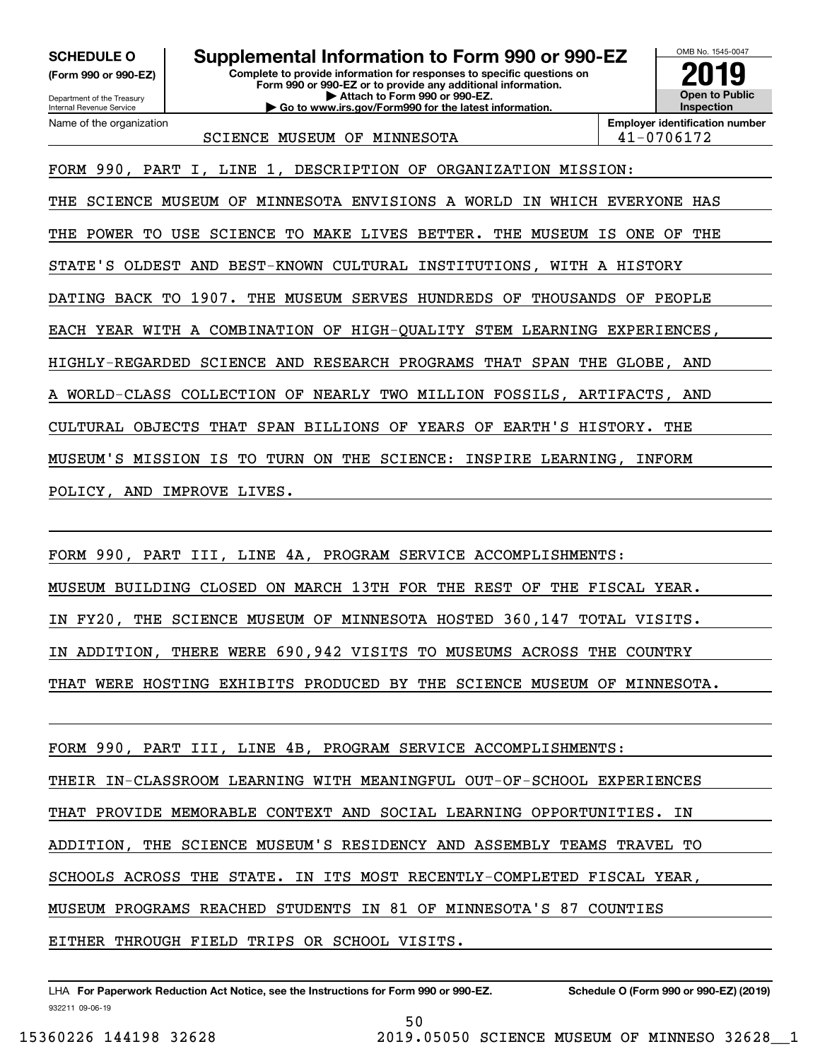**SCHEDULE O** (Form 990 or 990-EZ)

Department of the Treasury
Internal Revenue Service

# Supplemental Information to Form 990 or 990-EZ

**Complete to provide information for responses to specific questions on Form 990 or 990-EZ or to provide any additional information.**
**▶ Attach to Form 990 or 990-EZ.**
**▶ Go to www.irs.gov/Form990 for the latest information.**

OMB No. 1545-0047

**2019**

**Open to Public Inspection**

Name of the organization: SCIENCE MUSEUM OF MINNESOTA

**Employer identification number:** 41-0706172

FORM 990, PART I, LINE 1, DESCRIPTION OF ORGANIZATION MISSION:

THE SCIENCE MUSEUM OF MINNESOTA ENVISIONS A WORLD IN WHICH EVERYONE HAS THE POWER TO USE SCIENCE TO MAKE LIVES BETTER. THE MUSEUM IS ONE OF THE STATE'S OLDEST AND BEST-KNOWN CULTURAL INSTITUTIONS, WITH A HISTORY DATING BACK TO 1907. THE MUSEUM SERVES HUNDREDS OF THOUSANDS OF PEOPLE EACH YEAR WITH A COMBINATION OF HIGH-QUALITY STEM LEARNING EXPERIENCES, HIGHLY-REGARDED SCIENCE AND RESEARCH PROGRAMS THAT SPAN THE GLOBE, AND A WORLD-CLASS COLLECTION OF NEARLY TWO MILLION FOSSILS, ARTIFACTS, AND CULTURAL OBJECTS THAT SPAN BILLIONS OF YEARS OF EARTH'S HISTORY. THE MUSEUM'S MISSION IS TO TURN ON THE SCIENCE: INSPIRE LEARNING, INFORM POLICY, AND IMPROVE LIVES.

FORM 990, PART III, LINE 4A, PROGRAM SERVICE ACCOMPLISHMENTS:

MUSEUM BUILDING CLOSED ON MARCH 13TH FOR THE REST OF THE FISCAL YEAR. IN FY20, THE SCIENCE MUSEUM OF MINNESOTA HOSTED 360,147 TOTAL VISITS. IN ADDITION, THERE WERE 690,942 VISITS TO MUSEUMS ACROSS THE COUNTRY THAT WERE HOSTING EXHIBITS PRODUCED BY THE SCIENCE MUSEUM OF MINNESOTA.

FORM 990, PART III, LINE 4B, PROGRAM SERVICE ACCOMPLISHMENTS:

THEIR IN-CLASSROOM LEARNING WITH MEANINGFUL OUT-OF-SCHOOL EXPERIENCES THAT PROVIDE MEMORABLE CONTEXT AND SOCIAL LEARNING OPPORTUNITIES. IN ADDITION, THE SCIENCE MUSEUM'S RESIDENCY AND ASSEMBLY TEAMS TRAVEL TO SCHOOLS ACROSS THE STATE. IN ITS MOST RECENTLY-COMPLETED FISCAL YEAR, MUSEUM PROGRAMS REACHED STUDENTS IN 81 OF MINNESOTA'S 87 COUNTIES EITHER THROUGH FIELD TRIPS OR SCHOOL VISITS.

LHA **For Paperwork Reduction Act Notice, see the Instructions for Form 990 or 990-EZ.** **Schedule O (Form 990 or 990-EZ) (2019)**

932211 09-06-19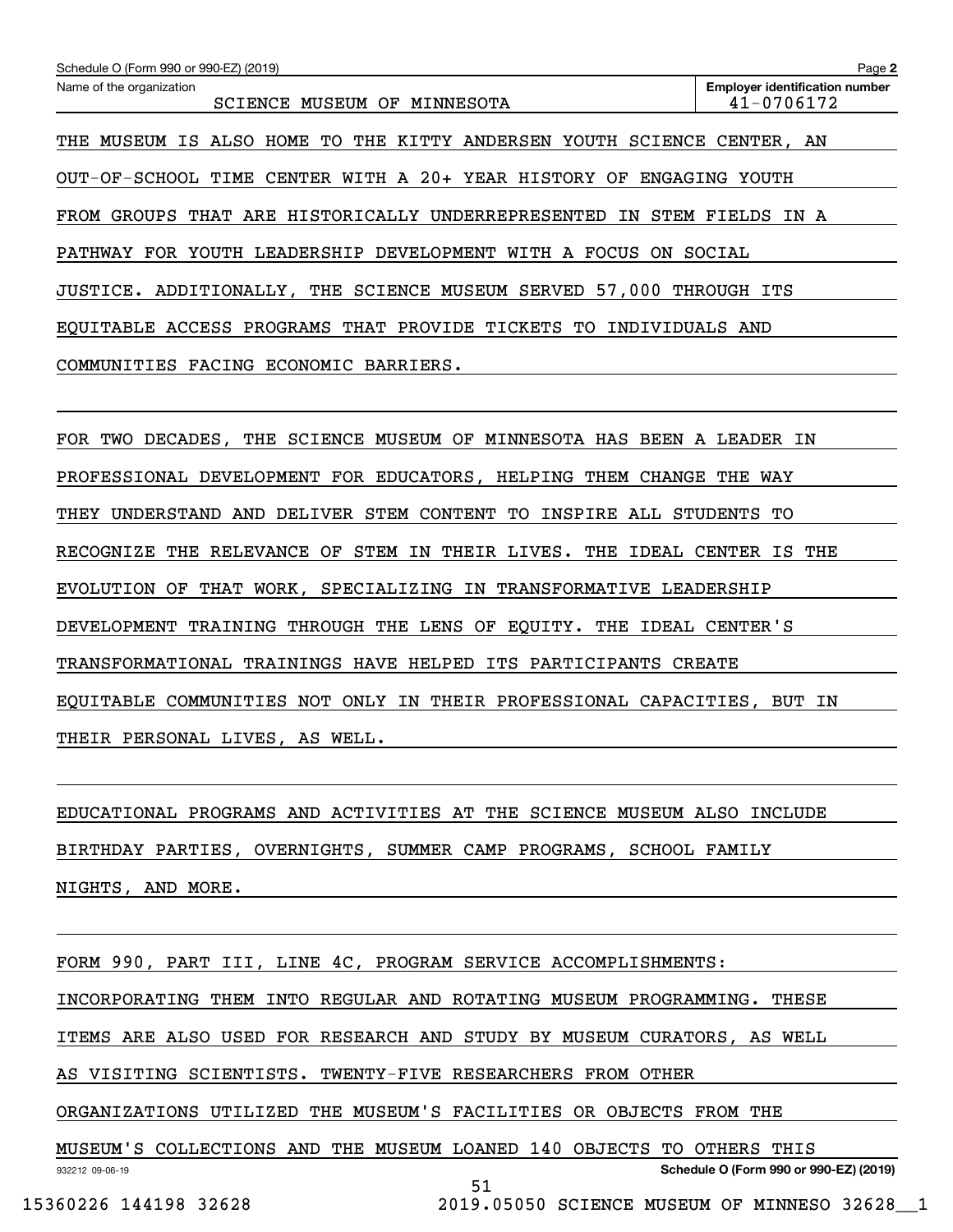Schedule O (Form 990 or 990-EZ) (2019)

Name of the organization: SCIENCE MUSEUM OF MINNESOTA

Employer identification number: 41-0706172

THE MUSEUM IS ALSO HOME TO THE KITTY ANDERSEN YOUTH SCIENCE CENTER, AN OUT-OF-SCHOOL TIME CENTER WITH A 20+ YEAR HISTORY OF ENGAGING YOUTH FROM GROUPS THAT ARE HISTORICALLY UNDERREPRESENTED IN STEM FIELDS IN A PATHWAY FOR YOUTH LEADERSHIP DEVELOPMENT WITH A FOCUS ON SOCIAL JUSTICE. ADDITIONALLY, THE SCIENCE MUSEUM SERVED 57,000 THROUGH ITS EQUITABLE ACCESS PROGRAMS THAT PROVIDE TICKETS TO INDIVIDUALS AND COMMUNITIES FACING ECONOMIC BARRIERS.

FOR TWO DECADES, THE SCIENCE MUSEUM OF MINNESOTA HAS BEEN A LEADER IN PROFESSIONAL DEVELOPMENT FOR EDUCATORS, HELPING THEM CHANGE THE WAY THEY UNDERSTAND AND DELIVER STEM CONTENT TO INSPIRE ALL STUDENTS TO RECOGNIZE THE RELEVANCE OF STEM IN THEIR LIVES. THE IDEAL CENTER IS THE EVOLUTION OF THAT WORK, SPECIALIZING IN TRANSFORMATIVE LEADERSHIP DEVELOPMENT TRAINING THROUGH THE LENS OF EQUITY. THE IDEAL CENTER'S TRANSFORMATIONAL TRAININGS HAVE HELPED ITS PARTICIPANTS CREATE EQUITABLE COMMUNITIES NOT ONLY IN THEIR PROFESSIONAL CAPACITIES, BUT IN THEIR PERSONAL LIVES, AS WELL.

EDUCATIONAL PROGRAMS AND ACTIVITIES AT THE SCIENCE MUSEUM ALSO INCLUDE BIRTHDAY PARTIES, OVERNIGHTS, SUMMER CAMP PROGRAMS, SCHOOL FAMILY NIGHTS, AND MORE.

FORM 990, PART III, LINE 4C, PROGRAM SERVICE ACCOMPLISHMENTS:

INCORPORATING THEM INTO REGULAR AND ROTATING MUSEUM PROGRAMMING. THESE ITEMS ARE ALSO USED FOR RESEARCH AND STUDY BY MUSEUM CURATORS, AS WELL AS VISITING SCIENTISTS. TWENTY-FIVE RESEARCHERS FROM OTHER ORGANIZATIONS UTILIZED THE MUSEUM'S FACILITIES OR OBJECTS FROM THE MUSEUM'S COLLECTIONS AND THE MUSEUM LOANED 140 OBJECTS TO OTHERS THIS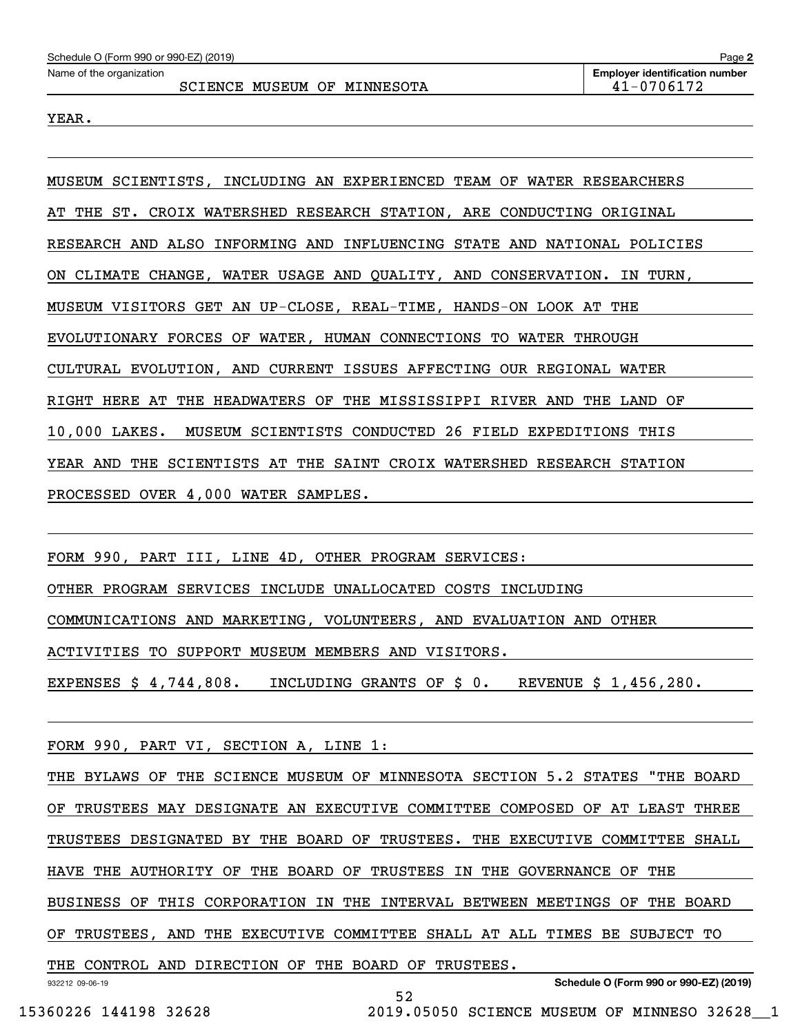YEAR.

MUSEUM SCIENTISTS, INCLUDING AN EXPERIENCED TEAM OF WATER RESEARCHERS AT THE ST. CROIX WATERSHED RESEARCH STATION, ARE CONDUCTING ORIGINAL RESEARCH AND ALSO INFORMING AND INFLUENCING STATE AND NATIONAL POLICIES ON CLIMATE CHANGE, WATER USAGE AND QUALITY, AND CONSERVATION. IN TURN, MUSEUM VISITORS GET AN UP-CLOSE, REAL-TIME, HANDS-ON LOOK AT THE EVOLUTIONARY FORCES OF WATER, HUMAN CONNECTIONS TO WATER THROUGH CULTURAL EVOLUTION, AND CURRENT ISSUES AFFECTING OUR REGIONAL WATER RIGHT HERE AT THE HEADWATERS OF THE MISSISSIPPI RIVER AND THE LAND OF 10,000 LAKES. MUSEUM SCIENTISTS CONDUCTED 26 FIELD EXPEDITIONS THIS YEAR AND THE SCIENTISTS AT THE SAINT CROIX WATERSHED RESEARCH STATION PROCESSED OVER 4,000 WATER SAMPLES.

FORM 990, PART III, LINE 4D, OTHER PROGRAM SERVICES:

OTHER PROGRAM SERVICES INCLUDE UNALLOCATED COSTS INCLUDING COMMUNICATIONS AND MARKETING, VOLUNTEERS, AND EVALUATION AND OTHER ACTIVITIES TO SUPPORT MUSEUM MEMBERS AND VISITORS.

EXPENSES $ 4,744,808. INCLUDING GRANTS OF $ 0. REVENUE $ 1,456,280.

FORM 990, PART VI, SECTION A, LINE 1:

THE BYLAWS OF THE SCIENCE MUSEUM OF MINNESOTA SECTION 5.2 STATES "THE BOARD OF TRUSTEES MAY DESIGNATE AN EXECUTIVE COMMITTEE COMPOSED OF AT LEAST THREE TRUSTEES DESIGNATED BY THE BOARD OF TRUSTEES. THE EXECUTIVE COMMITTEE SHALL HAVE THE AUTHORITY OF THE BOARD OF TRUSTEES IN THE GOVERNANCE OF THE BUSINESS OF THIS CORPORATION IN THE INTERVAL BETWEEN MEETINGS OF THE BOARD OF TRUSTEES, AND THE EXECUTIVE COMMITTEE SHALL AT ALL TIMES BE SUBJECT TO THE CONTROL AND DIRECTION OF THE BOARD OF TRUSTEES.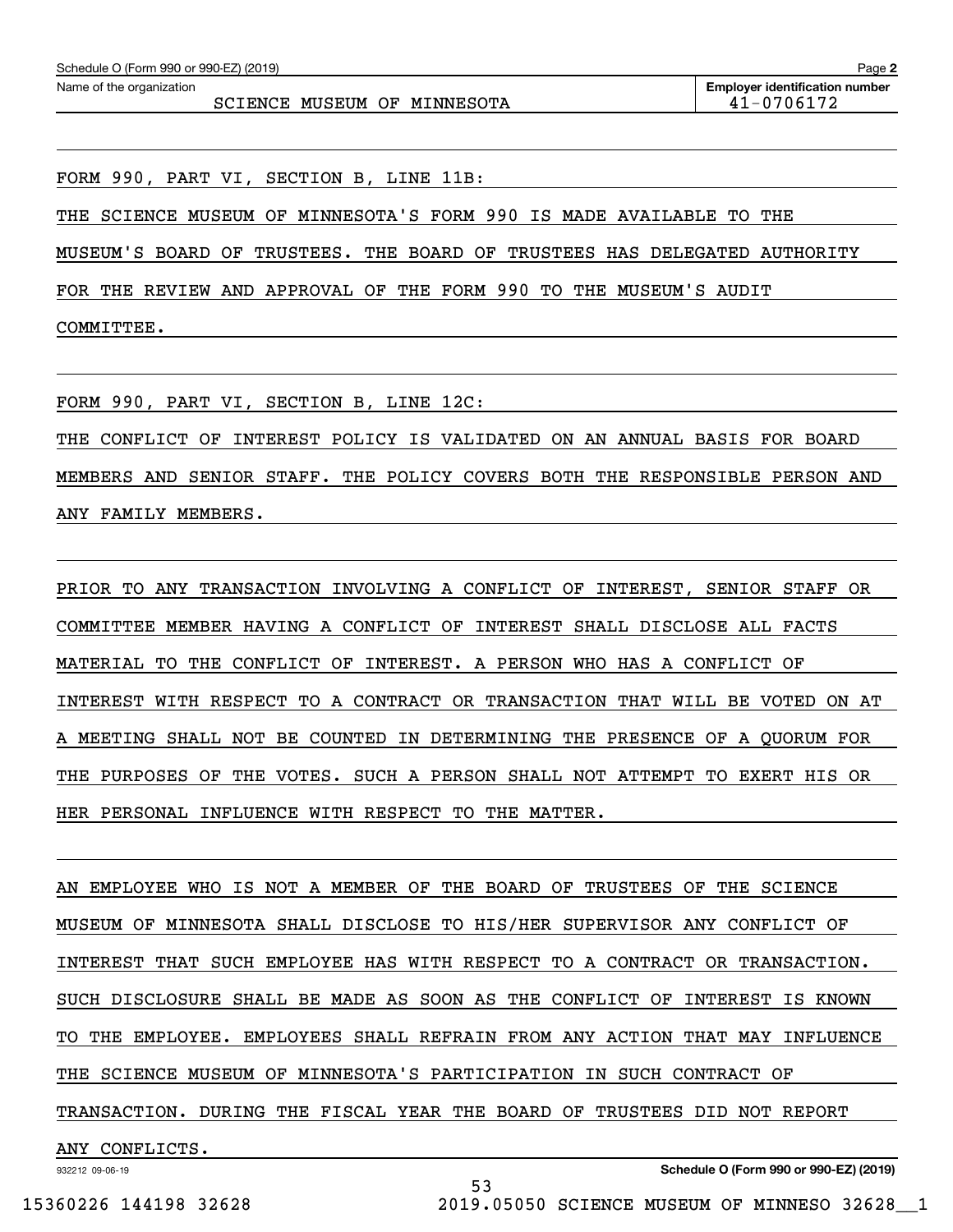Schedule O (Form 990 or 990-EZ) (2019) Page **2**

Name of the organization: SCIENCE MUSEUM OF MINNESOTA

**Employer identification number** 41-0706172

FORM 990, PART VI, SECTION B, LINE 11B:

THE SCIENCE MUSEUM OF MINNESOTA'S FORM 990 IS MADE AVAILABLE TO THE MUSEUM'S BOARD OF TRUSTEES. THE BOARD OF TRUSTEES HAS DELEGATED AUTHORITY FOR THE REVIEW AND APPROVAL OF THE FORM 990 TO THE MUSEUM'S AUDIT COMMITTEE.

FORM 990, PART VI, SECTION B, LINE 12C:

THE CONFLICT OF INTEREST POLICY IS VALIDATED ON AN ANNUAL BASIS FOR BOARD MEMBERS AND SENIOR STAFF. THE POLICY COVERS BOTH THE RESPONSIBLE PERSON AND ANY FAMILY MEMBERS.

PRIOR TO ANY TRANSACTION INVOLVING A CONFLICT OF INTEREST, SENIOR STAFF OR COMMITTEE MEMBER HAVING A CONFLICT OF INTEREST SHALL DISCLOSE ALL FACTS MATERIAL TO THE CONFLICT OF INTEREST. A PERSON WHO HAS A CONFLICT OF INTEREST WITH RESPECT TO A CONTRACT OR TRANSACTION THAT WILL BE VOTED ON AT A MEETING SHALL NOT BE COUNTED IN DETERMINING THE PRESENCE OF A QUORUM FOR THE PURPOSES OF THE VOTES. SUCH A PERSON SHALL NOT ATTEMPT TO EXERT HIS OR HER PERSONAL INFLUENCE WITH RESPECT TO THE MATTER.

AN EMPLOYEE WHO IS NOT A MEMBER OF THE BOARD OF TRUSTEES OF THE SCIENCE MUSEUM OF MINNESOTA SHALL DISCLOSE TO HIS/HER SUPERVISOR ANY CONFLICT OF INTEREST THAT SUCH EMPLOYEE HAS WITH RESPECT TO A CONTRACT OR TRANSACTION. SUCH DISCLOSURE SHALL BE MADE AS SOON AS THE CONFLICT OF INTEREST IS KNOWN TO THE EMPLOYEE. EMPLOYEES SHALL REFRAIN FROM ANY ACTION THAT MAY INFLUENCE THE SCIENCE MUSEUM OF MINNESOTA'S PARTICIPATION IN SUCH CONTRACT OF TRANSACTION. DURING THE FISCAL YEAR THE BOARD OF TRUSTEES DID NOT REPORT ANY CONFLICTS.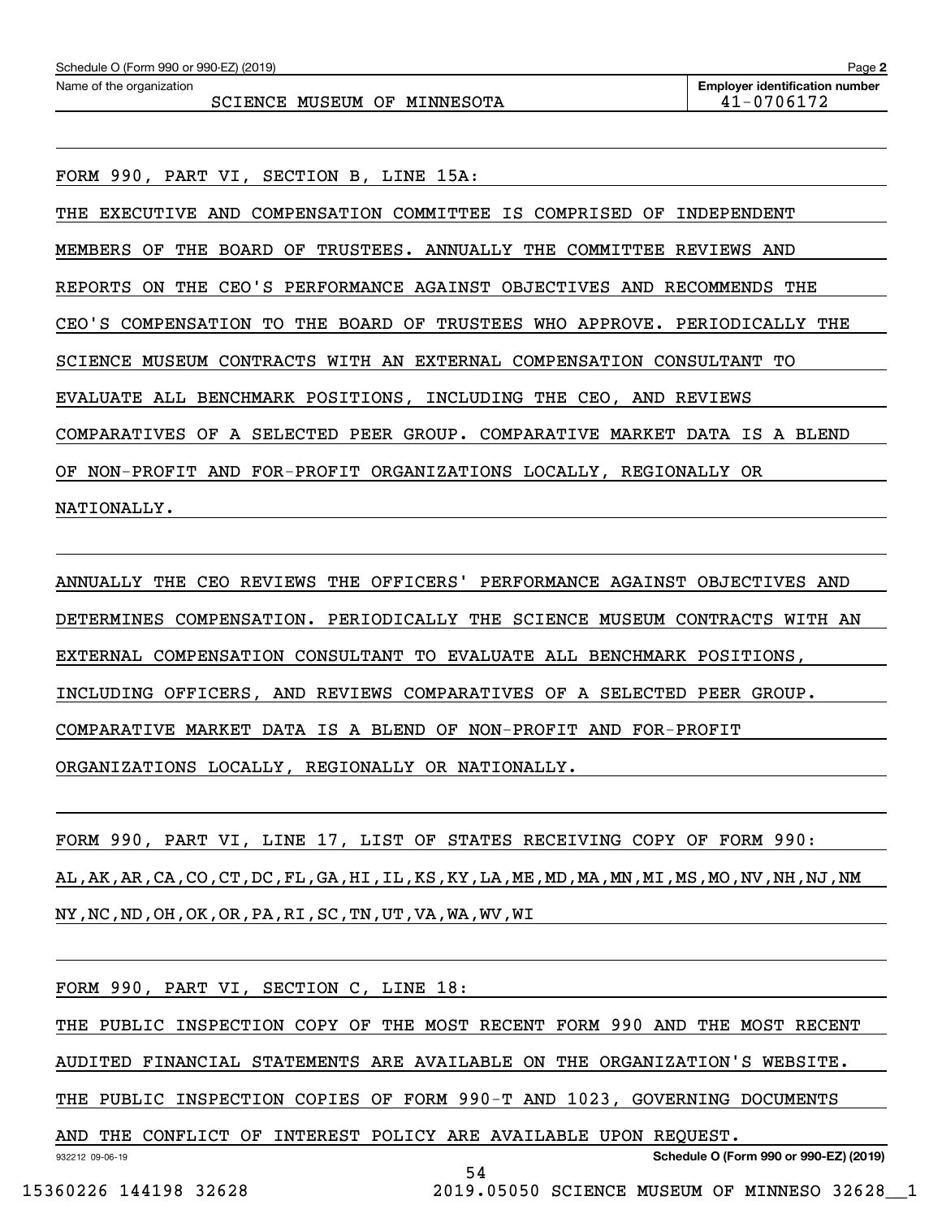Schedule O (Form 990 or 990-EZ) (2019) Page **2**

Name of the organization: SCIENCE MUSEUM OF MINNESOTA

**Employer identification number** 41-0706172

FORM 990, PART VI, SECTION B, LINE 15A:

THE EXECUTIVE AND COMPENSATION COMMITTEE IS COMPRISED OF INDEPENDENT MEMBERS OF THE BOARD OF TRUSTEES. ANNUALLY THE COMMITTEE REVIEWS AND REPORTS ON THE CEO'S PERFORMANCE AGAINST OBJECTIVES AND RECOMMENDS THE CEO'S COMPENSATION TO THE BOARD OF TRUSTEES WHO APPROVE. PERIODICALLY THE SCIENCE MUSEUM CONTRACTS WITH AN EXTERNAL COMPENSATION CONSULTANT TO EVALUATE ALL BENCHMARK POSITIONS, INCLUDING THE CEO, AND REVIEWS COMPARATIVES OF A SELECTED PEER GROUP. COMPARATIVE MARKET DATA IS A BLEND OF NON-PROFIT AND FOR-PROFIT ORGANIZATIONS LOCALLY, REGIONALLY OR NATIONALLY.

ANNUALLY THE CEO REVIEWS THE OFFICERS' PERFORMANCE AGAINST OBJECTIVES AND DETERMINES COMPENSATION. PERIODICALLY THE SCIENCE MUSEUM CONTRACTS WITH AN EXTERNAL COMPENSATION CONSULTANT TO EVALUATE ALL BENCHMARK POSITIONS, INCLUDING OFFICERS, AND REVIEWS COMPARATIVES OF A SELECTED PEER GROUP. COMPARATIVE MARKET DATA IS A BLEND OF NON-PROFIT AND FOR-PROFIT ORGANIZATIONS LOCALLY, REGIONALLY OR NATIONALLY.

FORM 990, PART VI, LINE 17, LIST OF STATES RECEIVING COPY OF FORM 990:

AL,AK,AR,CA,CO,CT,DC,FL,GA,HI,IL,KS,KY,LA,ME,MD,MA,MN,MI,MS,MO,NV,NH,NJ,NM NY,NC,ND,OH,OK,OR,PA,RI,SC,TN,UT,VA,WA,WV,WI

FORM 990, PART VI, SECTION C, LINE 18:

THE PUBLIC INSPECTION COPY OF THE MOST RECENT FORM 990 AND THE MOST RECENT AUDITED FINANCIAL STATEMENTS ARE AVAILABLE ON THE ORGANIZATION'S WEBSITE. THE PUBLIC INSPECTION COPIES OF FORM 990-T AND 1023, GOVERNING DOCUMENTS AND THE CONFLICT OF INTEREST POLICY ARE AVAILABLE UPON REQUEST.

932212 09-06-19 **Schedule O (Form 990 or 990-EZ) (2019)**

15360226 144198 32628 2019.05050 SCIENCE MUSEUM OF MINNESO 32628__1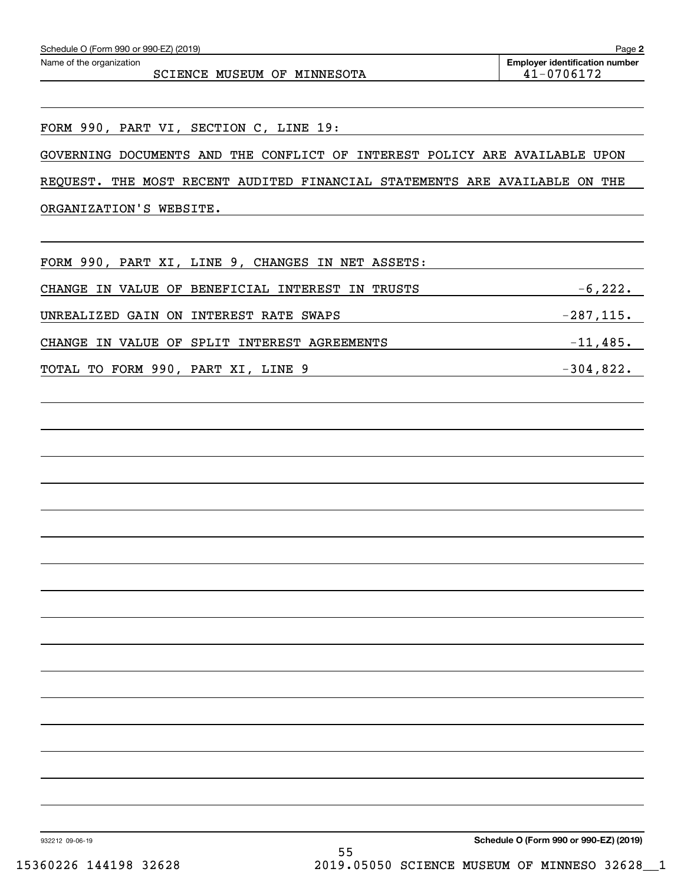Schedule O (Form 990 or 990-EZ) (2019)

Name of the organization: SCIENCE MUSEUM OF MINNESOTA

Employer identification number: 41-0706172

FORM 990, PART VI, SECTION C, LINE 19:

GOVERNING DOCUMENTS AND THE CONFLICT OF INTEREST POLICY ARE AVAILABLE UPON REQUEST. THE MOST RECENT AUDITED FINANCIAL STATEMENTS ARE AVAILABLE ON THE ORGANIZATION'S WEBSITE.

FORM 990, PART XI, LINE 9, CHANGES IN NET ASSETS:

| | |
|---|---|
| CHANGE IN VALUE OF BENEFICIAL INTEREST IN TRUSTS | -6,222. |
| UNREALIZED GAIN ON INTEREST RATE SWAPS | -287,115. |
| CHANGE IN VALUE OF SPLIT INTEREST AGREEMENTS | -11,485. |
| TOTAL TO FORM 990, PART XI, LINE 9 | -304,822. |

932212 09-06-19

Schedule O (Form 990 or 990-EZ) (2019)

15360226 144198 32628 2019.05050 SCIENCE MUSEUM OF MINNESO 32628__1